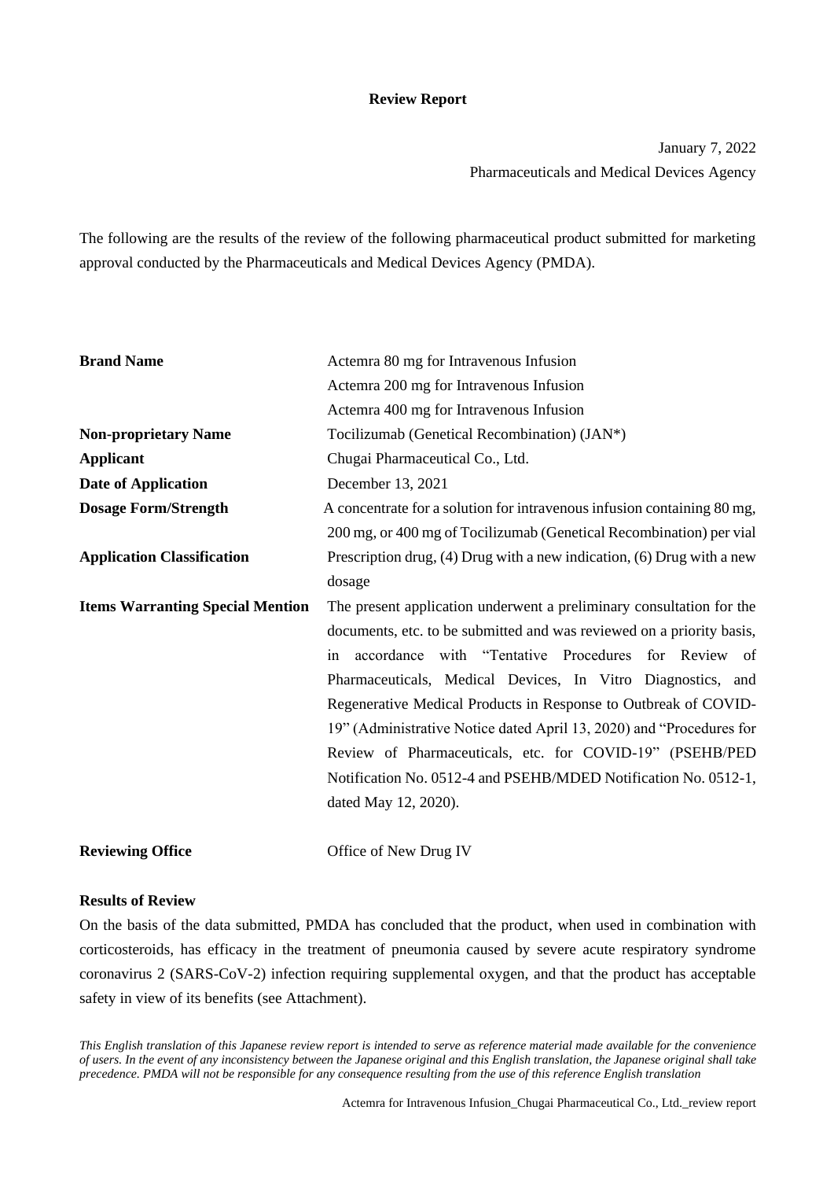# Review Report

January 7, 2022
Pharmaceuticals and Medical Devices Agency

The following are the results of the review of the following pharmaceutical product submitted for marketing approval conducted by the Pharmaceuticals and Medical Devices Agency (PMDA).

| | |
|---|---|
| **Brand Name** | Actemra 80 mg for Intravenous Infusion<br>Actemra 200 mg for Intravenous Infusion<br>Actemra 400 mg for Intravenous Infusion |
| **Non-proprietary Name** | Tocilizumab (Genetical Recombination) (JAN*) |
| **Applicant** | Chugai Pharmaceutical Co., Ltd. |
| **Date of Application** | December 13, 2021 |
| **Dosage Form/Strength** | A concentrate for a solution for intravenous infusion containing 80 mg, 200 mg, or 400 mg of Tocilizumab (Genetical Recombination) per vial |
| **Application Classification** | Prescription drug, (4) Drug with a new indication, (6) Drug with a new dosage |
| **Items Warranting Special Mention** | The present application underwent a preliminary consultation for the documents, etc. to be submitted and was reviewed on a priority basis, in accordance with "Tentative Procedures for Review of Pharmaceuticals, Medical Devices, In Vitro Diagnostics, and Regenerative Medical Products in Response to Outbreak of COVID-19" (Administrative Notice dated April 13, 2020) and "Procedures for Review of Pharmaceuticals, etc. for COVID-19" (PSEHB/PED Notification No. 0512-4 and PSEHB/MDED Notification No. 0512-1, dated May 12, 2020). |
| **Reviewing Office** | Office of New Drug IV |

**Results of Review**

On the basis of the data submitted, PMDA has concluded that the product, when used in combination with corticosteroids, has efficacy in the treatment of pneumonia caused by severe acute respiratory syndrome coronavirus 2 (SARS-CoV-2) infection requiring supplemental oxygen, and that the product has acceptable safety in view of its benefits (see Attachment).

*This English translation of this Japanese review report is intended to serve as reference material made available for the convenience of users. In the event of any inconsistency between the Japanese original and this English translation, the Japanese original shall take precedence. PMDA will not be responsible for any consequence resulting from the use of this reference English translation*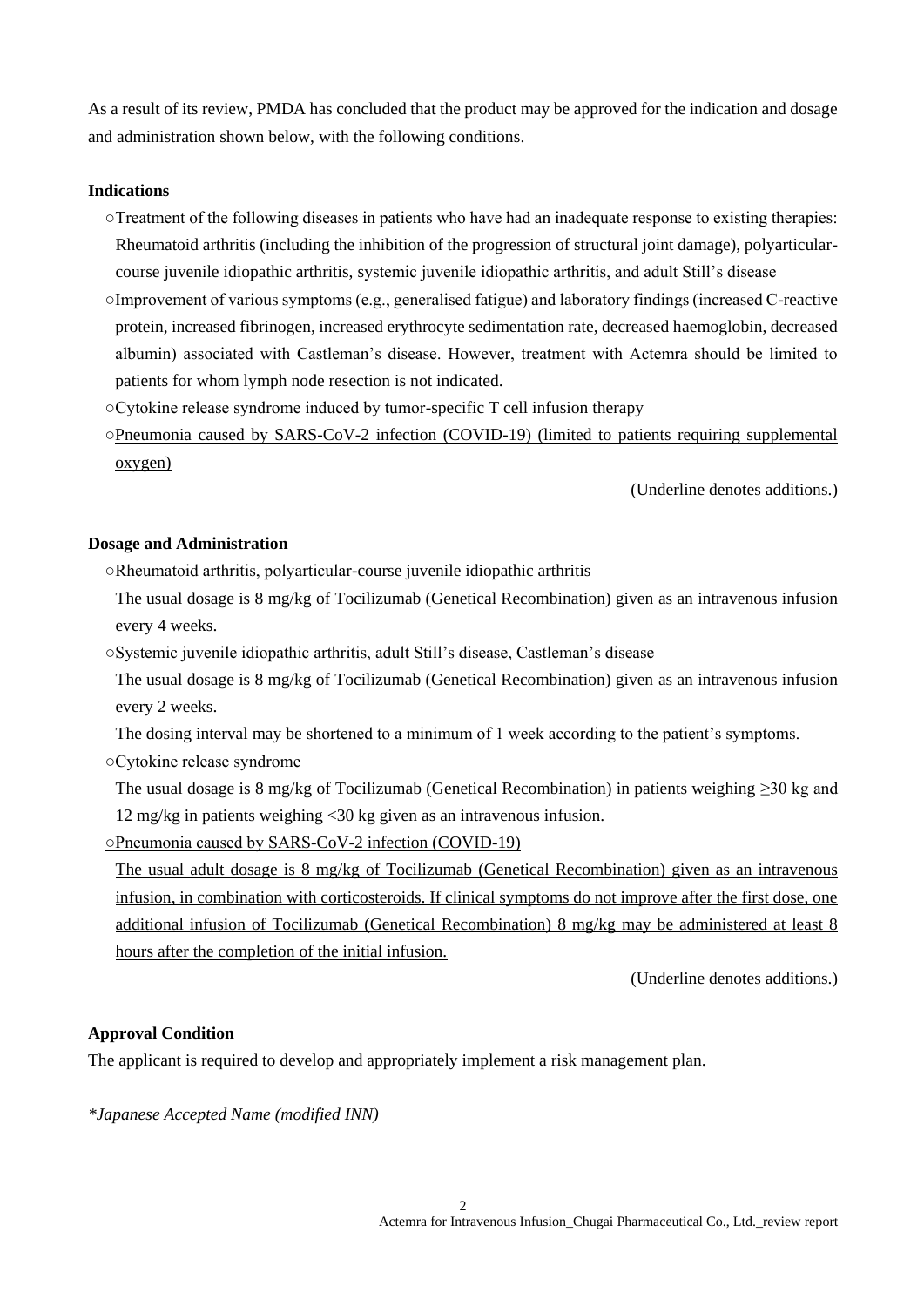As a result of its review, PMDA has concluded that the product may be approved for the indication and dosage and administration shown below, with the following conditions.

**Indications**

○Treatment of the following diseases in patients who have had an inadequate response to existing therapies: Rheumatoid arthritis (including the inhibition of the progression of structural joint damage), polyarticular-course juvenile idiopathic arthritis, systemic juvenile idiopathic arthritis, and adult Still's disease

○Improvement of various symptoms (e.g., generalised fatigue) and laboratory findings (increased C-reactive protein, increased fibrinogen, increased erythrocyte sedimentation rate, decreased haemoglobin, decreased albumin) associated with Castleman's disease. However, treatment with Actemra should be limited to patients for whom lymph node resection is not indicated.

○Cytokine release syndrome induced by tumor-specific T cell infusion therapy

○<u>Pneumonia caused by SARS-CoV-2 infection (COVID-19) (limited to patients requiring supplemental oxygen)</u>

(Underline denotes additions.)

**Dosage and Administration**

○Rheumatoid arthritis, polyarticular-course juvenile idiopathic arthritis

The usual dosage is 8 mg/kg of Tocilizumab (Genetical Recombination) given as an intravenous infusion every 4 weeks.

○Systemic juvenile idiopathic arthritis, adult Still's disease, Castleman's disease

The usual dosage is 8 mg/kg of Tocilizumab (Genetical Recombination) given as an intravenous infusion every 2 weeks.

The dosing interval may be shortened to a minimum of 1 week according to the patient's symptoms.

○Cytokine release syndrome

The usual dosage is 8 mg/kg of Tocilizumab (Genetical Recombination) in patients weighing ≥30 kg and 12 mg/kg in patients weighing <30 kg given as an intravenous infusion.

○<u>Pneumonia caused by SARS-CoV-2 infection (COVID-19)</u>

<u>The usual adult dosage is 8 mg/kg of Tocilizumab (Genetical Recombination) given as an intravenous infusion, in combination with corticosteroids. If clinical symptoms do not improve after the first dose, one additional infusion of Tocilizumab (Genetical Recombination) 8 mg/kg may be administered at least 8 hours after the completion of the initial infusion.</u>

(Underline denotes additions.)

**Approval Condition**

The applicant is required to develop and appropriately implement a risk management plan.

*\*Japanese Accepted Name (modified INN)*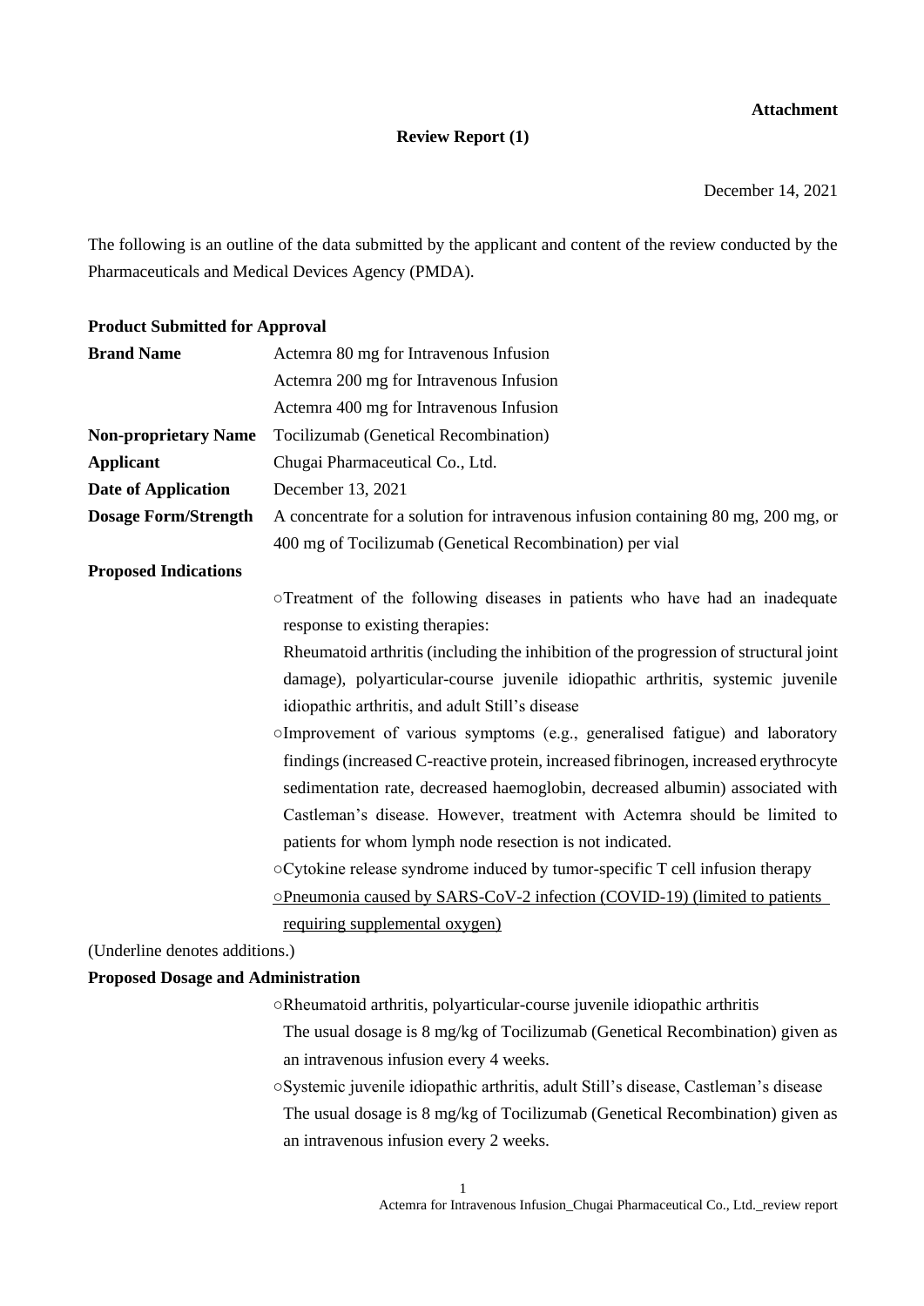**Attachment**

**Review Report (1)**

December 14, 2021

The following is an outline of the data submitted by the applicant and content of the review conducted by the Pharmaceuticals and Medical Devices Agency (PMDA).

**Product Submitted for Approval**

| | |
|---|---|
| **Brand Name** | Actemra 80 mg for Intravenous Infusion<br>Actemra 200 mg for Intravenous Infusion<br>Actemra 400 mg for Intravenous Infusion |
| **Non-proprietary Name** | Tocilizumab (Genetical Recombination) |
| **Applicant** | Chugai Pharmaceutical Co., Ltd. |
| **Date of Application** | December 13, 2021 |
| **Dosage Form/Strength** | A concentrate for a solution for intravenous infusion containing 80 mg, 200 mg, or 400 mg of Tocilizumab (Genetical Recombination) per vial |

**Proposed Indications**

○Treatment of the following diseases in patients who have had an inadequate response to existing therapies:
Rheumatoid arthritis (including the inhibition of the progression of structural joint damage), polyarticular-course juvenile idiopathic arthritis, systemic juvenile idiopathic arthritis, and adult Still's disease

○Improvement of various symptoms (e.g., generalised fatigue) and laboratory findings (increased C-reactive protein, increased fibrinogen, increased erythrocyte sedimentation rate, decreased haemoglobin, decreased albumin) associated with Castleman's disease. However, treatment with Actemra should be limited to patients for whom lymph node resection is not indicated.

○Cytokine release syndrome induced by tumor-specific T cell infusion therapy

<u>○Pneumonia caused by SARS-CoV-2 infection (COVID-19) (limited to patients requiring supplemental oxygen)</u>

(Underline denotes additions.)

**Proposed Dosage and Administration**

○Rheumatoid arthritis, polyarticular-course juvenile idiopathic arthritis
The usual dosage is 8 mg/kg of Tocilizumab (Genetical Recombination) given as an intravenous infusion every 4 weeks.

○Systemic juvenile idiopathic arthritis, adult Still's disease, Castleman's disease
The usual dosage is 8 mg/kg of Tocilizumab (Genetical Recombination) given as an intravenous infusion every 2 weeks.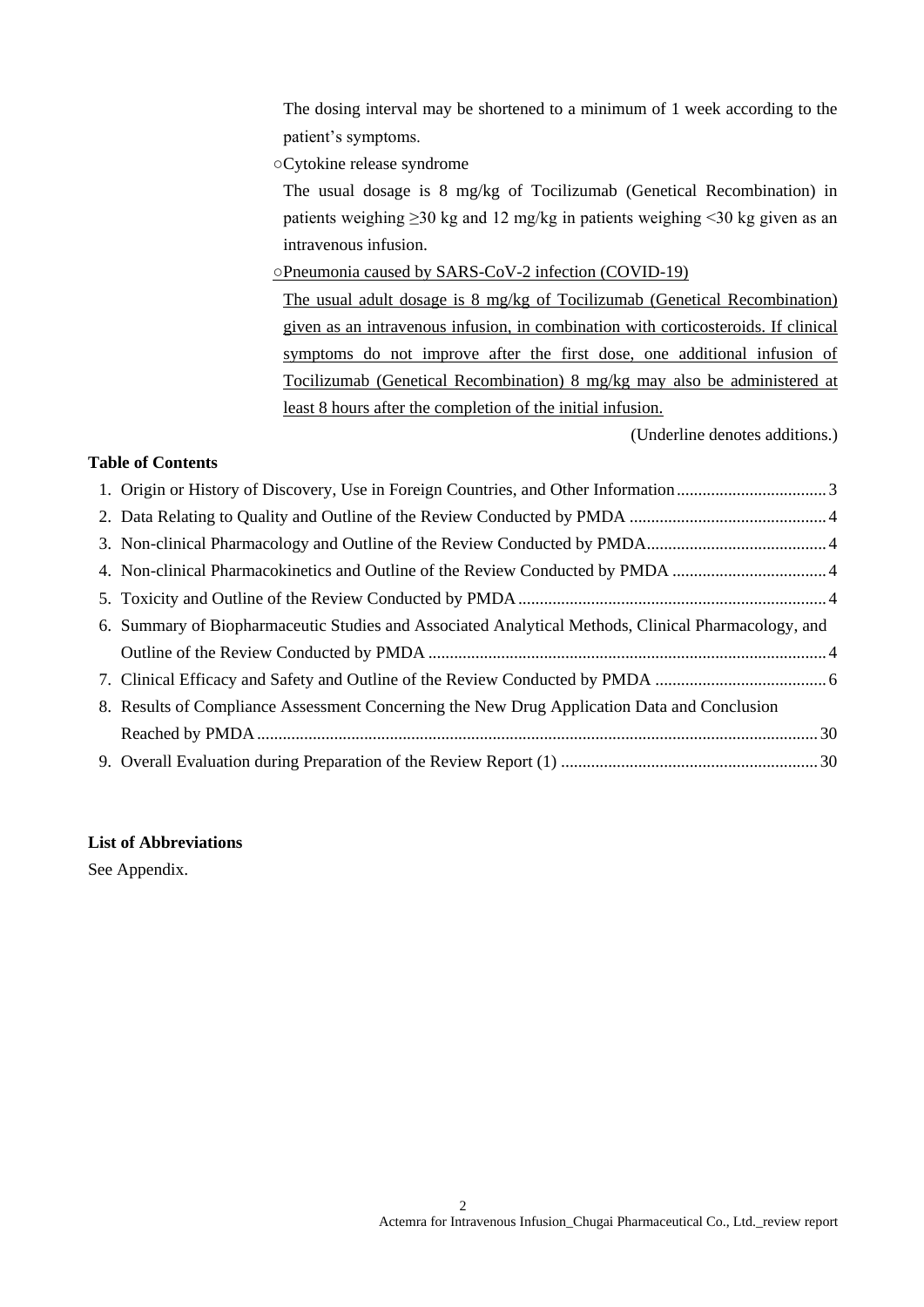The dosing interval may be shortened to a minimum of 1 week according to the patient's symptoms.

○Cytokine release syndrome

The usual dosage is 8 mg/kg of Tocilizumab (Genetical Recombination) in patients weighing ≥30 kg and 12 mg/kg in patients weighing <30 kg given as an intravenous infusion.

<u>○Pneumonia caused by SARS-CoV-2 infection (COVID-19)</u>

<u>The usual adult dosage is 8 mg/kg of Tocilizumab (Genetical Recombination) given as an intravenous infusion, in combination with corticosteroids. If clinical symptoms do not improve after the first dose, one additional infusion of Tocilizumab (Genetical Recombination) 8 mg/kg may also be administered at least 8 hours after the completion of the initial infusion.</u>

(Underline denotes additions.)

**Table of Contents**

1. Origin or History of Discovery, Use in Foreign Countries, and Other Information .......... 3
2. Data Relating to Quality and Outline of the Review Conducted by PMDA .......... 4
3. Non-clinical Pharmacology and Outline of the Review Conducted by PMDA .......... 4
4. Non-clinical Pharmacokinetics and Outline of the Review Conducted by PMDA .......... 4
5. Toxicity and Outline of the Review Conducted by PMDA .......... 4
6. Summary of Biopharmaceutic Studies and Associated Analytical Methods, Clinical Pharmacology, and Outline of the Review Conducted by PMDA .......... 4
7. Clinical Efficacy and Safety and Outline of the Review Conducted by PMDA .......... 6
8. Results of Compliance Assessment Concerning the New Drug Application Data and Conclusion Reached by PMDA .......... 30
9. Overall Evaluation during Preparation of the Review Report (1) .......... 30

**List of Abbreviations**

See Appendix.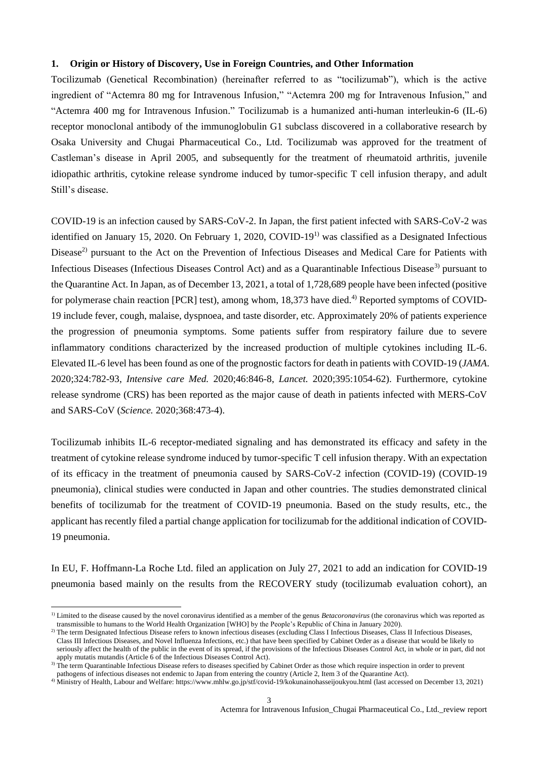### 1. Origin or History of Discovery, Use in Foreign Countries, and Other Information

Tocilizumab (Genetical Recombination) (hereinafter referred to as "tocilizumab"), which is the active ingredient of "Actemra 80 mg for Intravenous Infusion," "Actemra 200 mg for Intravenous Infusion," and "Actemra 400 mg for Intravenous Infusion." Tocilizumab is a humanized anti-human interleukin-6 (IL-6) receptor monoclonal antibody of the immunoglobulin G1 subclass discovered in a collaborative research by Osaka University and Chugai Pharmaceutical Co., Ltd. Tocilizumab was approved for the treatment of Castleman's disease in April 2005, and subsequently for the treatment of rheumatoid arthritis, juvenile idiopathic arthritis, cytokine release syndrome induced by tumor-specific T cell infusion therapy, and adult Still's disease.

COVID-19 is an infection caused by SARS-CoV-2. In Japan, the first patient infected with SARS-CoV-2 was identified on January 15, 2020. On February 1, 2020, COVID-19[1] was classified as a Designated Infectious Disease[2] pursuant to the Act on the Prevention of Infectious Diseases and Medical Care for Patients with Infectious Diseases (Infectious Diseases Control Act) and as a Quarantinable Infectious Disease[3] pursuant to the Quarantine Act. In Japan, as of December 13, 2021, a total of 1,728,689 people have been infected (positive for polymerase chain reaction [PCR] test), among whom, 18,373 have died.[4] Reported symptoms of COVID-19 include fever, cough, malaise, dyspnoea, and taste disorder, etc. Approximately 20% of patients experience the progression of pneumonia symptoms. Some patients suffer from respiratory failure due to severe inflammatory conditions characterized by the increased production of multiple cytokines including IL-6. Elevated IL-6 level has been found as one of the prognostic factors for death in patients with COVID-19 (*JAMA*. 2020;324:782-93, *Intensive care Med.* 2020;46:846-8, *Lancet.* 2020;395:1054-62). Furthermore, cytokine release syndrome (CRS) has been reported as the major cause of death in patients infected with MERS-CoV and SARS-CoV (*Science.* 2020;368:473-4).

Tocilizumab inhibits IL-6 receptor-mediated signaling and has demonstrated its efficacy and safety in the treatment of cytokine release syndrome induced by tumor-specific T cell infusion therapy. With an expectation of its efficacy in the treatment of pneumonia caused by SARS-CoV-2 infection (COVID-19) (COVID-19 pneumonia), clinical studies were conducted in Japan and other countries. The studies demonstrated clinical benefits of tocilizumab for the treatment of COVID-19 pneumonia. Based on the study results, etc., the applicant has recently filed a partial change application for tocilizumab for the additional indication of COVID-19 pneumonia.

In EU, F. Hoffmann-La Roche Ltd. filed an application on July 27, 2021 to add an indication for COVID-19 pneumonia based mainly on the results from the RECOVERY study (tocilizumab evaluation cohort), an

---

[1] Limited to the disease caused by the novel coronavirus identified as a member of the genus *Betacoronavirus* (the coronavirus which was reported as transmissible to humans to the World Health Organization [WHO] by the People's Republic of China in January 2020).

[2] The term Designated Infectious Disease refers to known infectious diseases (excluding Class I Infectious Diseases, Class II Infectious Diseases, Class III Infectious Diseases, and Novel Influenza Infections, etc.) that have been specified by Cabinet Order as a disease that would be likely to seriously affect the health of the public in the event of its spread, if the provisions of the Infectious Diseases Control Act, in whole or in part, did not apply mutatis mutandis (Article 6 of the Infectious Diseases Control Act).

[3] The term Quarantinable Infectious Disease refers to diseases specified by Cabinet Order as those which require inspection in order to prevent pathogens of infectious diseases not endemic to Japan from entering the country (Article 2, Item 3 of the Quarantine Act).

[4] Ministry of Health, Labour and Welfare: https://www.mhlw.go.jp/stf/covid-19/kokunainohasseijoukyou.html (last accessed on December 13, 2021)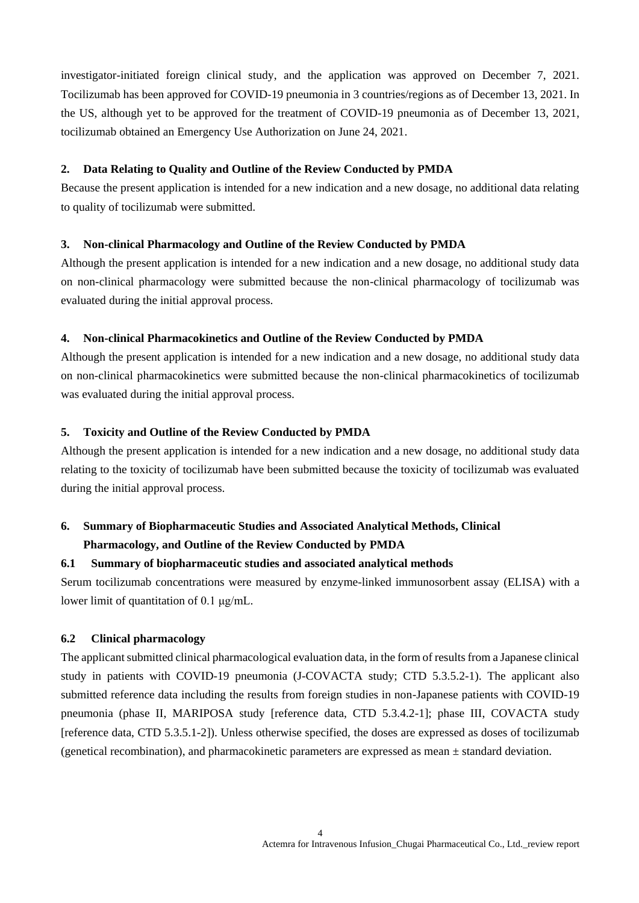investigator-initiated foreign clinical study, and the application was approved on December 7, 2021. Tocilizumab has been approved for COVID-19 pneumonia in 3 countries/regions as of December 13, 2021. In the US, although yet to be approved for the treatment of COVID-19 pneumonia as of December 13, 2021, tocilizumab obtained an Emergency Use Authorization on June 24, 2021.

## 2. Data Relating to Quality and Outline of the Review Conducted by PMDA

Because the present application is intended for a new indication and a new dosage, no additional data relating to quality of tocilizumab were submitted.

## 3. Non-clinical Pharmacology and Outline of the Review Conducted by PMDA

Although the present application is intended for a new indication and a new dosage, no additional study data on non-clinical pharmacology were submitted because the non-clinical pharmacology of tocilizumab was evaluated during the initial approval process.

## 4. Non-clinical Pharmacokinetics and Outline of the Review Conducted by PMDA

Although the present application is intended for a new indication and a new dosage, no additional study data on non-clinical pharmacokinetics were submitted because the non-clinical pharmacokinetics of tocilizumab was evaluated during the initial approval process.

## 5. Toxicity and Outline of the Review Conducted by PMDA

Although the present application is intended for a new indication and a new dosage, no additional study data relating to the toxicity of tocilizumab have been submitted because the toxicity of tocilizumab was evaluated during the initial approval process.

## 6. Summary of Biopharmaceutic Studies and Associated Analytical Methods, Clinical Pharmacology, and Outline of the Review Conducted by PMDA

### 6.1 Summary of biopharmaceutic studies and associated analytical methods

Serum tocilizumab concentrations were measured by enzyme-linked immunosorbent assay (ELISA) with a lower limit of quantitation of 0.1 μg/mL.

### 6.2 Clinical pharmacology

The applicant submitted clinical pharmacological evaluation data, in the form of results from a Japanese clinical study in patients with COVID-19 pneumonia (J-COVACTA study; CTD 5.3.5.2-1). The applicant also submitted reference data including the results from foreign studies in non-Japanese patients with COVID-19 pneumonia (phase II, MARIPOSA study [reference data, CTD 5.3.4.2-1]; phase III, COVACTA study [reference data, CTD 5.3.5.1-2]). Unless otherwise specified, the doses are expressed as doses of tocilizumab (genetical recombination), and pharmacokinetic parameters are expressed as mean ± standard deviation.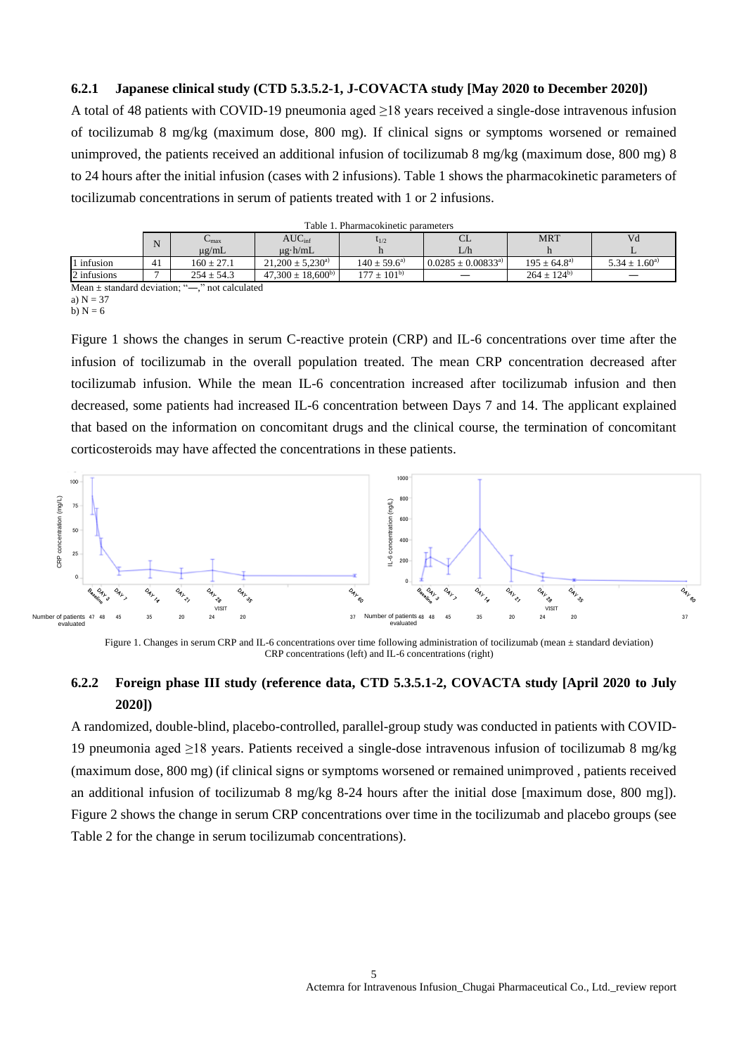### 6.2.1 Japanese clinical study (CTD 5.3.5.2-1, J-COVACTA study [May 2020 to December 2020])

A total of 48 patients with COVID-19 pneumonia aged ≥18 years received a single-dose intravenous infusion of tocilizumab 8 mg/kg (maximum dose, 800 mg). If clinical signs or symptoms worsened or remained unimproved, the patients received an additional infusion of tocilizumab 8 mg/kg (maximum dose, 800 mg) 8 to 24 hours after the initial infusion (cases with 2 infusions). Table 1 shows the pharmacokinetic parameters of tocilizumab concentrations in serum of patients treated with 1 or 2 infusions.

Table 1. Pharmacokinetic parameters

| | N | $C_{max}$ μg/mL | $AUC_{inf}$ μg·h/mL | $t_{1/2}$ h | CL L/h | MRT h | Vd L |
|---|---|---|---|---|---|---|---|
| 1 infusion | 41 | 160 ± 27.1 | 21,200 ± 5,230[a] | 140 ± 59.6[a] | 0.0285 ± 0.00833[a] | 195 ± 64.8[a] | 5.34 ± 1.60[a] |
| 2 infusions | 7 | 254 ± 54.3 | 47,300 ± 18,600[b] | 177 ± 101[b] | — | 264 ± 124[b] | — |

Mean ± standard deviation; "—," not calculated
a) N = 37
b) N = 6

Figure 1 shows the changes in serum C-reactive protein (CRP) and IL-6 concentrations over time after the infusion of tocilizumab in the overall population treated. The mean CRP concentration decreased after tocilizumab infusion. While the mean IL-6 concentration increased after tocilizumab infusion and then decreased, some patients had increased IL-6 concentration between Days 7 and 14. The applicant explained that based on the information on concomitant drugs and the clinical course, the termination of concomitant corticosteroids may have affected the concentrations in these patients.

Figure 1. Changes in serum CRP and IL-6 concentrations over time following administration of tocilizumab (mean ± standard deviation)
CRP concentrations (left) and IL-6 concentrations (right)

### 6.2.2 Foreign phase III study (reference data, CTD 5.3.5.1-2, COVACTA study [April 2020 to July 2020])

A randomized, double-blind, placebo-controlled, parallel-group study was conducted in patients with COVID-19 pneumonia aged ≥18 years. Patients received a single-dose intravenous infusion of tocilizumab 8 mg/kg (maximum dose, 800 mg) (if clinical signs or symptoms worsened or remained unimproved , patients received an additional infusion of tocilizumab 8 mg/kg 8-24 hours after the initial dose [maximum dose, 800 mg]). Figure 2 shows the change in serum CRP concentrations over time in the tocilizumab and placebo groups (see Table 2 for the change in serum tocilizumab concentrations).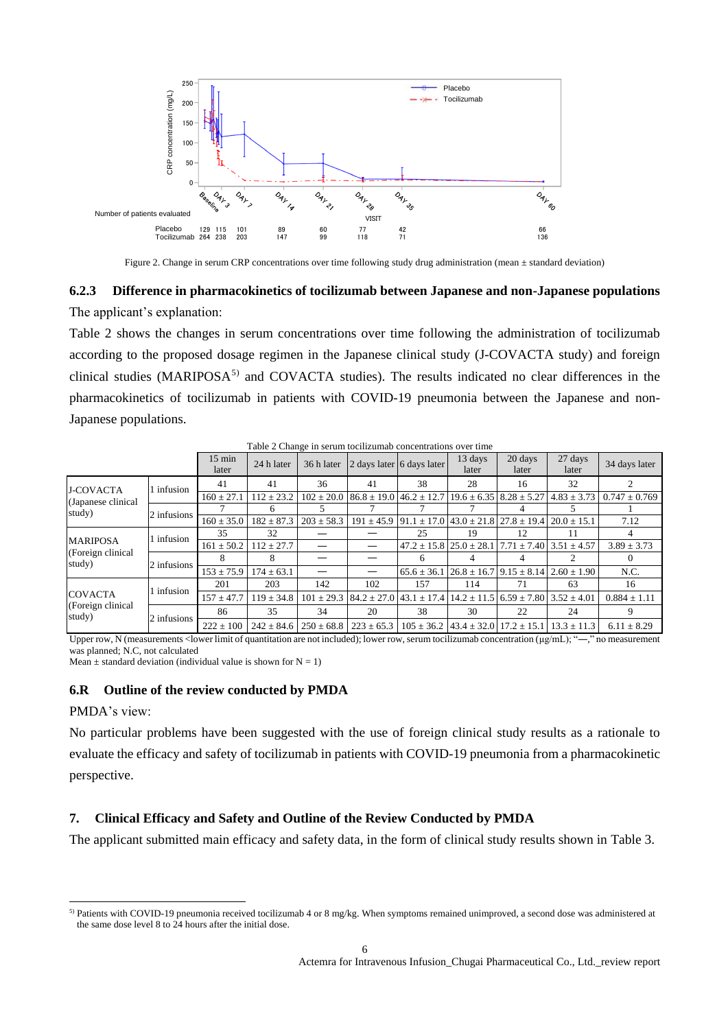Figure 2. Change in serum CRP concentrations over time following study drug administration (mean ± standard deviation)

### 6.2.3 Difference in pharmacokinetics of tocilizumab between Japanese and non-Japanese populations

The applicant's explanation:

Table 2 shows the changes in serum concentrations over time following the administration of tocilizumab according to the proposed dosage regimen in the Japanese clinical study (J-COVACTA study) and foreign clinical studies (MARIPOSA[5]) and COVACTA studies). The results indicated no clear differences in the pharmacokinetics of tocilizumab in patients with COVID-19 pneumonia between the Japanese and non-Japanese populations.

Table 2 Change in serum tocilizumab concentrations over time

| | | 15 min later | 24 h later | 36 h later | 2 days later | 6 days later | 13 days later | 20 days later | 27 days later | 34 days later |
|---|---|---|---|---|---|---|---|---|---|---|
| J-COVACTA (Japanese clinical study) | 1 infusion | 41 | 41 | 36 | 41 | 38 | 28 | 16 | 32 | 2 |
| | | 160 ± 27.1 | 112 ± 23.2 | 102 ± 20.0 | 86.8 ± 19.0 | 46.2 ± 12.7 | 19.6 ± 6.35 | 8.28 ± 5.27 | 4.83 ± 3.73 | 0.747 ± 0.769 |
| | 2 infusions | 7 | 6 | 5 | 7 | 7 | 7 | 4 | 5 | 1 |
| | | 160 ± 35.0 | 182 ± 87.3 | 203 ± 58.3 | 191 ± 45.9 | 91.1 ± 17.0 | 43.0 ± 21.8 | 27.8 ± 19.4 | 20.0 ± 15.1 | 7.12 |
| MARIPOSA (Foreign clinical study) | 1 infusion | 35 | 32 | — | — | 25 | 19 | 12 | 11 | 4 |
| | | 161 ± 50.2 | 112 ± 27.7 | — | — | 47.2 ± 15.8 | 25.0 ± 28.1 | 7.71 ± 7.40 | 3.51 ± 4.57 | 3.89 ± 3.73 |
| | 2 infusions | 8 | 8 | — | — | 6 | 4 | 4 | 2 | 0 |
| | | 153 ± 75.9 | 174 ± 63.1 | — | — | 65.6 ± 36.1 | 26.8 ± 16.7 | 9.15 ± 8.14 | 2.60 ± 1.90 | N.C. |
| COVACTA (Foreign clinical study) | 1 infusion | 201 | 203 | 142 | 102 | 157 | 114 | 71 | 63 | 16 |
| | | 157 ± 47.7 | 119 ± 34.8 | 101 ± 29.3 | 84.2 ± 27.0 | 43.1 ± 17.4 | 14.2 ± 11.5 | 6.59 ± 7.80 | 3.52 ± 4.01 | 0.884 ± 1.11 |
| | 2 infusions | 86 | 35 | 34 | 20 | 38 | 30 | 22 | 24 | 9 |
| | | 222 ± 100 | 242 ± 84.6 | 250 ± 68.8 | 223 ± 65.3 | 105 ± 36.2 | 43.4 ± 32.0 | 17.2 ± 15.1 | 13.3 ± 11.3 | 6.11 ± 8.29 |

Upper row, N (measurements <lower limit of quantitation are not included); lower row, serum tocilizumab concentration (µg/mL); "—," no measurement was planned; N.C, not calculated
Mean ± standard deviation (individual value is shown for N = 1)

### 6.R Outline of the review conducted by PMDA

PMDA's view:

No particular problems have been suggested with the use of foreign clinical study results as a rationale to evaluate the efficacy and safety of tocilizumab in patients with COVID-19 pneumonia from a pharmacokinetic perspective.

## 7. Clinical Efficacy and Safety and Outline of the Review Conducted by PMDA

The applicant submitted main efficacy and safety data, in the form of clinical study results shown in Table 3.

---

[5]) Patients with COVID-19 pneumonia received tocilizumab 4 or 8 mg/kg. When symptoms remained unimproved, a second dose was administered at the same dose level 8 to 24 hours after the initial dose.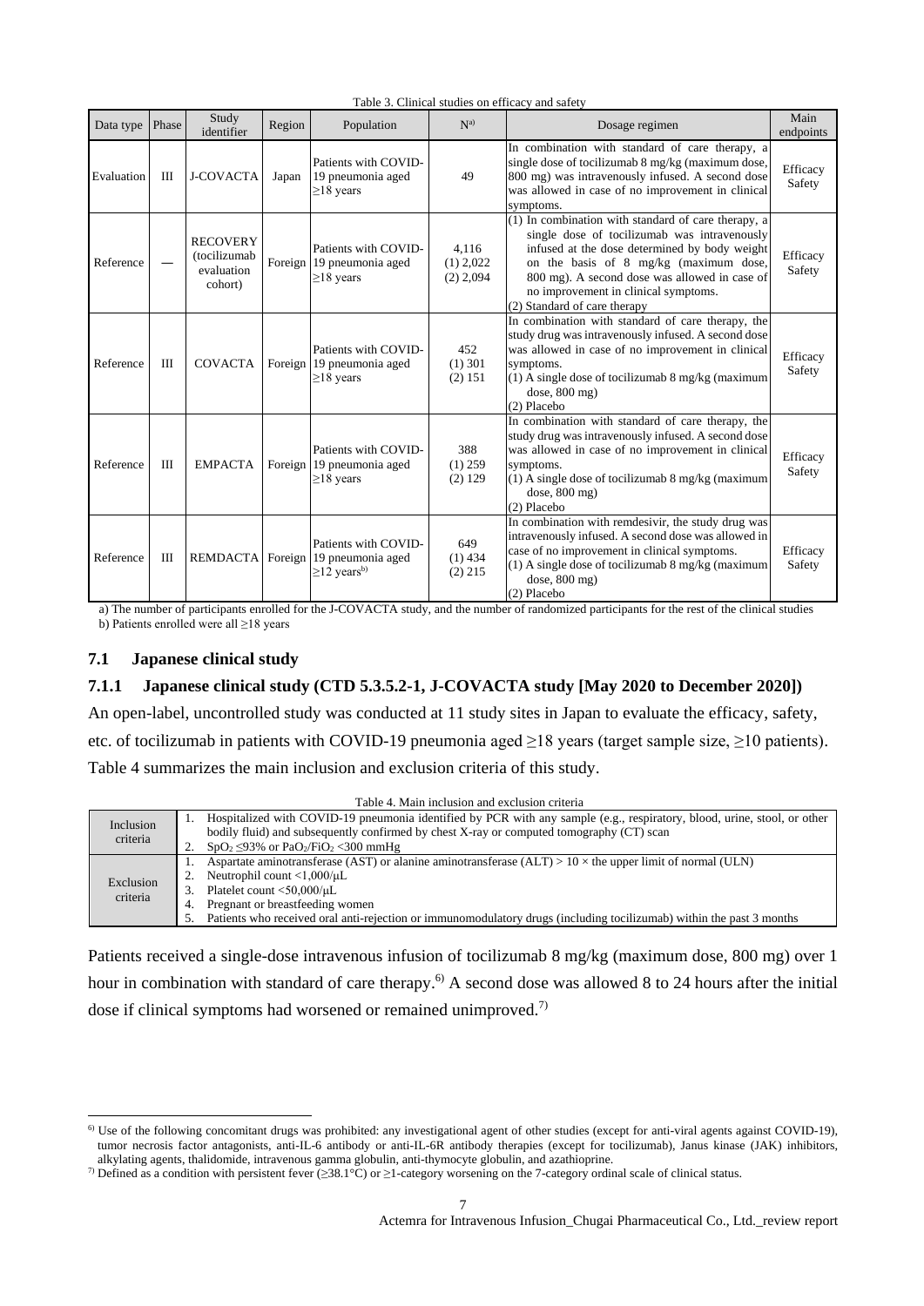Table 3. Clinical studies on efficacy and safety

| Data type | Phase | Study identifier | Region | Population | N[a] | Dosage regimen | Main endpoints |
|---|---|---|---|---|---|---|---|
| Evaluation | III | J-COVACTA | Japan | Patients with COVID-19 pneumonia aged ≥18 years | 49 | In combination with standard of care therapy, a single dose of tocilizumab 8 mg/kg (maximum dose, 800 mg) was intravenously infused. A second dose was allowed in case of no improvement in clinical symptoms. | Efficacy Safety |
| Reference | — | RECOVERY (tocilizumab evaluation cohort) | Foreign | Patients with COVID-19 pneumonia aged ≥18 years | 4,116 (1) 2,022 (2) 2,094 | (1) In combination with standard of care therapy, a single dose of tocilizumab was intravenously infused at the dose determined by body weight on the basis of 8 mg/kg (maximum dose, 800 mg). A second dose was allowed in case of no improvement in clinical symptoms. (2) Standard of care therapy | Efficacy Safety |
| Reference | III | COVACTA | Foreign | Patients with COVID-19 pneumonia aged ≥18 years | 452 (1) 301 (2) 151 | In combination with standard of care therapy, the study drug was intravenously infused. A second dose was allowed in case of no improvement in clinical symptoms. (1) A single dose of tocilizumab 8 mg/kg (maximum dose, 800 mg) (2) Placebo | Efficacy Safety |
| Reference | III | EMPACTA | Foreign | Patients with COVID-19 pneumonia aged ≥18 years | 388 (1) 259 (2) 129 | In combination with standard of care therapy, the study drug was intravenously infused. A second dose was allowed in case of no improvement in clinical symptoms. (1) A single dose of tocilizumab 8 mg/kg (maximum dose, 800 mg) (2) Placebo | Efficacy Safety |
| Reference | III | REMDACTA | Foreign | Patients with COVID-19 pneumonia aged ≥12 years[b] | 649 (1) 434 (2) 215 | In combination with remdesivir, the study drug was intravenously infused. A second dose was allowed in case of no improvement in clinical symptoms. (1) A single dose of tocilizumab 8 mg/kg (maximum dose, 800 mg) (2) Placebo | Efficacy Safety |

a) The number of participants enrolled for the J-COVACTA study, and the number of randomized participants for the rest of the clinical studies
b) Patients enrolled were all ≥18 years

## 7.1 Japanese clinical study

### 7.1.1 Japanese clinical study (CTD 5.3.5.2-1, J-COVACTA study [May 2020 to December 2020])

An open-label, uncontrolled study was conducted at 11 study sites in Japan to evaluate the efficacy, safety, etc. of tocilizumab in patients with COVID-19 pneumonia aged ≥18 years (target sample size, ≥10 patients). Table 4 summarizes the main inclusion and exclusion criteria of this study.

Table 4. Main inclusion and exclusion criteria

| | |
|---|---|
| Inclusion criteria | 1. Hospitalized with COVID-19 pneumonia identified by PCR with any sample (e.g., respiratory, blood, urine, stool, or other bodily fluid) and subsequently confirmed by chest X-ray or computed tomography (CT) scan<br>2. $SpO_2$ ≤93% or $PaO_2/FiO_2$ <300 mmHg |
| Exclusion criteria | 1. Aspartate aminotransferase (AST) or alanine aminotransferase (ALT) > 10 × the upper limit of normal (ULN)<br>2. Neutrophil count <1,000/μL<br>3. Platelet count <50,000/μL<br>4. Pregnant or breastfeeding women<br>5. Patients who received oral anti-rejection or immunomodulatory drugs (including tocilizumab) within the past 3 months |

Patients received a single-dose intravenous infusion of tocilizumab 8 mg/kg (maximum dose, 800 mg) over 1 hour in combination with standard of care therapy.[6] A second dose was allowed 8 to 24 hours after the initial dose if clinical symptoms had worsened or remained unimproved.[7]

---

[6] Use of the following concomitant drugs was prohibited: any investigational agent of other studies (except for anti-viral agents against COVID-19), tumor necrosis factor antagonists, anti-IL-6 antibody or anti-IL-6R antibody therapies (except for tocilizumab), Janus kinase (JAK) inhibitors, alkylating agents, thalidomide, intravenous gamma globulin, anti-thymocyte globulin, and azathioprine.

[7] Defined as a condition with persistent fever (≥38.1°C) or ≥1-category worsening on the 7-category ordinal scale of clinical status.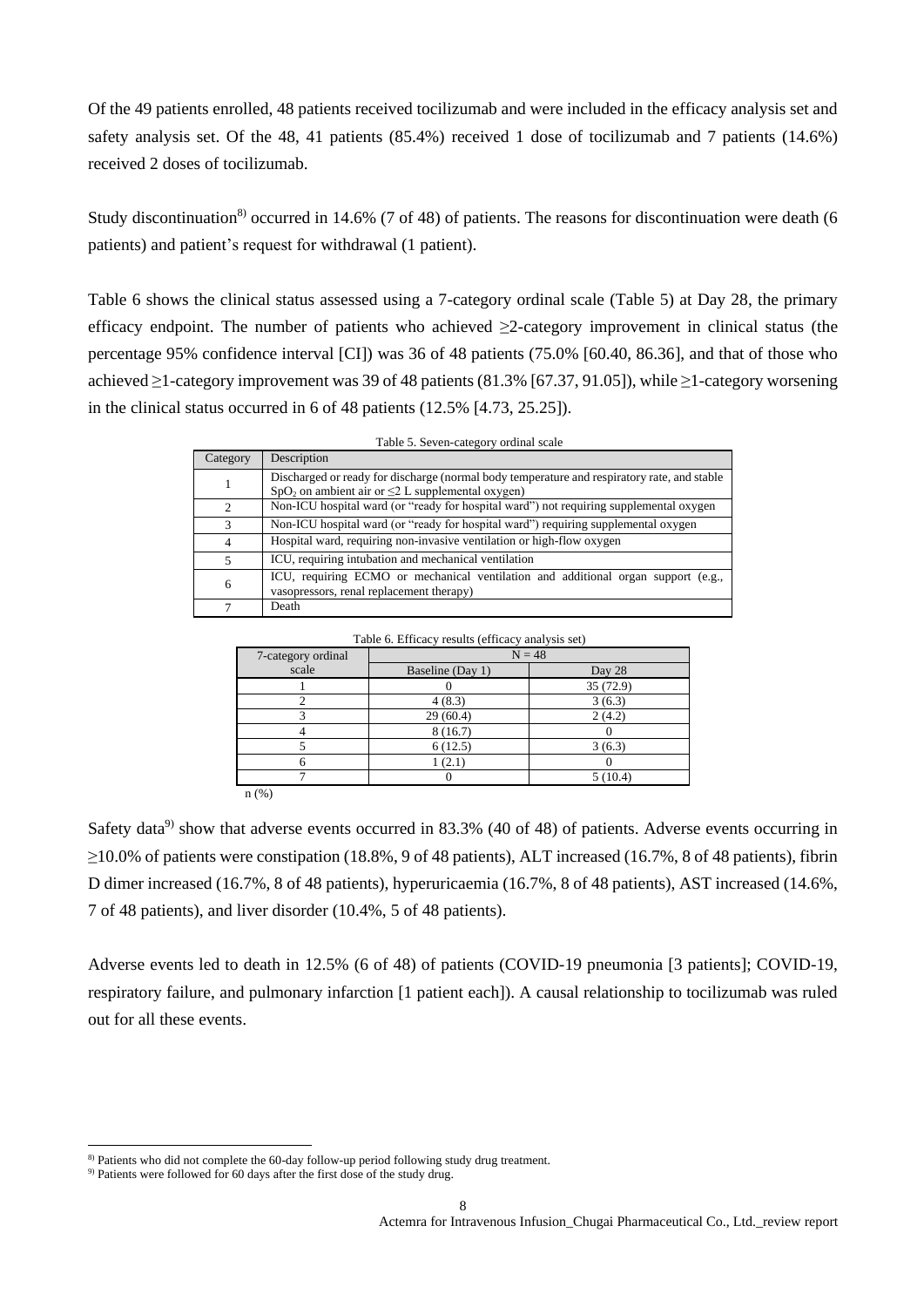Of the 49 patients enrolled, 48 patients received tocilizumab and were included in the efficacy analysis set and safety analysis set. Of the 48, 41 patients (85.4%) received 1 dose of tocilizumab and 7 patients (14.6%) received 2 doses of tocilizumab.

Study discontinuation[8)] occurred in 14.6% (7 of 48) of patients. The reasons for discontinuation were death (6 patients) and patient's request for withdrawal (1 patient).

Table 6 shows the clinical status assessed using a 7-category ordinal scale (Table 5) at Day 28, the primary efficacy endpoint. The number of patients who achieved ≥2-category improvement in clinical status (the percentage 95% confidence interval [CI]) was 36 of 48 patients (75.0% [60.40, 86.36], and that of those who achieved ≥1-category improvement was 39 of 48 patients (81.3% [67.37, 91.05]), while ≥1-category worsening in the clinical status occurred in 6 of 48 patients (12.5% [4.73, 25.25]).

Table 5. Seven-category ordinal scale

| Category | Description |
|---|---|
| 1 | Discharged or ready for discharge (normal body temperature and respiratory rate, and stable $SpO_2$ on ambient air or ≤2 L supplemental oxygen) |
| 2 | Non-ICU hospital ward (or "ready for hospital ward") not requiring supplemental oxygen |
| 3 | Non-ICU hospital ward (or "ready for hospital ward") requiring supplemental oxygen |
| 4 | Hospital ward, requiring non-invasive ventilation or high-flow oxygen |
| 5 | ICU, requiring intubation and mechanical ventilation |
| 6 | ICU, requiring ECMO or mechanical ventilation and additional organ support (e.g., vasopressors, renal replacement therapy) |
| 7 | Death |

Table 6. Efficacy results (efficacy analysis set)

| 7-category ordinal scale | N = 48 | |
|---|---|---|
| | Baseline (Day 1) | Day 28 |
| 1 | 0 | 35 (72.9) |
| 2 | 4 (8.3) | 3 (6.3) |
| 3 | 29 (60.4) | 2 (4.2) |
| 4 | 8 (16.7) | 0 |
| 5 | 6 (12.5) | 3 (6.3) |
| 6 | 1 (2.1) | 0 |
| 7 | 0 | 5 (10.4) |

n (%)

Safety data[9)] show that adverse events occurred in 83.3% (40 of 48) of patients. Adverse events occurring in ≥10.0% of patients were constipation (18.8%, 9 of 48 patients), ALT increased (16.7%, 8 of 48 patients), fibrin D dimer increased (16.7%, 8 of 48 patients), hyperuricaemia (16.7%, 8 of 48 patients), AST increased (14.6%, 7 of 48 patients), and liver disorder (10.4%, 5 of 48 patients).

Adverse events led to death in 12.5% (6 of 48) of patients (COVID-19 pneumonia [3 patients]; COVID-19, respiratory failure, and pulmonary infarction [1 patient each]). A causal relationship to tocilizumab was ruled out for all these events.

[8)] Patients who did not complete the 60-day follow-up period following study drug treatment.

[9)] Patients were followed for 60 days after the first dose of the study drug.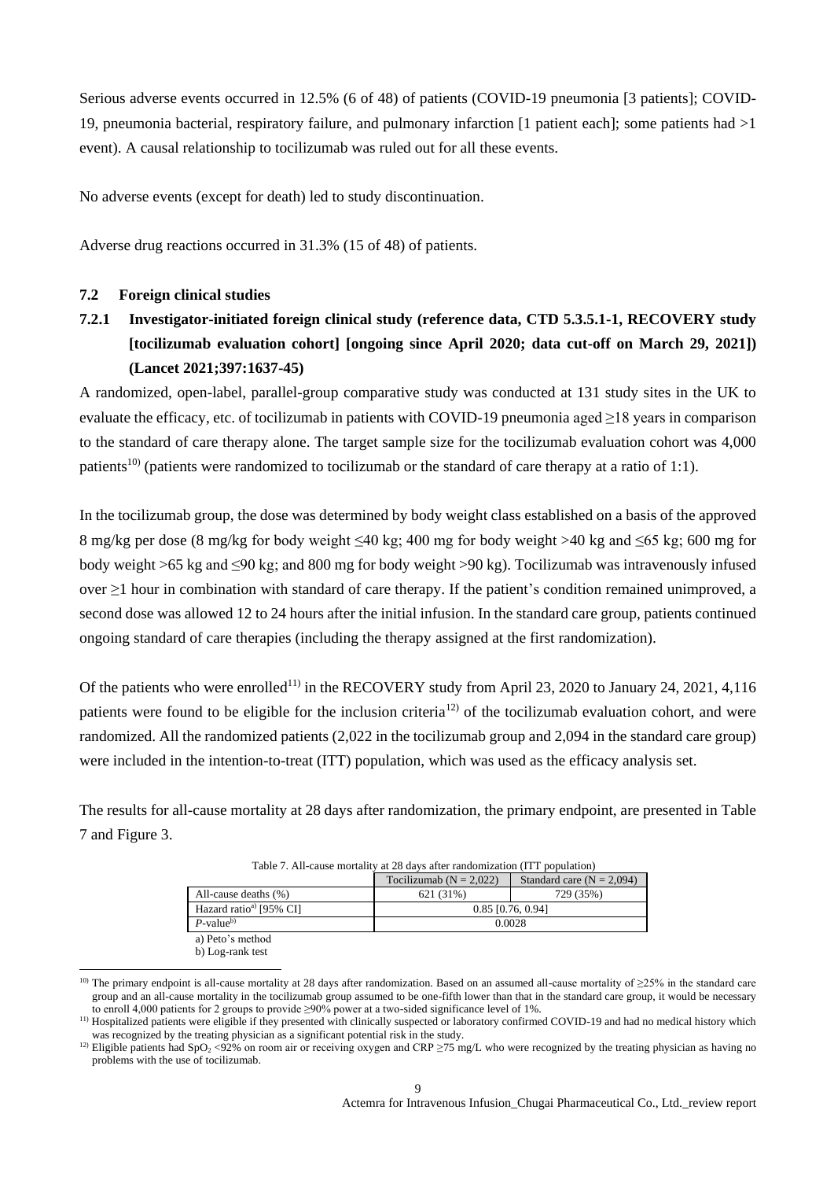Serious adverse events occurred in 12.5% (6 of 48) of patients (COVID-19 pneumonia [3 patients]; COVID-19, pneumonia bacterial, respiratory failure, and pulmonary infarction [1 patient each]; some patients had >1 event). A causal relationship to tocilizumab was ruled out for all these events.

No adverse events (except for death) led to study discontinuation.

Adverse drug reactions occurred in 31.3% (15 of 48) of patients.

### 7.2 Foreign clinical studies

#### 7.2.1 Investigator-initiated foreign clinical study (reference data, CTD 5.3.5.1-1, RECOVERY study [tocilizumab evaluation cohort] [ongoing since April 2020; data cut-off on March 29, 2021]) (Lancet 2021;397:1637-45)

A randomized, open-label, parallel-group comparative study was conducted at 131 study sites in the UK to evaluate the efficacy, etc. of tocilizumab in patients with COVID-19 pneumonia aged ≥18 years in comparison to the standard of care therapy alone. The target sample size for the tocilizumab evaluation cohort was 4,000 patients[10] (patients were randomized to tocilizumab or the standard of care therapy at a ratio of 1:1).

In the tocilizumab group, the dose was determined by body weight class established on a basis of the approved 8 mg/kg per dose (8 mg/kg for body weight ≤40 kg; 400 mg for body weight >40 kg and ≤65 kg; 600 mg for body weight >65 kg and ≤90 kg; and 800 mg for body weight >90 kg). Tocilizumab was intravenously infused over ≥1 hour in combination with standard of care therapy. If the patient's condition remained unimproved, a second dose was allowed 12 to 24 hours after the initial infusion. In the standard care group, patients continued ongoing standard of care therapies (including the therapy assigned at the first randomization).

Of the patients who were enrolled[11] in the RECOVERY study from April 23, 2020 to January 24, 2021, 4,116 patients were found to be eligible for the inclusion criteria[12] of the tocilizumab evaluation cohort, and were randomized. All the randomized patients (2,022 in the tocilizumab group and 2,094 in the standard care group) were included in the intention-to-treat (ITT) population, which was used as the efficacy analysis set.

The results for all-cause mortality at 28 days after randomization, the primary endpoint, are presented in Table 7 and Figure 3.

Table 7. All-cause mortality at 28 days after randomization (ITT population)

| | Tocilizumab (N = 2,022) | Standard care (N = 2,094) |
|---|---|---|
| All-cause deaths (%) | 621 (31%) | 729 (35%) |
| Hazard ratio[a] [95% CI] | 0.85 [0.76, 0.94] | |
| *P*-value[b] | 0.0028 | |

a) Peto's method
b) Log-rank test

[10] The primary endpoint is all-cause mortality at 28 days after randomization. Based on an assumed all-cause mortality of ≥25% in the standard care group and an all-cause mortality in the tocilizumab group assumed to be one-fifth lower than that in the standard care group, it would be necessary to enroll 4,000 patients for 2 groups to provide ≥90% power at a two-sided significance level of 1%.

[11] Hospitalized patients were eligible if they presented with clinically suspected or laboratory confirmed COVID-19 and had no medical history which was recognized by the treating physician as a significant potential risk in the study.

[12] Eligible patients had $SpO_2$ <92% on room air or receiving oxygen and CRP ≥75 mg/L who were recognized by the treating physician as having no problems with the use of tocilizumab.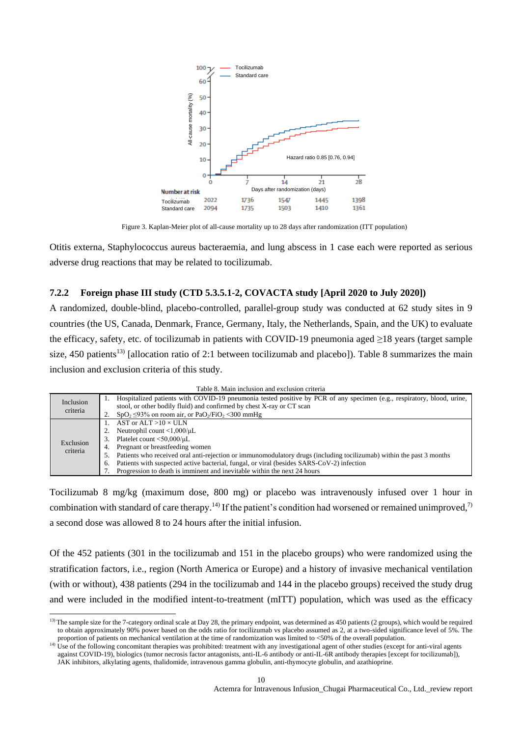Figure 3. Kaplan-Meier plot of all-cause mortality up to 28 days after randomization (ITT population)

Otitis externa, Staphylococcus aureus bacteraemia, and lung abscess in 1 case each were reported as serious adverse drug reactions that may be related to tocilizumab.

### 7.2.2 Foreign phase III study (CTD 5.3.5.1-2, COVACTA study [April 2020 to July 2020])

A randomized, double-blind, placebo-controlled, parallel-group study was conducted at 62 study sites in 9 countries (the US, Canada, Denmark, France, Germany, Italy, the Netherlands, Spain, and the UK) to evaluate the efficacy, safety, etc. of tocilizumab in patients with COVID-19 pneumonia aged ≥18 years (target sample size, 450 patients[13]) [allocation ratio of 2:1 between tocilizumab and placebo]). Table 8 summarizes the main inclusion and exclusion criteria of this study.

Table 8. Main inclusion and exclusion criteria

| | |
|---|---|
| Inclusion criteria | 1. Hospitalized patients with COVID-19 pneumonia tested positive by PCR of any specimen (e.g., respiratory, blood, urine, stool, or other bodily fluid) and confirmed by chest X-ray or CT scan<br>2. $SpO_2$ ≤93% on room air, or $PaO_2/FiO_2$ <300 mmHg |
| Exclusion criteria | 1. AST or ALT >10 × ULN<br>2. Neutrophil count <1,000/μL<br>3. Platelet count <50,000/μL<br>4. Pregnant or breastfeeding women<br>5. Patients who received oral anti-rejection or immunomodulatory drugs (including tocilizumab) within the past 3 months<br>6. Patients with suspected active bacterial, fungal, or viral (besides SARS-CoV-2) infection<br>7. Progression to death is imminent and inevitable within the next 24 hours |

Tocilizumab 8 mg/kg (maximum dose, 800 mg) or placebo was intravenously infused over 1 hour in combination with standard of care therapy.[14] If the patient's condition had worsened or remained unimproved,[7] a second dose was allowed 8 to 24 hours after the initial infusion.

Of the 452 patients (301 in the tocilizumab and 151 in the placebo groups) who were randomized using the stratification factors, i.e., region (North America or Europe) and a history of invasive mechanical ventilation (with or without), 438 patients (294 in the tocilizumab and 144 in the placebo groups) received the study drug and were included in the modified intent-to-treatment (mITT) population, which was used as the efficacy

---

[13] The sample size for the 7-category ordinal scale at Day 28, the primary endpoint, was determined as 450 patients (2 groups), which would be required to obtain approximately 90% power based on the odds ratio for tocilizumab vs placebo assumed as 2, at a two-sided significance level of 5%. The proportion of patients on mechanical ventilation at the time of randomization was limited to <50% of the overall population.

[14] Use of the following concomitant therapies was prohibited: treatment with any investigational agent of other studies (except for anti-viral agents against COVID-19), biologics (tumor necrosis factor antagonists, anti-IL-6 antibody or anti-IL-6R antibody therapies [except for tocilizumab]), JAK inhibitors, alkylating agents, thalidomide, intravenous gamma globulin, anti-thymocyte globulin, and azathioprine.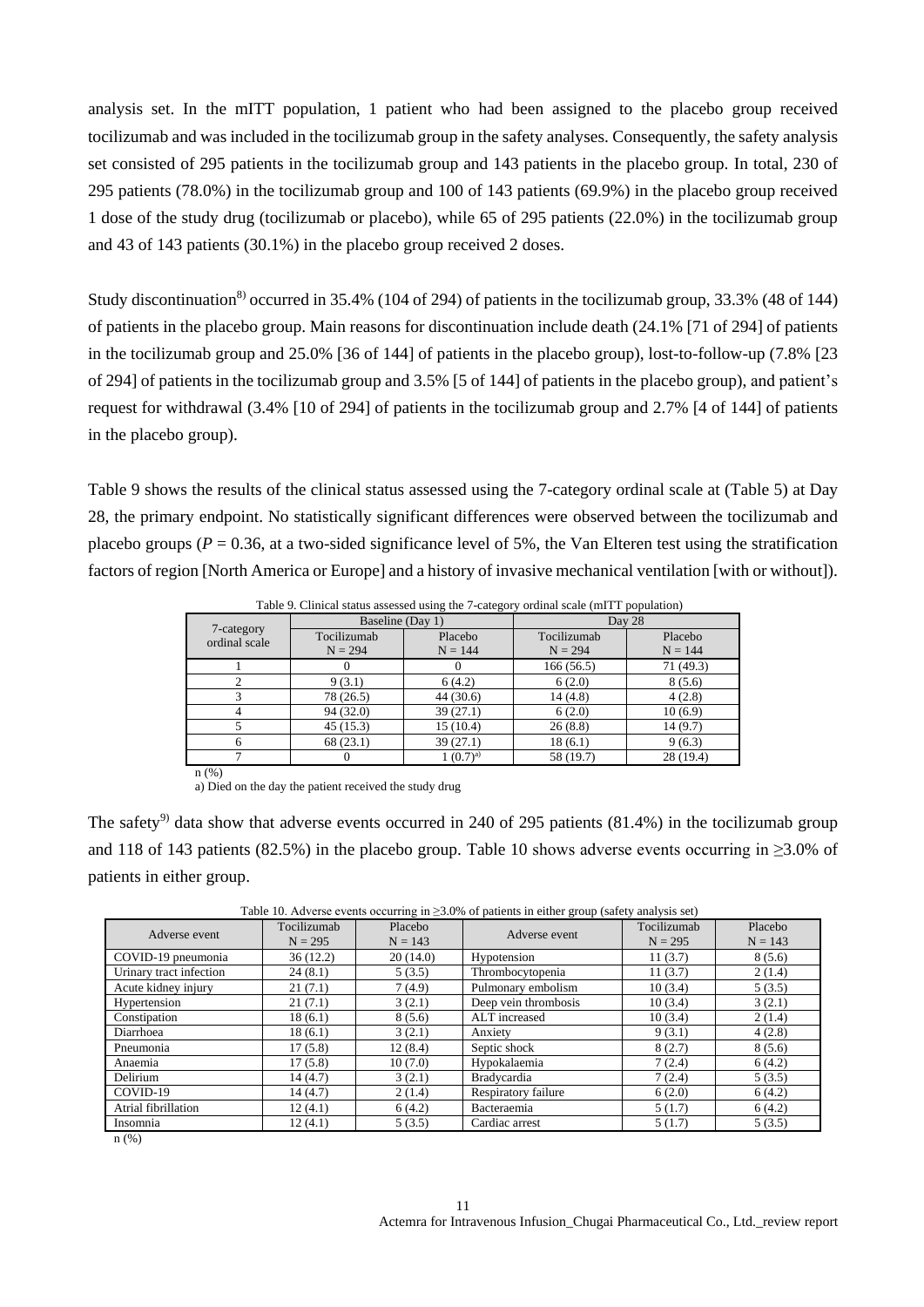analysis set. In the mITT population, 1 patient who had been assigned to the placebo group received tocilizumab and was included in the tocilizumab group in the safety analyses. Consequently, the safety analysis set consisted of 295 patients in the tocilizumab group and 143 patients in the placebo group. In total, 230 of 295 patients (78.0%) in the tocilizumab group and 100 of 143 patients (69.9%) in the placebo group received 1 dose of the study drug (tocilizumab or placebo), while 65 of 295 patients (22.0%) in the tocilizumab group and 43 of 143 patients (30.1%) in the placebo group received 2 doses.

Study discontinuation[8] occurred in 35.4% (104 of 294) of patients in the tocilizumab group, 33.3% (48 of 144) of patients in the placebo group. Main reasons for discontinuation include death (24.1% [71 of 294] of patients in the tocilizumab group and 25.0% [36 of 144] of patients in the placebo group), lost-to-follow-up (7.8% [23 of 294] of patients in the tocilizumab group and 3.5% [5 of 144] of patients in the placebo group), and patient's request for withdrawal (3.4% [10 of 294] of patients in the tocilizumab group and 2.7% [4 of 144] of patients in the placebo group).

Table 9 shows the results of the clinical status assessed using the 7-category ordinal scale at (Table 5) at Day 28, the primary endpoint. No statistically significant differences were observed between the tocilizumab and placebo groups ($P = 0.36$, at a two-sided significance level of 5%, the Van Elteren test using the stratification factors of region [North America or Europe] and a history of invasive mechanical ventilation [with or without]).

Table 9. Clinical status assessed using the 7-category ordinal scale (mITT population)

| 7-category ordinal scale | Baseline (Day 1) | | Day 28 | |
|---|---|---|---|---|
| | Tocilizumab N = 294 | Placebo N = 144 | Tocilizumab N = 294 | Placebo N = 144 |
| 1 | 0 | 0 | 166 (56.5) | 71 (49.3) |
| 2 | 9 (3.1) | 6 (4.2) | 6 (2.0) | 8 (5.6) |
| 3 | 78 (26.5) | 44 (30.6) | 14 (4.8) | 4 (2.8) |
| 4 | 94 (32.0) | 39 (27.1) | 6 (2.0) | 10 (6.9) |
| 5 | 45 (15.3) | 15 (10.4) | 26 (8.8) | 14 (9.7) |
| 6 | 68 (23.1) | 39 (27.1) | 18 (6.1) | 9 (6.3) |
| 7 | 0 | 1 (0.7)[a] | 58 (19.7) | 28 (19.4) |

n (%)
a) Died on the day the patient received the study drug

The safety[9] data show that adverse events occurred in 240 of 295 patients (81.4%) in the tocilizumab group and 118 of 143 patients (82.5%) in the placebo group. Table 10 shows adverse events occurring in ≥3.0% of patients in either group.

Table 10. Adverse events occurring in ≥3.0% of patients in either group (safety analysis set)

| Adverse event | Tocilizumab N = 295 | Placebo N = 143 | Adverse event | Tocilizumab N = 295 | Placebo N = 143 |
|---|---|---|---|---|---|
| COVID-19 pneumonia | 36 (12.2) | 20 (14.0) | Hypotension | 11 (3.7) | 8 (5.6) |
| Urinary tract infection | 24 (8.1) | 5 (3.5) | Thrombocytopenia | 11 (3.7) | 2 (1.4) |
| Acute kidney injury | 21 (7.1) | 7 (4.9) | Pulmonary embolism | 10 (3.4) | 5 (3.5) |
| Hypertension | 21 (7.1) | 3 (2.1) | Deep vein thrombosis | 10 (3.4) | 3 (2.1) |
| Constipation | 18 (6.1) | 8 (5.6) | ALT increased | 10 (3.4) | 2 (1.4) |
| Diarrhoea | 18 (6.1) | 3 (2.1) | Anxiety | 9 (3.1) | 4 (2.8) |
| Pneumonia | 17 (5.8) | 12 (8.4) | Septic shock | 8 (2.7) | 8 (5.6) |
| Anaemia | 17 (5.8) | 10 (7.0) | Hypokalaemia | 7 (2.4) | 6 (4.2) |
| Delirium | 14 (4.7) | 3 (2.1) | Bradycardia | 7 (2.4) | 5 (3.5) |
| COVID-19 | 14 (4.7) | 2 (1.4) | Respiratory failure | 6 (2.0) | 6 (4.2) |
| Atrial fibrillation | 12 (4.1) | 6 (4.2) | Bacteraemia | 5 (1.7) | 6 (4.2) |
| Insomnia | 12 (4.1) | 5 (3.5) | Cardiac arrest | 5 (1.7) | 5 (3.5) |

n (%)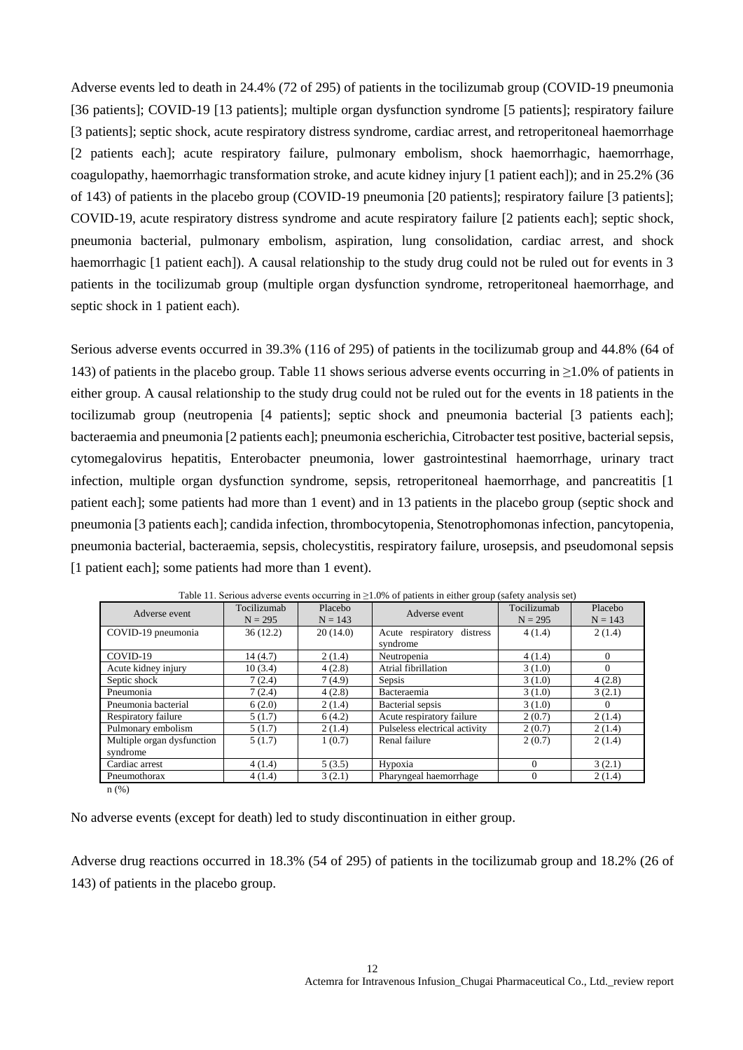Adverse events led to death in 24.4% (72 of 295) of patients in the tocilizumab group (COVID-19 pneumonia [36 patients]; COVID-19 [13 patients]; multiple organ dysfunction syndrome [5 patients]; respiratory failure [3 patients]; septic shock, acute respiratory distress syndrome, cardiac arrest, and retroperitoneal haemorrhage [2 patients each]; acute respiratory failure, pulmonary embolism, shock haemorrhagic, haemorrhage, coagulopathy, haemorrhagic transformation stroke, and acute kidney injury [1 patient each]); and in 25.2% (36 of 143) of patients in the placebo group (COVID-19 pneumonia [20 patients]; respiratory failure [3 patients]; COVID-19, acute respiratory distress syndrome and acute respiratory failure [2 patients each]; septic shock, pneumonia bacterial, pulmonary embolism, aspiration, lung consolidation, cardiac arrest, and shock haemorrhagic [1 patient each]). A causal relationship to the study drug could not be ruled out for events in 3 patients in the tocilizumab group (multiple organ dysfunction syndrome, retroperitoneal haemorrhage, and septic shock in 1 patient each).

Serious adverse events occurred in 39.3% (116 of 295) of patients in the tocilizumab group and 44.8% (64 of 143) of patients in the placebo group. Table 11 shows serious adverse events occurring in ≥1.0% of patients in either group. A causal relationship to the study drug could not be ruled out for the events in 18 patients in the tocilizumab group (neutropenia [4 patients]; septic shock and pneumonia bacterial [3 patients each]; bacteraemia and pneumonia [2 patients each]; pneumonia escherichia, Citrobacter test positive, bacterial sepsis, cytomegalovirus hepatitis, Enterobacter pneumonia, lower gastrointestinal haemorrhage, urinary tract infection, multiple organ dysfunction syndrome, sepsis, retroperitoneal haemorrhage, and pancreatitis [1 patient each]; some patients had more than 1 event) and in 13 patients in the placebo group (septic shock and pneumonia [3 patients each]; candida infection, thrombocytopenia, Stenotrophomonas infection, pancytopenia, pneumonia bacterial, bacteraemia, sepsis, cholecystitis, respiratory failure, urosepsis, and pseudomonal sepsis [1 patient each]; some patients had more than 1 event).

Table 11. Serious adverse events occurring in ≥1.0% of patients in either group (safety analysis set)

| Adverse event | Tocilizumab N = 295 | Placebo N = 143 | Adverse event | Tocilizumab N = 295 | Placebo N = 143 |
|---|---|---|---|---|---|
| COVID-19 pneumonia | 36 (12.2) | 20 (14.0) | Acute respiratory distress syndrome | 4 (1.4) | 2 (1.4) |
| COVID-19 | 14 (4.7) | 2 (1.4) | Neutropenia | 4 (1.4) | 0 |
| Acute kidney injury | 10 (3.4) | 4 (2.8) | Atrial fibrillation | 3 (1.0) | 0 |
| Septic shock | 7 (2.4) | 7 (4.9) | Sepsis | 3 (1.0) | 4 (2.8) |
| Pneumonia | 7 (2.4) | 4 (2.8) | Bacteraemia | 3 (1.0) | 3 (2.1) |
| Pneumonia bacterial | 6 (2.0) | 2 (1.4) | Bacterial sepsis | 3 (1.0) | 0 |
| Respiratory failure | 5 (1.7) | 6 (4.2) | Acute respiratory failure | 2 (0.7) | 2 (1.4) |
| Pulmonary embolism | 5 (1.7) | 2 (1.4) | Pulseless electrical activity | 2 (0.7) | 2 (1.4) |
| Multiple organ dysfunction syndrome | 5 (1.7) | 1 (0.7) | Renal failure | 2 (0.7) | 2 (1.4) |
| Cardiac arrest | 4 (1.4) | 5 (3.5) | Hypoxia | 0 | 3 (2.1) |
| Pneumothorax | 4 (1.4) | 3 (2.1) | Pharyngeal haemorrhage | 0 | 2 (1.4) |

n (%)

No adverse events (except for death) led to study discontinuation in either group.

Adverse drug reactions occurred in 18.3% (54 of 295) of patients in the tocilizumab group and 18.2% (26 of 143) of patients in the placebo group.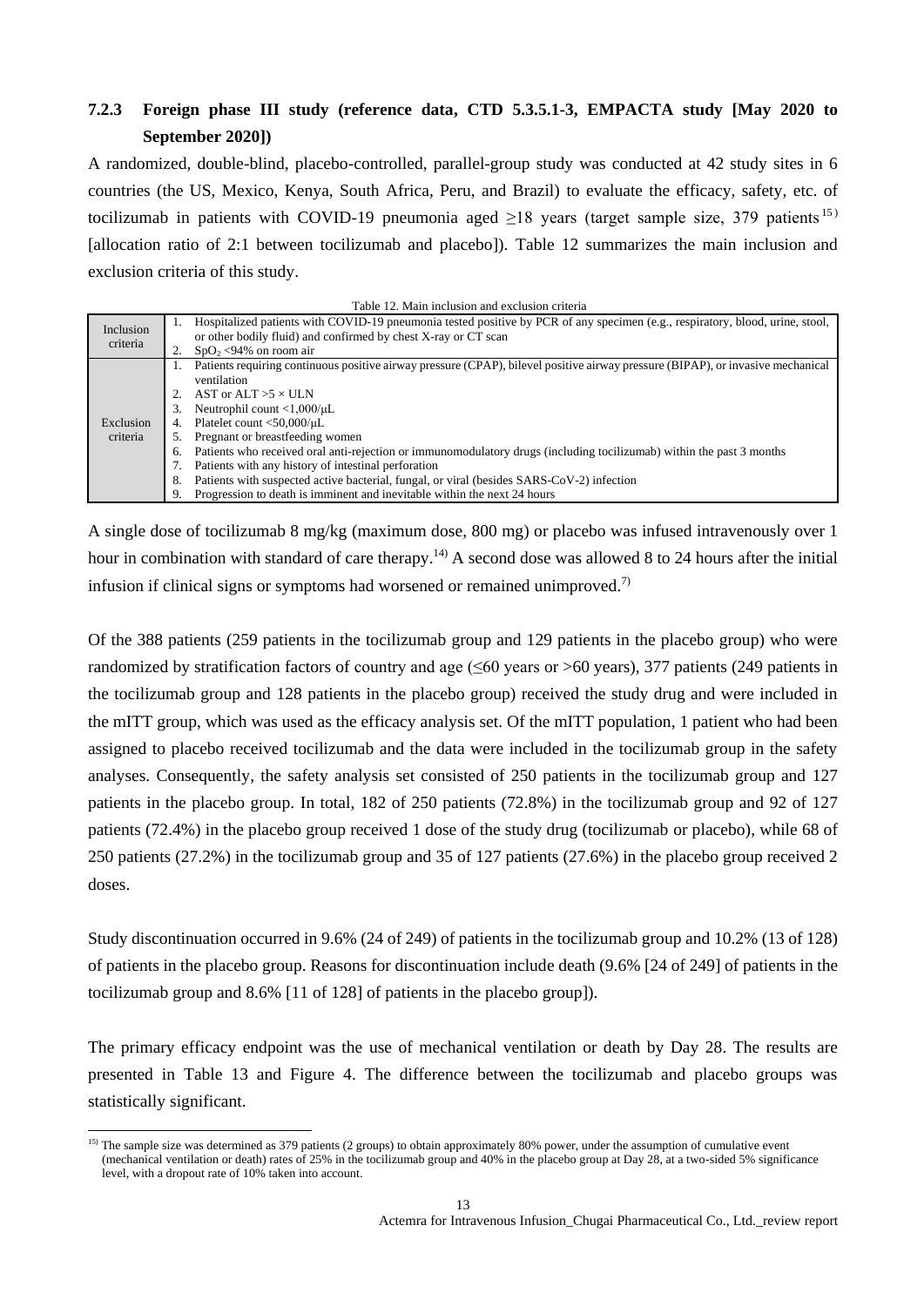### 7.2.3 Foreign phase III study (reference data, CTD 5.3.5.1-3, EMPACTA study [May 2020 to September 2020])

A randomized, double-blind, placebo-controlled, parallel-group study was conducted at 42 study sites in 6 countries (the US, Mexico, Kenya, South Africa, Peru, and Brazil) to evaluate the efficacy, safety, etc. of tocilizumab in patients with COVID-19 pneumonia aged ≥18 years (target sample size, 379 patients[15] [allocation ratio of 2:1 between tocilizumab and placebo]). Table 12 summarizes the main inclusion and exclusion criteria of this study.

Table 12. Main inclusion and exclusion criteria

| | |
|---|---|
| Inclusion criteria | 1. Hospitalized patients with COVID-19 pneumonia tested positive by PCR of any specimen (e.g., respiratory, blood, urine, stool, or other bodily fluid) and confirmed by chest X-ray or CT scan<br>2. $SpO_2$ <94% on room air |
| Exclusion criteria | 1. Patients requiring continuous positive airway pressure (CPAP), bilevel positive airway pressure (BIPAP), or invasive mechanical ventilation<br>2. AST or ALT >5 × ULN<br>3. Neutrophil count <1,000/μL<br>4. Platelet count <50,000/μL<br>5. Pregnant or breastfeeding women<br>6. Patients who received oral anti-rejection or immunomodulatory drugs (including tocilizumab) within the past 3 months<br>7. Patients with any history of intestinal perforation<br>8. Patients with suspected active bacterial, fungal, or viral (besides SARS-CoV-2) infection<br>9. Progression to death is imminent and inevitable within the next 24 hours |

A single dose of tocilizumab 8 mg/kg (maximum dose, 800 mg) or placebo was infused intravenously over 1 hour in combination with standard of care therapy.[14] A second dose was allowed 8 to 24 hours after the initial infusion if clinical signs or symptoms had worsened or remained unimproved.[7]

Of the 388 patients (259 patients in the tocilizumab group and 129 patients in the placebo group) who were randomized by stratification factors of country and age (≤60 years or >60 years), 377 patients (249 patients in the tocilizumab group and 128 patients in the placebo group) received the study drug and were included in the mITT group, which was used as the efficacy analysis set. Of the mITT population, 1 patient who had been assigned to placebo received tocilizumab and the data were included in the tocilizumab group in the safety analyses. Consequently, the safety analysis set consisted of 250 patients in the tocilizumab group and 127 patients in the placebo group. In total, 182 of 250 patients (72.8%) in the tocilizumab group and 92 of 127 patients (72.4%) in the placebo group received 1 dose of the study drug (tocilizumab or placebo), while 68 of 250 patients (27.2%) in the tocilizumab group and 35 of 127 patients (27.6%) in the placebo group received 2 doses.

Study discontinuation occurred in 9.6% (24 of 249) of patients in the tocilizumab group and 10.2% (13 of 128) of patients in the placebo group. Reasons for discontinuation include death (9.6% [24 of 249] of patients in the tocilizumab group and 8.6% [11 of 128] of patients in the placebo group]).

The primary efficacy endpoint was the use of mechanical ventilation or death by Day 28. The results are presented in Table 13 and Figure 4. The difference between the tocilizumab and placebo groups was statistically significant.

[15] The sample size was determined as 379 patients (2 groups) to obtain approximately 80% power, under the assumption of cumulative event (mechanical ventilation or death) rates of 25% in the tocilizumab group and 40% in the placebo group at Day 28, at a two-sided 5% significance level, with a dropout rate of 10% taken into account.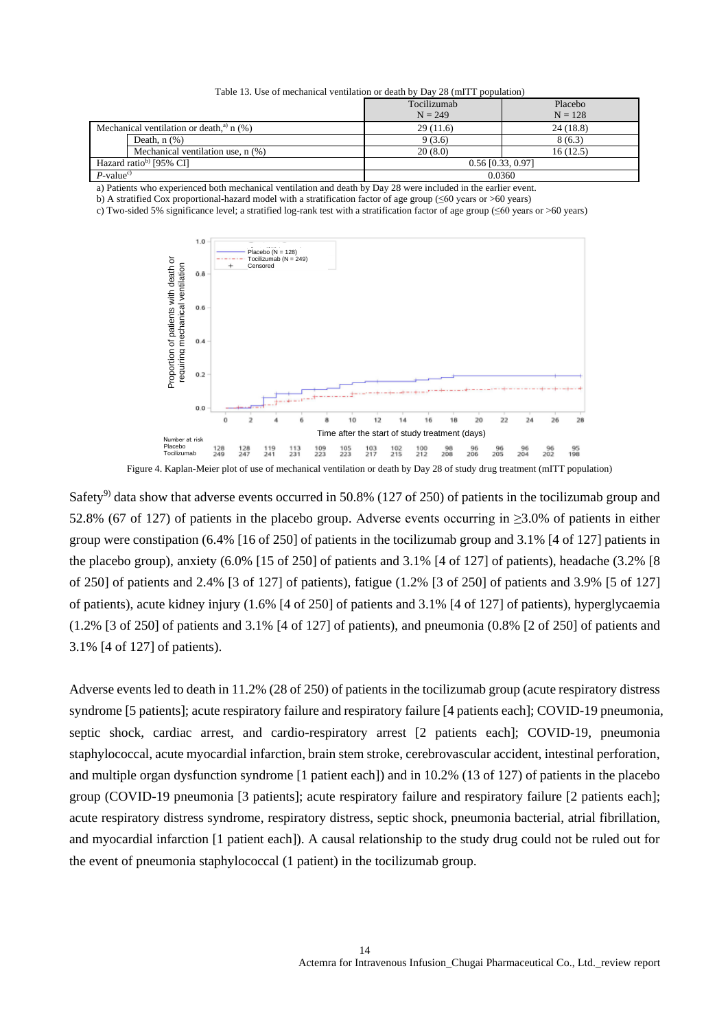Table 13. Use of mechanical ventilation or death by Day 28 (mITT population)

| | | Tocilizumab N = 249 | Placebo N = 128 |
|---|---|---|---|
| Mechanical ventilation or death,[a] n (%) | | 29 (11.6) | 24 (18.8) |
| | Death, n (%) | 9 (3.6) | 8 (6.3) |
| | Mechanical ventilation use, n (%) | 20 (8.0) | 16 (12.5) |
| Hazard ratio[b] [95% CI] | | 0.56 [0.33, 0.97] | |
| *P*-value[c] | | 0.0360 | |

a) Patients who experienced both mechanical ventilation and death by Day 28 were included in the earlier event.
b) A stratified Cox proportional-hazard model with a stratification factor of age group (≤60 years or >60 years)
c) Two-sided 5% significance level; a stratified log-rank test with a stratification factor of age group (≤60 years or >60 years)

Figure 4. Kaplan-Meier plot of use of mechanical ventilation or death by Day 28 of study drug treatment (mITT population)

Safety[9] data show that adverse events occurred in 50.8% (127 of 250) of patients in the tocilizumab group and 52.8% (67 of 127) of patients in the placebo group. Adverse events occurring in ≥3.0% of patients in either group were constipation (6.4% [16 of 250] of patients in the tocilizumab group and 3.1% [4 of 127] patients in the placebo group), anxiety (6.0% [15 of 250] of patients and 3.1% [4 of 127] of patients), headache (3.2% [8 of 250] of patients and 2.4% [3 of 127] of patients), fatigue (1.2% [3 of 250] of patients and 3.9% [5 of 127] of patients), acute kidney injury (1.6% [4 of 250] of patients and 3.1% [4 of 127] of patients), hyperglycaemia (1.2% [3 of 250] of patients and 3.1% [4 of 127] of patients), and pneumonia (0.8% [2 of 250] of patients and 3.1% [4 of 127] of patients).

Adverse events led to death in 11.2% (28 of 250) of patients in the tocilizumab group (acute respiratory distress syndrome [5 patients]; acute respiratory failure and respiratory failure [4 patients each]; COVID-19 pneumonia, septic shock, cardiac arrest, and cardio-respiratory arrest [2 patients each]; COVID-19, pneumonia staphylococcal, acute myocardial infarction, brain stem stroke, cerebrovascular accident, intestinal perforation, and multiple organ dysfunction syndrome [1 patient each]) and in 10.2% (13 of 127) of patients in the placebo group (COVID-19 pneumonia [3 patients]; acute respiratory failure and respiratory failure [2 patients each]; acute respiratory distress syndrome, respiratory distress, septic shock, pneumonia bacterial, atrial fibrillation, and myocardial infarction [1 patient each]). A causal relationship to the study drug could not be ruled out for the event of pneumonia staphylococcal (1 patient) in the tocilizumab group.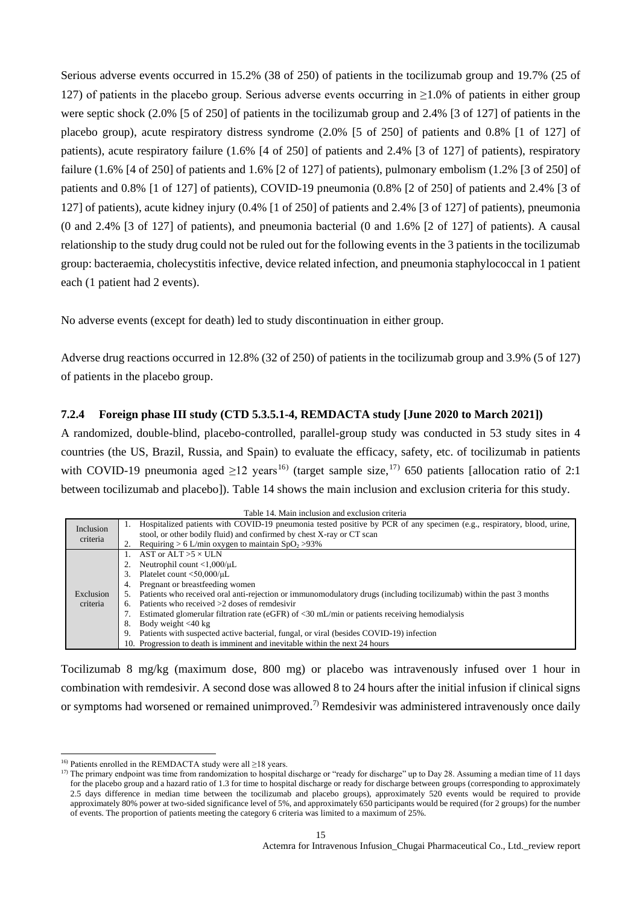Serious adverse events occurred in 15.2% (38 of 250) of patients in the tocilizumab group and 19.7% (25 of 127) of patients in the placebo group. Serious adverse events occurring in ≥1.0% of patients in either group were septic shock (2.0% [5 of 250] of patients in the tocilizumab group and 2.4% [3 of 127] of patients in the placebo group), acute respiratory distress syndrome (2.0% [5 of 250] of patients and 0.8% [1 of 127] of patients), acute respiratory failure (1.6% [4 of 250] of patients and 2.4% [3 of 127] of patients), respiratory failure (1.6% [4 of 250] of patients and 1.6% [2 of 127] of patients), pulmonary embolism (1.2% [3 of 250] of patients and 0.8% [1 of 127] of patients), COVID-19 pneumonia (0.8% [2 of 250] of patients and 2.4% [3 of 127] of patients), acute kidney injury (0.4% [1 of 250] of patients and 2.4% [3 of 127] of patients), pneumonia (0 and 2.4% [3 of 127] of patients), and pneumonia bacterial (0 and 1.6% [2 of 127] of patients). A causal relationship to the study drug could not be ruled out for the following events in the 3 patients in the tocilizumab group: bacteraemia, cholecystitis infective, device related infection, and pneumonia staphylococcal in 1 patient each (1 patient had 2 events).

No adverse events (except for death) led to study discontinuation in either group.

Adverse drug reactions occurred in 12.8% (32 of 250) of patients in the tocilizumab group and 3.9% (5 of 127) of patients in the placebo group.

### 7.2.4 Foreign phase III study (CTD 5.3.5.1-4, REMDACTA study [June 2020 to March 2021])

A randomized, double-blind, placebo-controlled, parallel-group study was conducted in 53 study sites in 4 countries (the US, Brazil, Russia, and Spain) to evaluate the efficacy, safety, etc. of tocilizumab in patients with COVID-19 pneumonia aged ≥12 years[16] (target sample size,[17] 650 patients [allocation ratio of 2:1 between tocilizumab and placebo]). Table 14 shows the main inclusion and exclusion criteria for this study.

Table 14. Main inclusion and exclusion criteria

| | |
|---|---|
| Inclusion criteria | 1. Hospitalized patients with COVID-19 pneumonia tested positive by PCR of any specimen (e.g., respiratory, blood, urine, stool, or other bodily fluid) and confirmed by chest X-ray or CT scan<br>2. Requiring > 6 L/min oxygen to maintain $SpO_2$ >93% |
| Exclusion criteria | 1. AST or ALT >5 × ULN<br>2. Neutrophil count <1,000/μL<br>3. Platelet count <50,000/μL<br>4. Pregnant or breastfeeding women<br>5. Patients who received oral anti-rejection or immunomodulatory drugs (including tocilizumab) within the past 3 months<br>6. Patients who received >2 doses of remdesivir<br>7. Estimated glomerular filtration rate (eGFR) of <30 mL/min or patients receiving hemodialysis<br>8. Body weight <40 kg<br>9. Patients with suspected active bacterial, fungal, or viral (besides COVID-19) infection<br>10. Progression to death is imminent and inevitable within the next 24 hours |

Tocilizumab 8 mg/kg (maximum dose, 800 mg) or placebo was intravenously infused over 1 hour in combination with remdesivir. A second dose was allowed 8 to 24 hours after the initial infusion if clinical signs or symptoms had worsened or remained unimproved.[7] Remdesivir was administered intravenously once daily

[16] Patients enrolled in the REMDACTA study were all ≥18 years.

[17] The primary endpoint was time from randomization to hospital discharge or "ready for discharge" up to Day 28. Assuming a median time of 11 days for the placebo group and a hazard ratio of 1.3 for time to hospital discharge or ready for discharge between groups (corresponding to approximately 2.5 days difference in median time between the tocilizumab and placebo groups), approximately 520 events would be required to provide approximately 80% power at two-sided significance level of 5%, and approximately 650 participants would be required (for 2 groups) for the number of events. The proportion of patients meeting the category 6 criteria was limited to a maximum of 25%.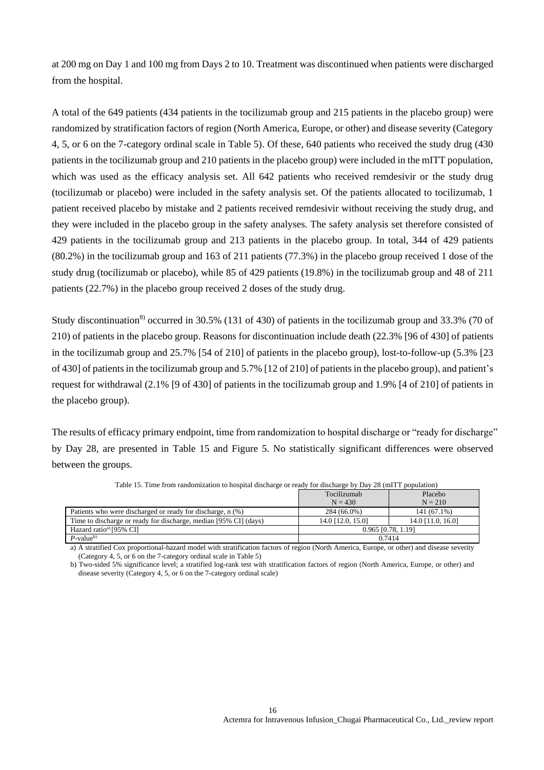at 200 mg on Day 1 and 100 mg from Days 2 to 10. Treatment was discontinued when patients were discharged from the hospital.

A total of the 649 patients (434 patients in the tocilizumab group and 215 patients in the placebo group) were randomized by stratification factors of region (North America, Europe, or other) and disease severity (Category 4, 5, or 6 on the 7-category ordinal scale in Table 5). Of these, 640 patients who received the study drug (430 patients in the tocilizumab group and 210 patients in the placebo group) were included in the mITT population, which was used as the efficacy analysis set. All 642 patients who received remdesivir or the study drug (tocilizumab or placebo) were included in the safety analysis set. Of the patients allocated to tocilizumab, 1 patient received placebo by mistake and 2 patients received remdesivir without receiving the study drug, and they were included in the placebo group in the safety analyses. The safety analysis set therefore consisted of 429 patients in the tocilizumab group and 213 patients in the placebo group. In total, 344 of 429 patients (80.2%) in the tocilizumab group and 163 of 211 patients (77.3%) in the placebo group received 1 dose of the study drug (tocilizumab or placebo), while 85 of 429 patients (19.8%) in the tocilizumab group and 48 of 211 patients (22.7%) in the placebo group received 2 doses of the study drug.

Study discontinuation[8] occurred in 30.5% (131 of 430) of patients in the tocilizumab group and 33.3% (70 of 210) of patients in the placebo group. Reasons for discontinuation include death (22.3% [96 of 430] of patients in the tocilizumab group and 25.7% [54 of 210] of patients in the placebo group), lost-to-follow-up (5.3% [23 of 430] of patients in the tocilizumab group and 5.7% [12 of 210] of patients in the placebo group), and patient's request for withdrawal (2.1% [9 of 430] of patients in the tocilizumab group and 1.9% [4 of 210] of patients in the placebo group).

The results of efficacy primary endpoint, time from randomization to hospital discharge or "ready for discharge" by Day 28, are presented in Table 15 and Figure 5. No statistically significant differences were observed between the groups.

Table 15. Time from randomization to hospital discharge or ready for discharge by Day 28 (mITT population)

| | Tocilizumab N = 430 | Placebo N = 210 |
|---|---|---|
| Patients who were discharged or ready for discharge, n (%) | 284 (66.0%) | 141 (67.1%) |
| Time to discharge or ready for discharge, median [95% CI] (days) | 14.0 [12.0, 15.0] | 14.0 [11.0, 16.0] |
| Hazard ratio[a] [95% CI] | 0.965 [0.78, 1.19] | |
| *P*-value[b] | 0.7414 | |

a) A stratified Cox proportional-hazard model with stratification factors of region (North America, Europe, or other) and disease severity (Category 4, 5, or 6 on the 7-category ordinal scale in Table 5)

b) Two-sided 5% significance level; a stratified log-rank test with stratification factors of region (North America, Europe, or other) and disease severity (Category 4, 5, or 6 on the 7-category ordinal scale)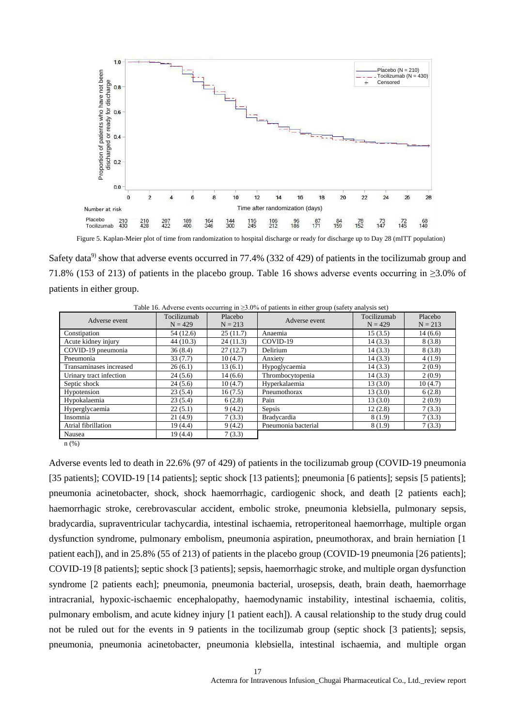Figure 5. Kaplan-Meier plot of time from randomization to hospital discharge or ready for discharge up to Day 28 (mITT population)

Safety data[9)] show that adverse events occurred in 77.4% (332 of 429) of patients in the tocilizumab group and 71.8% (153 of 213) of patients in the placebo group. Table 16 shows adverse events occurring in ≥3.0% of patients in either group.

Table 16. Adverse events occurring in ≥3.0% of patients in either group (safety analysis set)

| Adverse event | Tocilizumab N = 429 | Placebo N = 213 | Adverse event | Tocilizumab N = 429 | Placebo N = 213 |
|---|---|---|---|---|---|
| Constipation | 54 (12.6) | 25 (11.7) | Anaemia | 15 (3.5) | 14 (6.6) |
| Acute kidney injury | 44 (10.3) | 24 (11.3) | COVID-19 | 14 (3.3) | 8 (3.8) |
| COVID-19 pneumonia | 36 (8.4) | 27 (12.7) | Delirium | 14 (3.3) | 8 (3.8) |
| Pneumonia | 33 (7.7) | 10 (4.7) | Anxiety | 14 (3.3) | 4 (1.9) |
| Transaminases increased | 26 (6.1) | 13 (6.1) | Hypoglycaemia | 14 (3.3) | 2 (0.9) |
| Urinary tract infection | 24 (5.6) | 14 (6.6) | Thrombocytopenia | 14 (3.3) | 2 (0.9) |
| Septic shock | 24 (5.6) | 10 (4.7) | Hyperkalaemia | 13 (3.0) | 10 (4.7) |
| Hypotension | 23 (5.4) | 16 (7.5) | Pneumothorax | 13 (3.0) | 6 (2.8) |
| Hypokalaemia | 23 (5.4) | 6 (2.8) | Pain | 13 (3.0) | 2 (0.9) |
| Hyperglycaemia | 22 (5.1) | 9 (4.2) | Sepsis | 12 (2.8) | 7 (3.3) |
| Insomnia | 21 (4.9) | 7 (3.3) | Bradycardia | 8 (1.9) | 7 (3.3) |
| Atrial fibrillation | 19 (4.4) | 9 (4.2) | Pneumonia bacterial | 8 (1.9) | 7 (3.3) |
| Nausea | 19 (4.4) | 7 (3.3) | | | |

n (%)

Adverse events led to death in 22.6% (97 of 429) of patients in the tocilizumab group (COVID-19 pneumonia [35 patients]; COVID-19 [14 patients]; septic shock [13 patients]; pneumonia [6 patients]; sepsis [5 patients]; pneumonia acinetobacter, shock, shock haemorrhagic, cardiogenic shock, and death [2 patients each]; haemorrhagic stroke, cerebrovascular accident, embolic stroke, pneumonia klebsiella, pulmonary sepsis, bradycardia, supraventricular tachycardia, intestinal ischaemia, retroperitoneal haemorrhage, multiple organ dysfunction syndrome, pulmonary embolism, pneumonia aspiration, pneumothorax, and brain herniation [1 patient each]), and in 25.8% (55 of 213) of patients in the placebo group (COVID-19 pneumonia [26 patients]; COVID-19 [8 patients]; septic shock [3 patients]; sepsis, haemorrhagic stroke, and multiple organ dysfunction syndrome [2 patients each]; pneumonia, pneumonia bacterial, urosepsis, death, brain death, haemorrhage intracranial, hypoxic-ischaemic encephalopathy, haemodynamic instability, intestinal ischaemia, colitis, pulmonary embolism, and acute kidney injury [1 patient each]). A causal relationship to the study drug could not be ruled out for the events in 9 patients in the tocilizumab group (septic shock [3 patients]; sepsis, pneumonia, pneumonia acinetobacter, pneumonia klebsiella, intestinal ischaemia, and multiple organ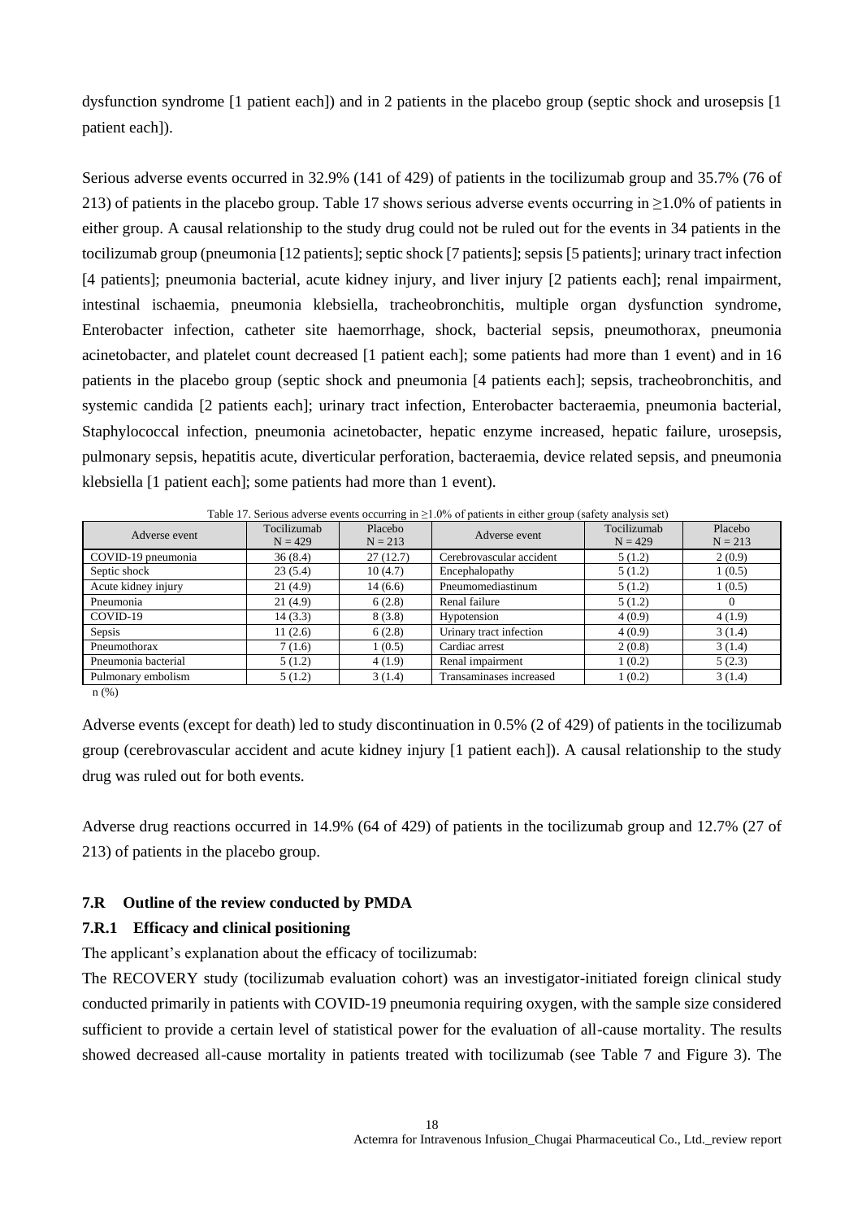dysfunction syndrome [1 patient each]) and in 2 patients in the placebo group (septic shock and urosepsis [1 patient each]).

Serious adverse events occurred in 32.9% (141 of 429) of patients in the tocilizumab group and 35.7% (76 of 213) of patients in the placebo group. Table 17 shows serious adverse events occurring in ≥1.0% of patients in either group. A causal relationship to the study drug could not be ruled out for the events in 34 patients in the tocilizumab group (pneumonia [12 patients]; septic shock [7 patients]; sepsis [5 patients]; urinary tract infection [4 patients]; pneumonia bacterial, acute kidney injury, and liver injury [2 patients each]; renal impairment, intestinal ischaemia, pneumonia klebsiella, tracheobronchitis, multiple organ dysfunction syndrome, Enterobacter infection, catheter site haemorrhage, shock, bacterial sepsis, pneumothorax, pneumonia acinetobacter, and platelet count decreased [1 patient each]; some patients had more than 1 event) and in 16 patients in the placebo group (septic shock and pneumonia [4 patients each]; sepsis, tracheobronchitis, and systemic candida [2 patients each]; urinary tract infection, Enterobacter bacteraemia, pneumonia bacterial, Staphylococcal infection, pneumonia acinetobacter, hepatic enzyme increased, hepatic failure, urosepsis, pulmonary sepsis, hepatitis acute, diverticular perforation, bacteraemia, device related sepsis, and pneumonia klebsiella [1 patient each]; some patients had more than 1 event).

Table 17. Serious adverse events occurring in ≥1.0% of patients in either group (safety analysis set)

| Adverse event | Tocilizumab N = 429 | Placebo N = 213 | Adverse event | Tocilizumab N = 429 | Placebo N = 213 |
|---|---|---|---|---|---|
| COVID-19 pneumonia | 36 (8.4) | 27 (12.7) | Cerebrovascular accident | 5 (1.2) | 2 (0.9) |
| Septic shock | 23 (5.4) | 10 (4.7) | Encephalopathy | 5 (1.2) | 1 (0.5) |
| Acute kidney injury | 21 (4.9) | 14 (6.6) | Pneumomediastinum | 5 (1.2) | 1 (0.5) |
| Pneumonia | 21 (4.9) | 6 (2.8) | Renal failure | 5 (1.2) | 0 |
| COVID-19 | 14 (3.3) | 8 (3.8) | Hypotension | 4 (0.9) | 4 (1.9) |
| Sepsis | 11 (2.6) | 6 (2.8) | Urinary tract infection | 4 (0.9) | 3 (1.4) |
| Pneumothorax | 7 (1.6) | 1 (0.5) | Cardiac arrest | 2 (0.8) | 3 (1.4) |
| Pneumonia bacterial | 5 (1.2) | 4 (1.9) | Renal impairment | 1 (0.2) | 5 (2.3) |
| Pulmonary embolism | 5 (1.2) | 3 (1.4) | Transaminases increased | 1 (0.2) | 3 (1.4) |

n (%)

Adverse events (except for death) led to study discontinuation in 0.5% (2 of 429) of patients in the tocilizumab group (cerebrovascular accident and acute kidney injury [1 patient each]). A causal relationship to the study drug was ruled out for both events.

Adverse drug reactions occurred in 14.9% (64 of 429) of patients in the tocilizumab group and 12.7% (27 of 213) of patients in the placebo group.

### 7.R Outline of the review conducted by PMDA

#### 7.R.1 Efficacy and clinical positioning

The applicant's explanation about the efficacy of tocilizumab:

The RECOVERY study (tocilizumab evaluation cohort) was an investigator-initiated foreign clinical study conducted primarily in patients with COVID-19 pneumonia requiring oxygen, with the sample size considered sufficient to provide a certain level of statistical power for the evaluation of all-cause mortality. The results showed decreased all-cause mortality in patients treated with tocilizumab (see Table 7 and Figure 3). The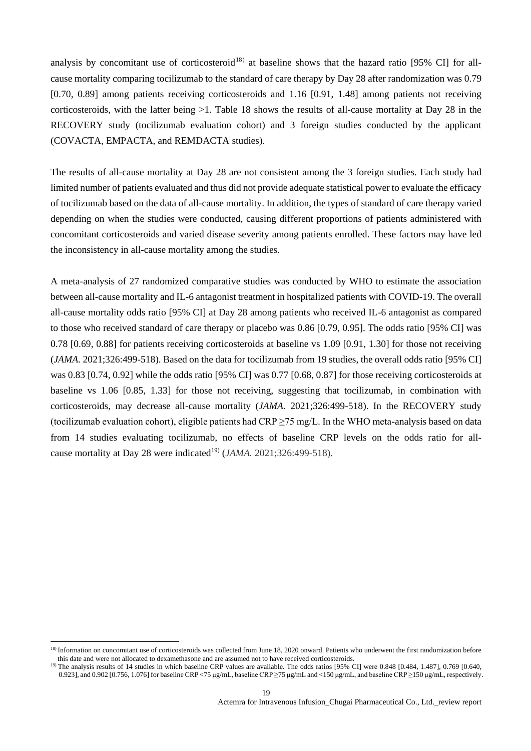analysis by concomitant use of corticosteroid[18] at baseline shows that the hazard ratio [95% CI] for all-cause mortality comparing tocilizumab to the standard of care therapy by Day 28 after randomization was 0.79 [0.70, 0.89] among patients receiving corticosteroids and 1.16 [0.91, 1.48] among patients not receiving corticosteroids, with the latter being >1. Table 18 shows the results of all-cause mortality at Day 28 in the RECOVERY study (tocilizumab evaluation cohort) and 3 foreign studies conducted by the applicant (COVACTA, EMPACTA, and REMDACTA studies).

The results of all-cause mortality at Day 28 are not consistent among the 3 foreign studies. Each study had limited number of patients evaluated and thus did not provide adequate statistical power to evaluate the efficacy of tocilizumab based on the data of all-cause mortality. In addition, the types of standard of care therapy varied depending on when the studies were conducted, causing different proportions of patients administered with concomitant corticosteroids and varied disease severity among patients enrolled. These factors may have led the inconsistency in all-cause mortality among the studies.

A meta-analysis of 27 randomized comparative studies was conducted by WHO to estimate the association between all-cause mortality and IL-6 antagonist treatment in hospitalized patients with COVID-19. The overall all-cause mortality odds ratio [95% CI] at Day 28 among patients who received IL-6 antagonist as compared to those who received standard of care therapy or placebo was 0.86 [0.79, 0.95]. The odds ratio [95% CI] was 0.78 [0.69, 0.88] for patients receiving corticosteroids at baseline vs 1.09 [0.91, 1.30] for those not receiving (*JAMA.* 2021;326:499-518). Based on the data for tocilizumab from 19 studies, the overall odds ratio [95% CI] was 0.83 [0.74, 0.92] while the odds ratio [95% CI] was 0.77 [0.68, 0.87] for those receiving corticosteroids at baseline vs 1.06 [0.85, 1.33] for those not receiving, suggesting that tocilizumab, in combination with corticosteroids, may decrease all-cause mortality (*JAMA.* 2021;326:499-518). In the RECOVERY study (tocilizumab evaluation cohort), eligible patients had CRP ≥75 mg/L. In the WHO meta-analysis based on data from 14 studies evaluating tocilizumab, no effects of baseline CRP levels on the odds ratio for all-cause mortality at Day 28 were indicated[19] (*JAMA.* 2021;326:499-518).

---

[18] Information on concomitant use of corticosteroids was collected from June 18, 2020 onward. Patients who underwent the first randomization before this date and were not allocated to dexamethasone and are assumed not to have received corticosteroids.

[19] The analysis results of 14 studies in which baseline CRP values are available. The odds ratios [95% CI] were 0.848 [0.484, 1.487], 0.769 [0.640, 0.923], and 0.902 [0.756, 1.076] for baseline CRP <75 μg/mL, baseline CRP ≥75 μg/mL and <150 μg/mL, and baseline CRP ≥150 μg/mL, respectively.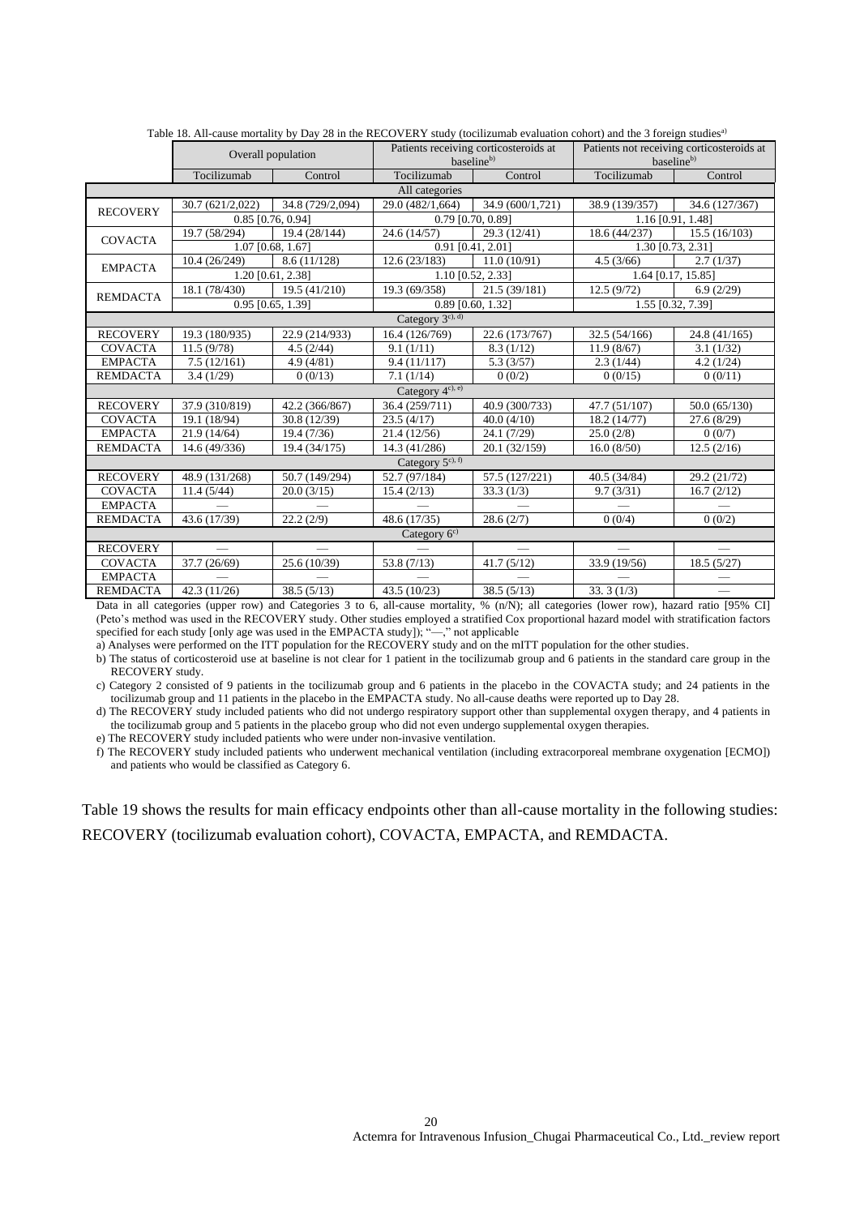Table 18. All-cause mortality by Day 28 in the RECOVERY study (tocilizumab evaluation cohort) and the 3 foreign studies[a)]

| | Overall population | | Patients receiving corticosteroids at baseline[b)] | | Patients not receiving corticosteroids at baseline[b)] | |
|---|---|---|---|---|---|---|
| | Tocilizumab | Control | Tocilizumab | Control | Tocilizumab | Control |
| **All categories** | | | | | | |
| RECOVERY | 30.7 (621/2,022) | 34.8 (729/2,094) | 29.0 (482/1,664) | 34.9 (600/1,721) | 38.9 (139/357) | 34.6 (127/367) |
| | 0.85 [0.76, 0.94] | | 0.79 [0.70, 0.89] | | 1.16 [0.91, 1.48] | |
| COVACTA | 19.7 (58/294) | 19.4 (28/144) | 24.6 (14/57) | 29.3 (12/41) | 18.6 (44/237) | 15.5 (16/103) |
| | 1.07 [0.68, 1.67] | | 0.91 [0.41, 2.01] | | 1.30 [0.73, 2.31] | |
| EMPACTA | 10.4 (26/249) | 8.6 (11/128) | 12.6 (23/183) | 11.0 (10/91) | 4.5 (3/66) | 2.7 (1/37) |
| | 1.20 [0.61, 2.38] | | 1.10 [0.52, 2.33] | | 1.64 [0.17, 15.85] | |
| REMDACTA | 18.1 (78/430) | 19.5 (41/210) | 19.3 (69/358) | 21.5 (39/181) | 12.5 (9/72) | 6.9 (2/29) |
| | 0.95 [0.65, 1.39] | | 0.89 [0.60, 1.32] | | 1.55 [0.32, 7.39] | |
| **Category 3[c), d)]** | | | | | | |
| RECOVERY | 19.3 (180/935) | 22.9 (214/933) | 16.4 (126/769) | 22.6 (173/767) | 32.5 (54/166) | 24.8 (41/165) |
| COVACTA | 11.5 (9/78) | 4.5 (2/44) | 9.1 (1/11) | 8.3 (1/12) | 11.9 (8/67) | 3.1 (1/32) |
| EMPACTA | 7.5 (12/161) | 4.9 (4/81) | 9.4 (11/117) | 5.3 (3/57) | 2.3 (1/44) | 4.2 (1/24) |
| REMDACTA | 3.4 (1/29) | 0 (0/13) | 7.1 (1/14) | 0 (0/2) | 0 (0/15) | 0 (0/11) |
| **Category 4[c), e)]** | | | | | | |
| RECOVERY | 37.9 (310/819) | 42.2 (366/867) | 36.4 (259/711) | 40.9 (300/733) | 47.7 (51/107) | 50.0 (65/130) |
| COVACTA | 19.1 (18/94) | 30.8 (12/39) | 23.5 (4/17) | 40.0 (4/10) | 18.2 (14/77) | 27.6 (8/29) |
| EMPACTA | 21.9 (14/64) | 19.4 (7/36) | 21.4 (12/56) | 24.1 (7/29) | 25.0 (2/8) | 0 (0/7) |
| REMDACTA | 14.6 (49/336) | 19.4 (34/175) | 14.3 (41/286) | 20.1 (32/159) | 16.0 (8/50) | 12.5 (2/16) |
| **Category 5[c), f)]** | | | | | | |
| RECOVERY | 48.9 (131/268) | 50.7 (149/294) | 52.7 (97/184) | 57.5 (127/221) | 40.5 (34/84) | 29.2 (21/72) |
| COVACTA | 11.4 (5/44) | 20.0 (3/15) | 15.4 (2/13) | 33.3 (1/3) | 9.7 (3/31) | 16.7 (2/12) |
| EMPACTA | — | — | — | — | — | — |
| REMDACTA | 43.6 (17/39) | 22.2 (2/9) | 48.6 (17/35) | 28.6 (2/7) | 0 (0/4) | 0 (0/2) |
| **Category 6[c)]** | | | | | | |
| RECOVERY | — | — | — | — | — | — |
| COVACTA | 37.7 (26/69) | 25.6 (10/39) | 53.8 (7/13) | 41.7 (5/12) | 33.9 (19/56) | 18.5 (5/27) |
| EMPACTA | — | — | — | — | — | — |
| REMDACTA | 42.3 (11/26) | 38.5 (5/13) | 43.5 (10/23) | 38.5 (5/13) | 33. 3 (1/3) | — |

Data in all categories (upper row) and Categories 3 to 6, all-cause mortality, % (n/N); all categories (lower row), hazard ratio [95% CI] (Peto's method was used in the RECOVERY study. Other studies employed a stratified Cox proportional hazard model with stratification factors specified for each study [only age was used in the EMPACTA study]); "—," not applicable

a) Analyses were performed on the ITT population for the RECOVERY study and on the mITT population for the other studies.

b) The status of corticosteroid use at baseline is not clear for 1 patient in the tocilizumab group and 6 patients in the standard care group in the RECOVERY study.

c) Category 2 consisted of 9 patients in the tocilizumab group and 6 patients in the placebo in the COVACTA study; and 24 patients in the tocilizumab group and 11 patients in the placebo in the EMPACTA study. No all-cause deaths were reported up to Day 28.

d) The RECOVERY study included patients who did not undergo respiratory support other than supplemental oxygen therapy, and 4 patients in the tocilizumab group and 5 patients in the placebo group who did not even undergo supplemental oxygen therapies.

e) The RECOVERY study included patients who were under non-invasive ventilation.

f) The RECOVERY study included patients who underwent mechanical ventilation (including extracorporeal membrane oxygenation [ECMO]) and patients who would be classified as Category 6.

Table 19 shows the results for main efficacy endpoints other than all-cause mortality in the following studies: RECOVERY (tocilizumab evaluation cohort), COVACTA, EMPACTA, and REMDACTA.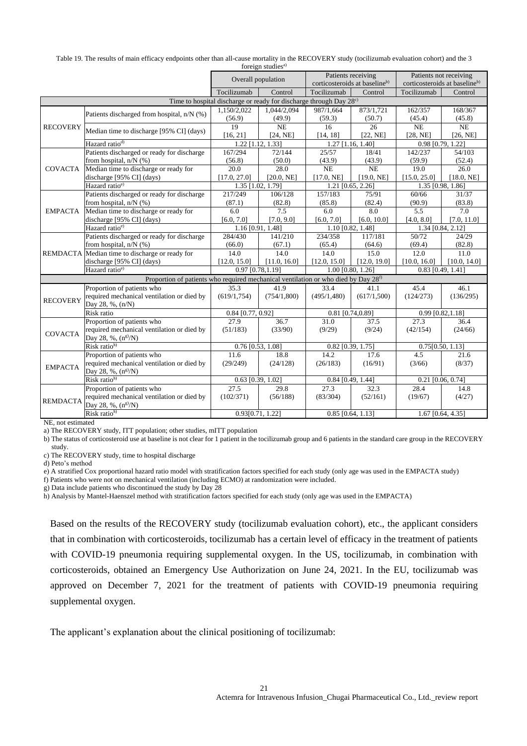Table 19. The results of main efficacy endpoints other than all-cause mortality in the RECOVERY study (tocilizumab evaluation cohort) and the 3 foreign studies[a)]

| | | Overall population | | Patients receiving corticosteroids at baseline[b)] | | Patients not receiving corticosteroids at baseline[b)] | |
|---|---|---|---|---|---|---|---|
| | | Tocilizumab | Control | Tocilizumab | Control | Tocilizumab | Control |
| Time to hospital discharge or ready for discharge through Day 28[c)] | | | | | | | |
| RECOVERY | Patients discharged from hospital, n/N (%) | 1,150/2,022 (56.9) | 1,044/2,094 (49.9) | 987/1,664 (59.3) | 873/1,721 (50.7) | 162/357 (45.4) | 168/367 (45.8) |
| | Median time to discharge [95% CI] (days) | 19 [16, 21] | NE [24, NE] | 16 [14, 18] | 26 [22, NE] | NE [28, NE] | NE [26, NE] |
| | Hazard ratio[d)] | 1.22 [1.12, 1.33] | | 1.27 [1.16, 1.40] | | 0.98 [0.79, 1.22] | |
| COVACTA | Patients discharged or ready for discharge from hospital, n/N (%) | 167/294 (56.8) | 72/144 (50.0) | 25/57 (43.9) | 18/41 (43.9) | 142/237 (59.9) | 54/103 (52.4) |
| | Median time to discharge or ready for discharge [95% CI] (days) | 20.0 [17.0, 27.0] | 28.0 [20.0, NE] | NE [17.0, NE] | NE [19.0, NE] | 19.0 [15.0, 25.0] | 26.0 [18.0, NE] |
| | Hazard ratio[e)] | 1.35 [1.02, 1.79] | | 1.21 [0.65, 2.26] | | 1.35 [0.98, 1.86] | |
| EMPACTA | Patients discharged or ready for discharge from hospital, n/N (%) | 217/249 (87.1) | 106/128 (82.8) | 157/183 (85.8) | 75/91 (82.4) | 60/66 (90.9) | 31/37 (83.8) |
| | Median time to discharge or ready for discharge [95% CI] (days) | 6.0 [6.0, 7.0] | 7.5 [7.0, 9.0] | 6.0 [6.0, 7.0] | 8.0 [6.0, 10.0] | 5.5 [4.0, 8.0] | 7.0 [7.0, 11.0] |
| | Hazard ratio[e)] | 1.16 [0.91, 1.48] | | 1.10 [0.82, 1.48] | | 1.34 [0.84, 2.12] | |
| REMDACTA | Patients discharged or ready for discharge from hospital, n/N (%) | 284/430 (66.0) | 141/210 (67.1) | 234/358 (65.4) | 117/181 (64.6) | 50/72 (69.4) | 24/29 (82.8) |
| | Median time to discharge or ready for discharge [95% CI] (days) | 14.0 [12.0, 15.0] | 14.0 [11.0, 16.0] | 14.0 [12.0, 15.0] | 15.0 [12.0, 19.0] | 12.0 [10.0, 16.0] | 11.0 [10.0, 14.0] |
| | Hazard ratio[e)] | 0.97 [0.78,1.19] | | 1.00 [0.80, 1.26] | | 0.83 [0.49, 1.41] | |
| Proportion of patients who required mechanical ventilation or who died by Day 28[f)] | | | | | | | |
| RECOVERY | Proportion of patients who required mechanical ventilation or died by Day 28, %, (n/N) | 35.3 (619/1,754) | 41.9 (754/1,800) | 33.4 (495/1,480) | 41.1 (617/1,500) | 45.4 (124/273) | 46.1 (136/295) |
| | Risk ratio | 0.84 [0.77, 0.92] | | 0.81 [0.74,0.89] | | 0.99 [0.82,1.18] | |
| COVACTA | Proportion of patients who required mechanical ventilation or died by Day 28, %, (n[g)]/N) | 27.9 (51/183) | 36.7 (33/90) | 31.0 (9/29) | 37.5 (9/24) | 27.3 (42/154) | 36.4 (24/66) |
| | Risk ratio[h)] | 0.76 [0.53, 1.08] | | 0.82 [0.39, 1.75] | | 0.75[0.50, 1.13] | |
| EMPACTA | Proportion of patients who required mechanical ventilation or died by Day 28, %, (n[g)]/N) | 11.6 (29/249) | 18.8 (24/128) | 14.2 (26/183) | 17.6 (16/91) | 4.5 (3/66) | 21.6 (8/37) |
| | Risk ratio[h)] | 0.63 [0.39, 1.02] | | 0.84 [0.49, 1.44] | | 0.21 [0.06, 0.74] | |
| REMDACTA | Proportion of patients who required mechanical ventilation or died by Day 28, %, (n[g)]/N) | 27.5 (102/371) | 29.8 (56/188) | 27.3 (83/304) | 32.3 (52/161) | 28.4 (19/67) | 14.8 (4/27) |
| | Risk ratio[h)] | 0.93[0.71, 1.22] | | 0.85 [0.64, 1.13] | | 1.67 [0.64, 4.35] | |

NE, not estimated

a) The RECOVERY study, ITT population; other studies, mITT population

b) The status of corticosteroid use at baseline is not clear for 1 patient in the tocilizumab group and 6 patients in the standard care group in the RECOVERY study.

c) The RECOVERY study, time to hospital discharge

d) Peto's method

e) A stratified Cox proportional hazard ratio model with stratification factors specified for each study (only age was used in the EMPACTA study)

f) Patients who were not on mechanical ventilation (including ECMO) at randomization were included.

g) Data include patients who discontinued the study by Day 28

h) Analysis by Mantel-Haenszel method with stratification factors specified for each study (only age was used in the EMPACTA)

Based on the results of the RECOVERY study (tocilizumab evaluation cohort), etc., the applicant considers that in combination with corticosteroids, tocilizumab has a certain level of efficacy in the treatment of patients with COVID-19 pneumonia requiring supplemental oxygen. In the US, tocilizumab, in combination with corticosteroids, obtained an Emergency Use Authorization on June 24, 2021. In the EU, tocilizumab was approved on December 7, 2021 for the treatment of patients with COVID-19 pneumonia requiring supplemental oxygen.

The applicant's explanation about the clinical positioning of tocilizumab: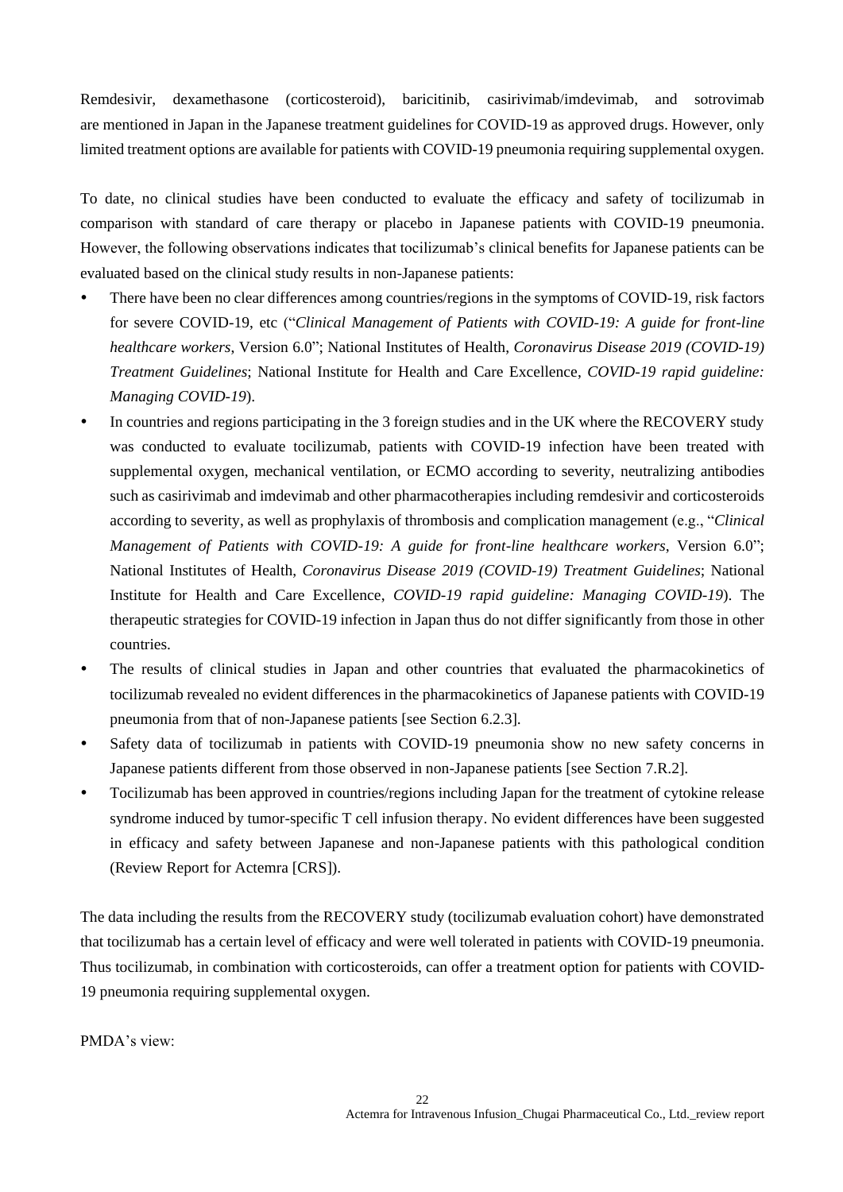Remdesivir, dexamethasone (corticosteroid), baricitinib, casirivimab/imdevimab, and sotrovimab are mentioned in Japan in the Japanese treatment guidelines for COVID-19 as approved drugs. However, only limited treatment options are available for patients with COVID-19 pneumonia requiring supplemental oxygen.

To date, no clinical studies have been conducted to evaluate the efficacy and safety of tocilizumab in comparison with standard of care therapy or placebo in Japanese patients with COVID-19 pneumonia. However, the following observations indicates that tocilizumab's clinical benefits for Japanese patients can be evaluated based on the clinical study results in non-Japanese patients:

- There have been no clear differences among countries/regions in the symptoms of COVID-19, risk factors for severe COVID-19, etc ("*Clinical Management of Patients with COVID-19: A guide for front-line healthcare workers*, Version 6.0"; National Institutes of Health, *Coronavirus Disease 2019 (COVID-19) Treatment Guidelines*; National Institute for Health and Care Excellence, *COVID-19 rapid guideline: Managing COVID-19*).
- In countries and regions participating in the 3 foreign studies and in the UK where the RECOVERY study was conducted to evaluate tocilizumab, patients with COVID-19 infection have been treated with supplemental oxygen, mechanical ventilation, or ECMO according to severity, neutralizing antibodies such as casirivimab and imdevimab and other pharmacotherapies including remdesivir and corticosteroids according to severity, as well as prophylaxis of thrombosis and complication management (e.g., "*Clinical Management of Patients with COVID-19: A guide for front-line healthcare workers*, Version 6.0"; National Institutes of Health, *Coronavirus Disease 2019 (COVID-19) Treatment Guidelines*; National Institute for Health and Care Excellence, *COVID-19 rapid guideline: Managing COVID-19*). The therapeutic strategies for COVID-19 infection in Japan thus do not differ significantly from those in other countries.
- The results of clinical studies in Japan and other countries that evaluated the pharmacokinetics of tocilizumab revealed no evident differences in the pharmacokinetics of Japanese patients with COVID-19 pneumonia from that of non-Japanese patients [see Section 6.2.3].
- Safety data of tocilizumab in patients with COVID-19 pneumonia show no new safety concerns in Japanese patients different from those observed in non-Japanese patients [see Section 7.R.2].
- Tocilizumab has been approved in countries/regions including Japan for the treatment of cytokine release syndrome induced by tumor-specific T cell infusion therapy. No evident differences have been suggested in efficacy and safety between Japanese and non-Japanese patients with this pathological condition (Review Report for Actemra [CRS]).

The data including the results from the RECOVERY study (tocilizumab evaluation cohort) have demonstrated that tocilizumab has a certain level of efficacy and were well tolerated in patients with COVID-19 pneumonia. Thus tocilizumab, in combination with corticosteroids, can offer a treatment option for patients with COVID-19 pneumonia requiring supplemental oxygen.

PMDA's view: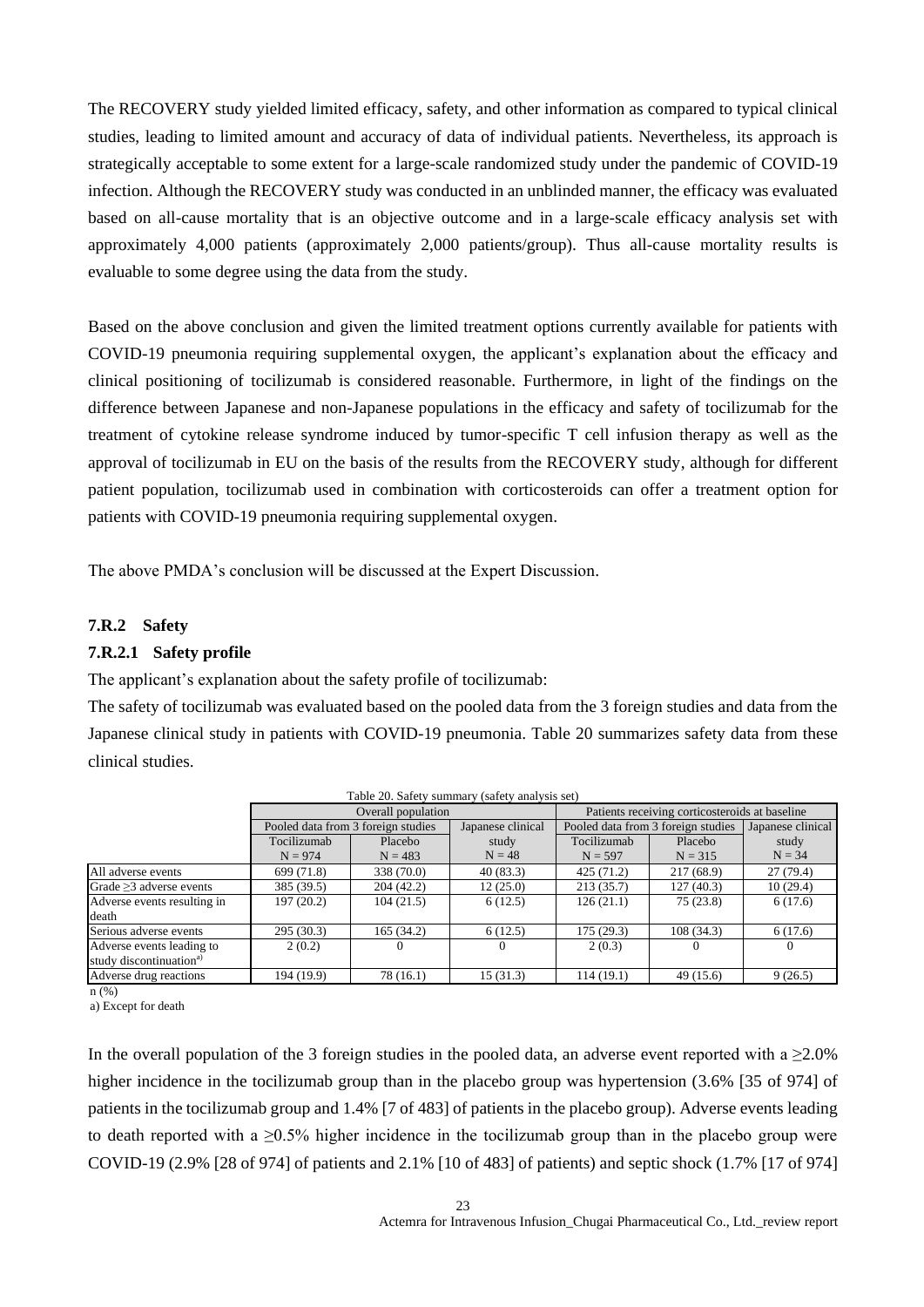The RECOVERY study yielded limited efficacy, safety, and other information as compared to typical clinical studies, leading to limited amount and accuracy of data of individual patients. Nevertheless, its approach is strategically acceptable to some extent for a large-scale randomized study under the pandemic of COVID-19 infection. Although the RECOVERY study was conducted in an unblinded manner, the efficacy was evaluated based on all-cause mortality that is an objective outcome and in a large-scale efficacy analysis set with approximately 4,000 patients (approximately 2,000 patients/group). Thus all-cause mortality results is evaluable to some degree using the data from the study.

Based on the above conclusion and given the limited treatment options currently available for patients with COVID-19 pneumonia requiring supplemental oxygen, the applicant's explanation about the efficacy and clinical positioning of tocilizumab is considered reasonable. Furthermore, in light of the findings on the difference between Japanese and non-Japanese populations in the efficacy and safety of tocilizumab for the treatment of cytokine release syndrome induced by tumor-specific T cell infusion therapy as well as the approval of tocilizumab in EU on the basis of the results from the RECOVERY study, although for different patient population, tocilizumab used in combination with corticosteroids can offer a treatment option for patients with COVID-19 pneumonia requiring supplemental oxygen.

The above PMDA's conclusion will be discussed at the Expert Discussion.

### 7.R.2 Safety

#### 7.R.2.1 Safety profile

The applicant's explanation about the safety profile of tocilizumab:

The safety of tocilizumab was evaluated based on the pooled data from the 3 foreign studies and data from the Japanese clinical study in patients with COVID-19 pneumonia. Table 20 summarizes safety data from these clinical studies.

Table 20. Safety summary (safety analysis set)

| | Overall population | | | Patients receiving corticosteroids at baseline | | |
|---|---|---|---|---|---|---|
| | Pooled data from 3 foreign studies | | Japanese clinical study | Pooled data from 3 foreign studies | | Japanese clinical study |
| | Tocilizumab N = 974 | Placebo N = 483 | N = 48 | Tocilizumab N = 597 | Placebo N = 315 | N = 34 |
| All adverse events | 699 (71.8) | 338 (70.0) | 40 (83.3) | 425 (71.2) | 217 (68.9) | 27 (79.4) |
| Grade ≥3 adverse events | 385 (39.5) | 204 (42.2) | 12 (25.0) | 213 (35.7) | 127 (40.3) | 10 (29.4) |
| Adverse events resulting in death | 197 (20.2) | 104 (21.5) | 6 (12.5) | 126 (21.1) | 75 (23.8) | 6 (17.6) |
| Serious adverse events | 295 (30.3) | 165 (34.2) | 6 (12.5) | 175 (29.3) | 108 (34.3) | 6 (17.6) |
| Adverse events leading to study discontinuation[a)] | 2 (0.2) | 0 | 0 | 2 (0.3) | 0 | 0 |
| Adverse drug reactions | 194 (19.9) | 78 (16.1) | 15 (31.3) | 114 (19.1) | 49 (15.6) | 9 (26.5) |

n (%)

a) Except for death

In the overall population of the 3 foreign studies in the pooled data, an adverse event reported with a ≥2.0% higher incidence in the tocilizumab group than in the placebo group was hypertension (3.6% [35 of 974] of patients in the tocilizumab group and 1.4% [7 of 483] of patients in the placebo group). Adverse events leading to death reported with a ≥0.5% higher incidence in the tocilizumab group than in the placebo group were COVID-19 (2.9% [28 of 974] of patients and 2.1% [10 of 483] of patients) and septic shock (1.7% [17 of 974]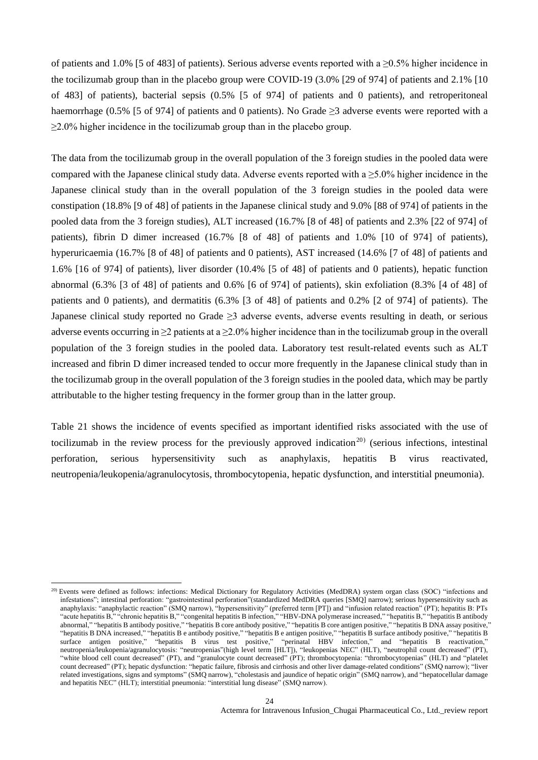of patients and 1.0% [5 of 483] of patients). Serious adverse events reported with a ≥0.5% higher incidence in the tocilizumab group than in the placebo group were COVID-19 (3.0% [29 of 974] of patients and 2.1% [10 of 483] of patients), bacterial sepsis (0.5% [5 of 974] of patients and 0 patients), and retroperitoneal haemorrhage (0.5% [5 of 974] of patients and 0 patients). No Grade ≥3 adverse events were reported with a ≥2.0% higher incidence in the tocilizumab group than in the placebo group.

The data from the tocilizumab group in the overall population of the 3 foreign studies in the pooled data were compared with the Japanese clinical study data. Adverse events reported with a ≥5.0% higher incidence in the Japanese clinical study than in the overall population of the 3 foreign studies in the pooled data were constipation (18.8% [9 of 48] of patients in the Japanese clinical study and 9.0% [88 of 974] of patients in the pooled data from the 3 foreign studies), ALT increased (16.7% [8 of 48] of patients and 2.3% [22 of 974] of patients), fibrin D dimer increased (16.7% [8 of 48] of patients and 1.0% [10 of 974] of patients), hyperuricaemia (16.7% [8 of 48] of patients and 0 patients), AST increased (14.6% [7 of 48] of patients and 1.6% [16 of 974] of patients), liver disorder (10.4% [5 of 48] of patients and 0 patients), hepatic function abnormal (6.3% [3 of 48] of patients and 0.6% [6 of 974] of patients), skin exfoliation (8.3% [4 of 48] of patients and 0 patients), and dermatitis (6.3% [3 of 48] of patients and 0.2% [2 of 974] of patients). The Japanese clinical study reported no Grade ≥3 adverse events, adverse events resulting in death, or serious adverse events occurring in ≥2 patients at a ≥2.0% higher incidence than in the tocilizumab group in the overall population of the 3 foreign studies in the pooled data. Laboratory test result-related events such as ALT increased and fibrin D dimer increased tended to occur more frequently in the Japanese clinical study than in the tocilizumab group in the overall population of the 3 foreign studies in the pooled data, which may be partly attributable to the higher testing frequency in the former group than in the latter group.

Table 21 shows the incidence of events specified as important identified risks associated with the use of tocilizumab in the review process for the previously approved indication[20) ] (serious infections, intestinal perforation, serious hypersensitivity such as anaphylaxis, hepatitis B virus reactivated, neutropenia/leukopenia/agranulocytosis, thrombocytopenia, hepatic dysfunction, and interstitial pneumonia).

---

[20)] Events were defined as follows: infections: Medical Dictionary for Regulatory Activities (MedDRA) system organ class (SOC) "infections and infestations"; intestinal perforation: "gastrointestinal perforation"(standardized MedDRA queries [SMQ] narrow); serious hypersensitivity such as anaphylaxis: "anaphylactic reaction" (SMQ narrow), "hypersensitivity" (preferred term [PT]) and "infusion related reaction" (PT); hepatitis B: PTs "acute hepatitis B," "chronic hepatitis B," "congenital hepatitis B infection," "HBV-DNA polymerase increased," "hepatitis B," "hepatitis B antibody abnormal," "hepatitis B antibody positive," "hepatitis B core antibody positive," "hepatitis B core antigen positive," "hepatitis B DNA assay positive," "hepatitis B DNA increased," "hepatitis B e antibody positive," "hepatitis B e antigen positive," "hepatitis B surface antibody positive," "hepatitis B surface antigen positive," "hepatitis B virus test positive," "perinatal HBV infection," and "hepatitis B reactivation," neutropenia/leukopenia/agranulocytosis: "neutropenias"(high level term [HLT]), "leukopenias NEC" (HLT), "neutrophil count decreased" (PT), "white blood cell count decreased" (PT), and "granulocyte count decreased" (PT); thrombocytopenia: "thrombocytopenias" (HLT) and "platelet count decreased" (PT); hepatic dysfunction: "hepatic failure, fibrosis and cirrhosis and other liver damage-related conditions" (SMQ narrow); "liver related investigations, signs and symptoms" (SMQ narrow), "cholestasis and jaundice of hepatic origin" (SMQ narrow), and "hepatocellular damage and hepatitis NEC" (HLT); interstitial pneumonia: "interstitial lung disease" (SMQ narrow).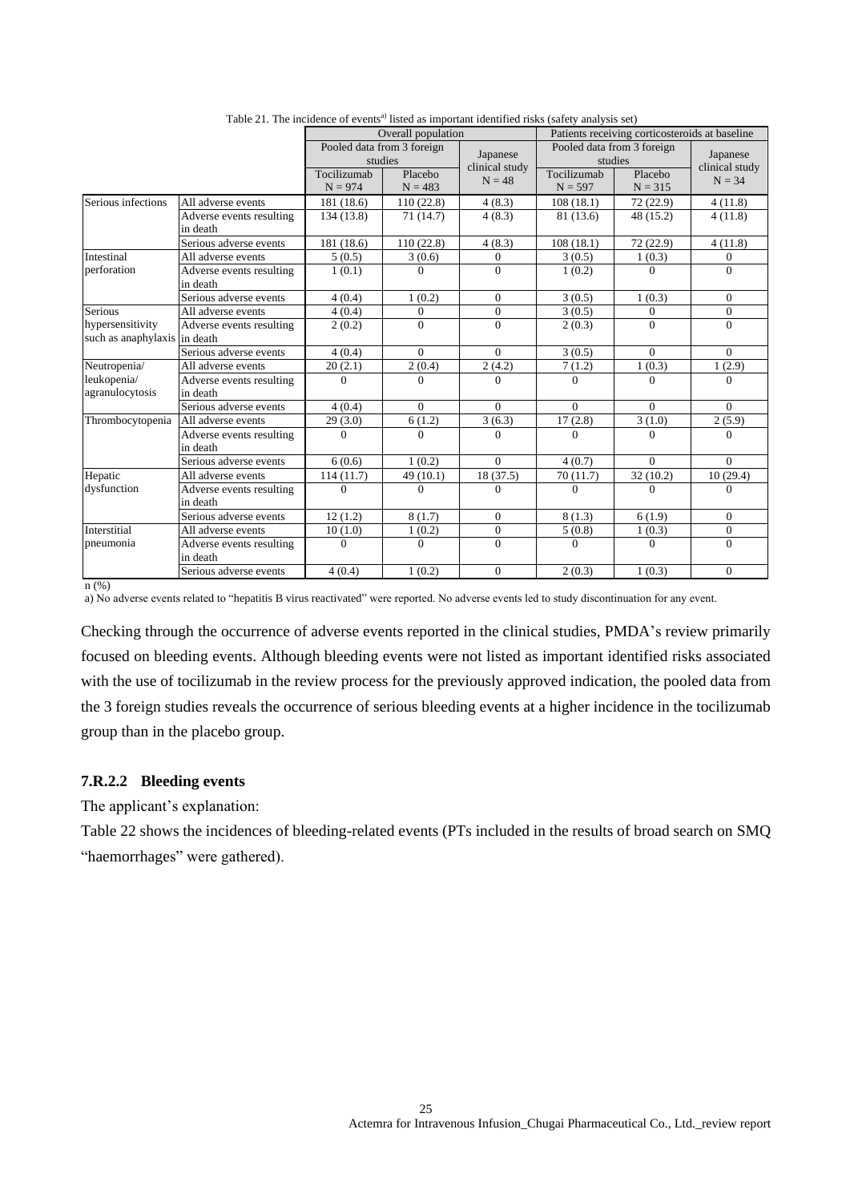Table 21. The incidence of events[a] listed as important identified risks (safety analysis set)

| | | Overall population | | | Patients receiving corticosteroids at baseline | | |
|---|---|---|---|---|---|---|---|
| | | Pooled data from 3 foreign studies | | Japanese clinical study N = 48 | Pooled data from 3 foreign studies | | Japanese clinical study N = 34 |
| | | Tocilizumab N = 974 | Placebo N = 483 | | Tocilizumab N = 597 | Placebo N = 315 | |
| Serious infections | All adverse events | 181 (18.6) | 110 (22.8) | 4 (8.3) | 108 (18.1) | 72 (22.9) | 4 (11.8) |
| | Adverse events resulting in death | 134 (13.8) | 71 (14.7) | 4 (8.3) | 81 (13.6) | 48 (15.2) | 4 (11.8) |
| | Serious adverse events | 181 (18.6) | 110 (22.8) | 4 (8.3) | 108 (18.1) | 72 (22.9) | 4 (11.8) |
| Intestinal perforation | All adverse events | 5 (0.5) | 3 (0.6) | 0 | 3 (0.5) | 1 (0.3) | 0 |
| | Adverse events resulting in death | 1 (0.1) | 0 | 0 | 1 (0.2) | 0 | 0 |
| | Serious adverse events | 4 (0.4) | 1 (0.2) | 0 | 3 (0.5) | 1 (0.3) | 0 |
| Serious hypersensitivity such as anaphylaxis | All adverse events | 4 (0.4) | 0 | 0 | 3 (0.5) | 0 | 0 |
| | Adverse events resulting in death | 2 (0.2) | 0 | 0 | 2 (0.3) | 0 | 0 |
| | Serious adverse events | 4 (0.4) | 0 | 0 | 3 (0.5) | 0 | 0 |
| Neutropenia/ leukopenia/ agranulocytosis | All adverse events | 20 (2.1) | 2 (0.4) | 2 (4.2) | 7 (1.2) | 1 (0.3) | 1 (2.9) |
| | Adverse events resulting in death | 0 | 0 | 0 | 0 | 0 | 0 |
| | Serious adverse events | 4 (0.4) | 0 | 0 | 0 | 0 | 0 |
| Thrombocytopenia | All adverse events | 29 (3.0) | 6 (1.2) | 3 (6.3) | 17 (2.8) | 3 (1.0) | 2 (5.9) |
| | Adverse events resulting in death | 0 | 0 | 0 | 0 | 0 | 0 |
| | Serious adverse events | 6 (0.6) | 1 (0.2) | 0 | 4 (0.7) | 0 | 0 |
| Hepatic dysfunction | All adverse events | 114 (11.7) | 49 (10.1) | 18 (37.5) | 70 (11.7) | 32 (10.2) | 10 (29.4) |
| | Adverse events resulting in death | 0 | 0 | 0 | 0 | 0 | 0 |
| | Serious adverse events | 12 (1.2) | 8 (1.7) | 0 | 8 (1.3) | 6 (1.9) | 0 |
| Interstitial pneumonia | All adverse events | 10 (1.0) | 1 (0.2) | 0 | 5 (0.8) | 1 (0.3) | 0 |
| | Adverse events resulting in death | 0 | 0 | 0 | 0 | 0 | 0 |
| | Serious adverse events | 4 (0.4) | 1 (0.2) | 0 | 2 (0.3) | 1 (0.3) | 0 |

n (%)

a) No adverse events related to "hepatitis B virus reactivated" were reported. No adverse events led to study discontinuation for any event.

Checking through the occurrence of adverse events reported in the clinical studies, PMDA's review primarily focused on bleeding events. Although bleeding events were not listed as important identified risks associated with the use of tocilizumab in the review process for the previously approved indication, the pooled data from the 3 foreign studies reveals the occurrence of serious bleeding events at a higher incidence in the tocilizumab group than in the placebo group.

### 7.R.2.2 Bleeding events

The applicant's explanation:

Table 22 shows the incidences of bleeding-related events (PTs included in the results of broad search on SMQ "haemorrhages" were gathered).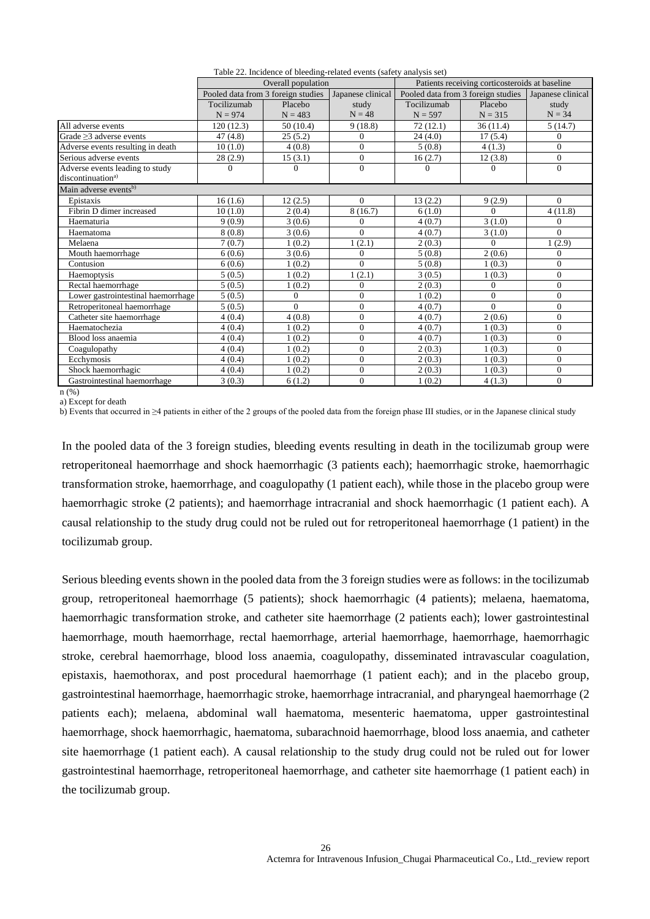Table 22. Incidence of bleeding-related events (safety analysis set)

| | Overall population | | | Patients receiving corticosteroids at baseline | | |
|---|---|---|---|---|---|---|
| | Pooled data from 3 foreign studies | | Japanese clinical study | Pooled data from 3 foreign studies | | Japanese clinical study |
| | Tocilizumab N = 974 | Placebo N = 483 | N = 48 | Tocilizumab N = 597 | Placebo N = 315 | N = 34 |
| All adverse events | 120 (12.3) | 50 (10.4) | 9 (18.8) | 72 (12.1) | 36 (11.4) | 5 (14.7) |
| Grade ≥3 adverse events | 47 (4.8) | 25 (5.2) | 0 | 24 (4.0) | 17 (5.4) | 0 |
| Adverse events resulting in death | 10 (1.0) | 4 (0.8) | 0 | 5 (0.8) | 4 (1.3) | 0 |
| Serious adverse events | 28 (2.9) | 15 (3.1) | 0 | 16 (2.7) | 12 (3.8) | 0 |
| Adverse events leading to study discontinuation[a] | 0 | 0 | 0 | 0 | 0 | 0 |
| Main adverse events[b] | | | | | | |
| Epistaxis | 16 (1.6) | 12 (2.5) | 0 | 13 (2.2) | 9 (2.9) | 0 |
| Fibrin D dimer increased | 10 (1.0) | 2 (0.4) | 8 (16.7) | 6 (1.0) | 0 | 4 (11.8) |
| Haematuria | 9 (0.9) | 3 (0.6) | 0 | 4 (0.7) | 3 (1.0) | 0 |
| Haematoma | 8 (0.8) | 3 (0.6) | 0 | 4 (0.7) | 3 (1.0) | 0 |
| Melaena | 7 (0.7) | 1 (0.2) | 1 (2.1) | 2 (0.3) | 0 | 1 (2.9) |
| Mouth haemorrhage | 6 (0.6) | 3 (0.6) | 0 | 5 (0.8) | 2 (0.6) | 0 |
| Contusion | 6 (0.6) | 1 (0.2) | 0 | 5 (0.8) | 1 (0.3) | 0 |
| Haemoptysis | 5 (0.5) | 1 (0.2) | 1 (2.1) | 3 (0.5) | 1 (0.3) | 0 |
| Rectal haemorrhage | 5 (0.5) | 1 (0.2) | 0 | 2 (0.3) | 0 | 0 |
| Lower gastrointestinal haemorrhage | 5 (0.5) | 0 | 0 | 1 (0.2) | 0 | 0 |
| Retroperitoneal haemorrhage | 5 (0.5) | 0 | 0 | 4 (0.7) | 0 | 0 |
| Catheter site haemorrhage | 4 (0.4) | 4 (0.8) | 0 | 4 (0.7) | 2 (0.6) | 0 |
| Haematochezia | 4 (0.4) | 1 (0.2) | 0 | 4 (0.7) | 1 (0.3) | 0 |
| Blood loss anaemia | 4 (0.4) | 1 (0.2) | 0 | 4 (0.7) | 1 (0.3) | 0 |
| Coagulopathy | 4 (0.4) | 1 (0.2) | 0 | 2 (0.3) | 1 (0.3) | 0 |
| Ecchymosis | 4 (0.4) | 1 (0.2) | 0 | 2 (0.3) | 1 (0.3) | 0 |
| Shock haemorrhagic | 4 (0.4) | 1 (0.2) | 0 | 2 (0.3) | 1 (0.3) | 0 |
| Gastrointestinal haemorrhage | 3 (0.3) | 6 (1.2) | 0 | 1 (0.2) | 4 (1.3) | 0 |

n (%)

a) Except for death

b) Events that occurred in ≥4 patients in either of the 2 groups of the pooled data from the foreign phase III studies, or in the Japanese clinical study

In the pooled data of the 3 foreign studies, bleeding events resulting in death in the tocilizumab group were retroperitoneal haemorrhage and shock haemorrhagic (3 patients each); haemorrhagic stroke, haemorrhagic transformation stroke, haemorrhage, and coagulopathy (1 patient each), while those in the placebo group were haemorrhagic stroke (2 patients); and haemorrhage intracranial and shock haemorrhagic (1 patient each). A causal relationship to the study drug could not be ruled out for retroperitoneal haemorrhage (1 patient) in the tocilizumab group.

Serious bleeding events shown in the pooled data from the 3 foreign studies were as follows: in the tocilizumab group, retroperitoneal haemorrhage (5 patients); shock haemorrhagic (4 patients); melaena, haematoma, haemorrhagic transformation stroke, and catheter site haemorrhage (2 patients each); lower gastrointestinal haemorrhage, mouth haemorrhage, rectal haemorrhage, arterial haemorrhage, haemorrhage, haemorrhagic stroke, cerebral haemorrhage, blood loss anaemia, coagulopathy, disseminated intravascular coagulation, epistaxis, haemothorax, and post procedural haemorrhage (1 patient each); and in the placebo group, gastrointestinal haemorrhage, haemorrhagic stroke, haemorrhage intracranial, and pharyngeal haemorrhage (2 patients each); melaena, abdominal wall haematoma, mesenteric haematoma, upper gastrointestinal haemorrhage, shock haemorrhagic, haematoma, subarachnoid haemorrhage, blood loss anaemia, and catheter site haemorrhage (1 patient each). A causal relationship to the study drug could not be ruled out for lower gastrointestinal haemorrhage, retroperitoneal haemorrhage, and catheter site haemorrhage (1 patient each) in the tocilizumab group.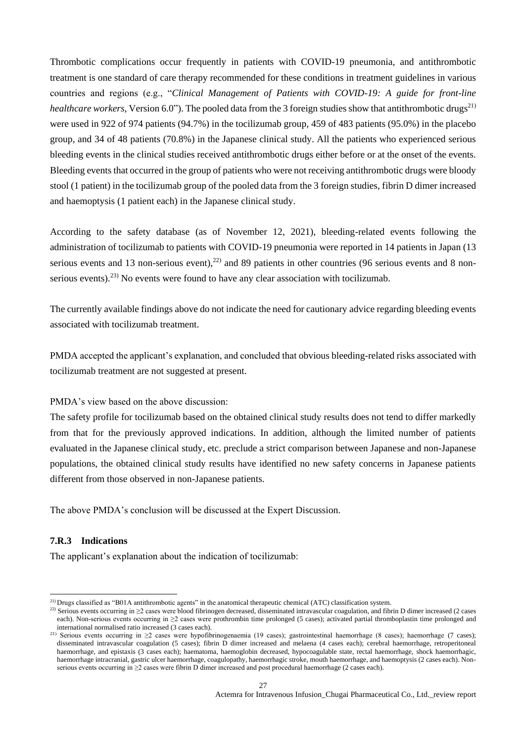Thrombotic complications occur frequently in patients with COVID-19 pneumonia, and antithrombotic treatment is one standard of care therapy recommended for these conditions in treatment guidelines in various countries and regions (e.g., "*Clinical Management of Patients with COVID-19: A guide for front-line healthcare workers*, Version 6.0"). The pooled data from the 3 foreign studies show that antithrombotic drugs[21] were used in 922 of 974 patients (94.7%) in the tocilizumab group, 459 of 483 patients (95.0%) in the placebo group, and 34 of 48 patients (70.8%) in the Japanese clinical study. All the patients who experienced serious bleeding events in the clinical studies received antithrombotic drugs either before or at the onset of the events. Bleeding events that occurred in the group of patients who were not receiving antithrombotic drugs were bloody stool (1 patient) in the tocilizumab group of the pooled data from the 3 foreign studies, fibrin D dimer increased and haemoptysis (1 patient each) in the Japanese clinical study.

According to the safety database (as of November 12, 2021), bleeding-related events following the administration of tocilizumab to patients with COVID-19 pneumonia were reported in 14 patients in Japan (13 serious events and 13 non-serious event),[22] and 89 patients in other countries (96 serious events and 8 non-serious events).[23] No events were found to have any clear association with tocilizumab.

The currently available findings above do not indicate the need for cautionary advice regarding bleeding events associated with tocilizumab treatment.

PMDA accepted the applicant's explanation, and concluded that obvious bleeding-related risks associated with tocilizumab treatment are not suggested at present.

PMDA's view based on the above discussion:
The safety profile for tocilizumab based on the obtained clinical study results does not tend to differ markedly from that for the previously approved indications. In addition, although the limited number of patients evaluated in the Japanese clinical study, etc. preclude a strict comparison between Japanese and non-Japanese populations, the obtained clinical study results have identified no new safety concerns in Japanese patients different from those observed in non-Japanese patients.

The above PMDA's conclusion will be discussed at the Expert Discussion.

### 7.R.3 Indications

The applicant's explanation about the indication of tocilizumab:

---

[21] Drugs classified as "B01A antithrombotic agents" in the anatomical therapeutic chemical (ATC) classification system.

[22] Serious events occurring in ≥2 cases were blood fibrinogen decreased, disseminated intravascular coagulation, and fibrin D dimer increased (2 cases each). Non-serious events occurring in ≥2 cases were prothrombin time prolonged (5 cases); activated partial thromboplastin time prolonged and international normalised ratio increased (3 cases each).

[23] Serious events occurring in ≥2 cases were hypofibrinogenaemia (19 cases); gastrointestinal haemorrhage (8 cases); haemorrhage (7 cases); disseminated intravascular coagulation (5 cases); fibrin D dimer increased and melaena (4 cases each); cerebral haemorrhage, retroperitoneal haemorrhage, and epistaxis (3 cases each); haematoma, haemoglobin decreased, hypocoagulable state, rectal haemorrhage, shock haemorrhagic, haemorrhage intracranial, gastric ulcer haemorrhage, coagulopathy, haemorrhagic stroke, mouth haemorrhage, and haemoptysis (2 cases each). Non-serious events occurring in ≥2 cases were fibrin D dimer increased and post procedural haemorrhage (2 cases each).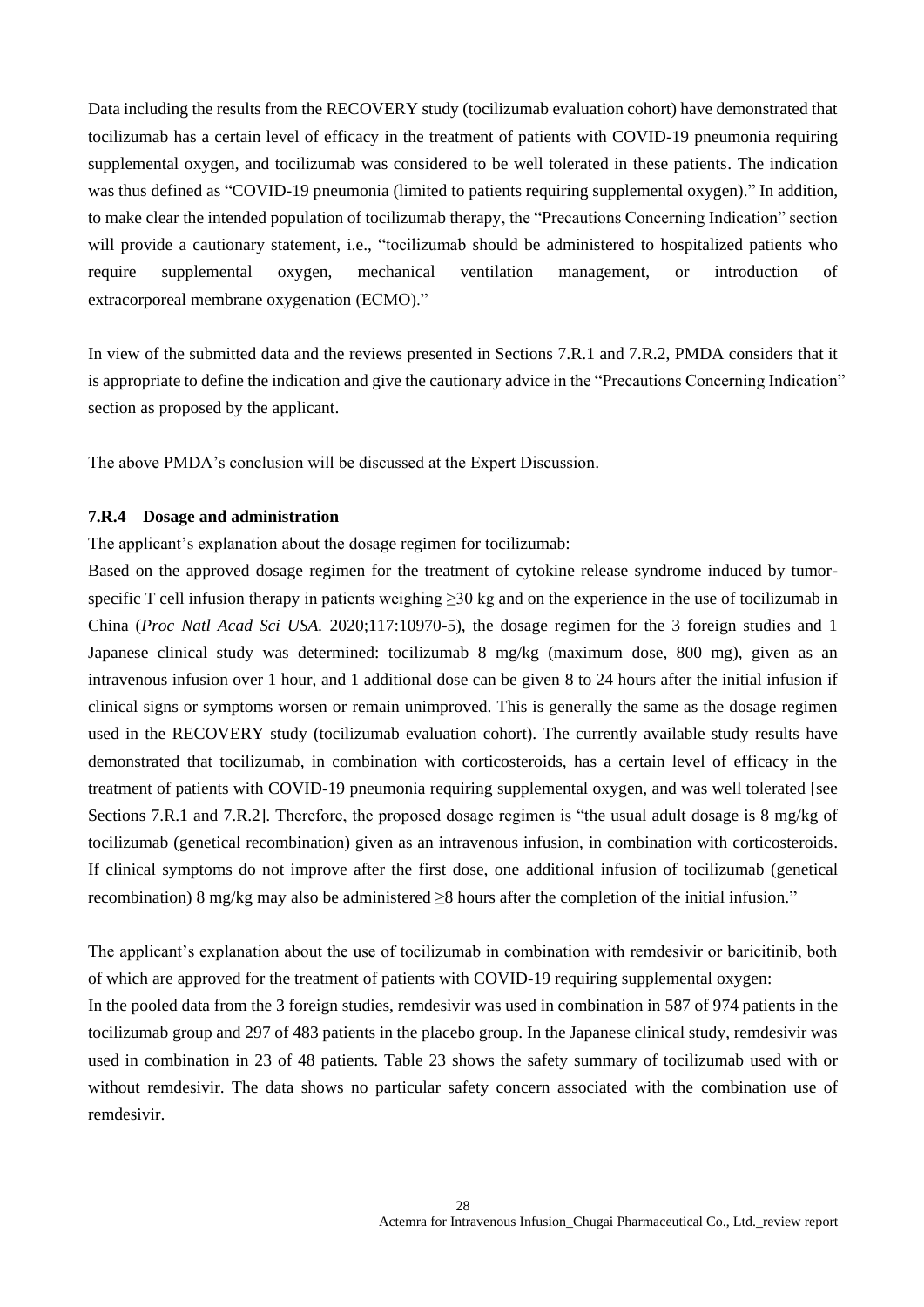Data including the results from the RECOVERY study (tocilizumab evaluation cohort) have demonstrated that tocilizumab has a certain level of efficacy in the treatment of patients with COVID-19 pneumonia requiring supplemental oxygen, and tocilizumab was considered to be well tolerated in these patients. The indication was thus defined as "COVID-19 pneumonia (limited to patients requiring supplemental oxygen)." In addition, to make clear the intended population of tocilizumab therapy, the "Precautions Concerning Indication" section will provide a cautionary statement, i.e., "tocilizumab should be administered to hospitalized patients who require supplemental oxygen, mechanical ventilation management, or introduction of extracorporeal membrane oxygenation (ECMO)."

In view of the submitted data and the reviews presented in Sections 7.R.1 and 7.R.2, PMDA considers that it is appropriate to define the indication and give the cautionary advice in the "Precautions Concerning Indication" section as proposed by the applicant.

The above PMDA's conclusion will be discussed at the Expert Discussion.

### 7.R.4 Dosage and administration

The applicant's explanation about the dosage regimen for tocilizumab:

Based on the approved dosage regimen for the treatment of cytokine release syndrome induced by tumor-specific T cell infusion therapy in patients weighing ≥30 kg and on the experience in the use of tocilizumab in China (*Proc Natl Acad Sci USA.* 2020;117:10970-5), the dosage regimen for the 3 foreign studies and 1 Japanese clinical study was determined: tocilizumab 8 mg/kg (maximum dose, 800 mg), given as an intravenous infusion over 1 hour, and 1 additional dose can be given 8 to 24 hours after the initial infusion if clinical signs or symptoms worsen or remain unimproved. This is generally the same as the dosage regimen used in the RECOVERY study (tocilizumab evaluation cohort). The currently available study results have demonstrated that tocilizumab, in combination with corticosteroids, has a certain level of efficacy in the treatment of patients with COVID-19 pneumonia requiring supplemental oxygen, and was well tolerated [see Sections 7.R.1 and 7.R.2]. Therefore, the proposed dosage regimen is "the usual adult dosage is 8 mg/kg of tocilizumab (genetical recombination) given as an intravenous infusion, in combination with corticosteroids. If clinical symptoms do not improve after the first dose, one additional infusion of tocilizumab (genetical recombination) 8 mg/kg may also be administered ≥8 hours after the completion of the initial infusion."

The applicant's explanation about the use of tocilizumab in combination with remdesivir or baricitinib, both of which are approved for the treatment of patients with COVID-19 requiring supplemental oxygen:

In the pooled data from the 3 foreign studies, remdesivir was used in combination in 587 of 974 patients in the tocilizumab group and 297 of 483 patients in the placebo group. In the Japanese clinical study, remdesivir was used in combination in 23 of 48 patients. Table 23 shows the safety summary of tocilizumab used with or without remdesivir. The data shows no particular safety concern associated with the combination use of remdesivir.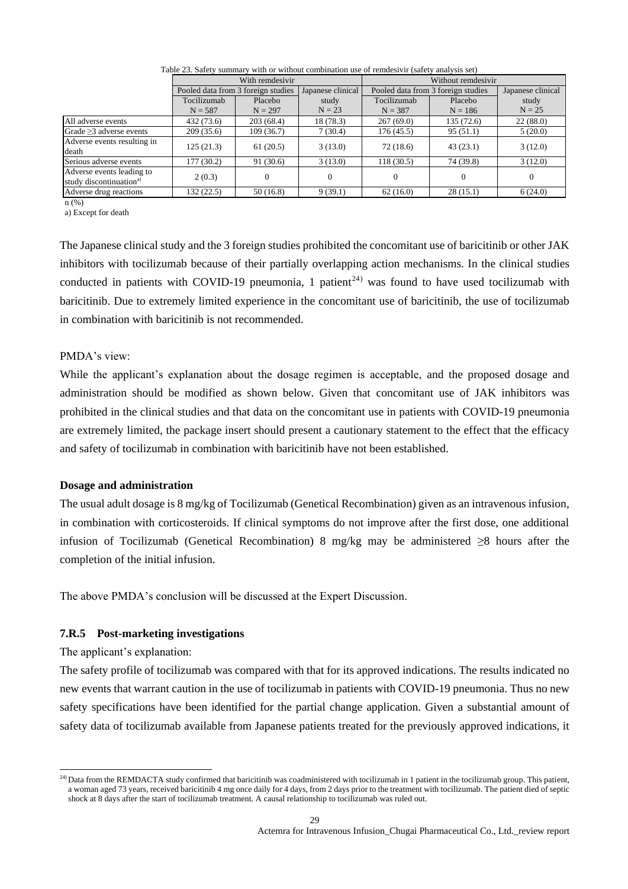Table 23. Safety summary with or without combination use of remdesivir (safety analysis set)

| | With remdesivir | | | Without remdesivir | | |
|---|---|---|---|---|---|---|
| | Pooled data from 3 foreign studies | | Japanese clinical study | Pooled data from 3 foreign studies | | Japanese clinical study |
| | Tocilizumab N = 587 | Placebo N = 297 | N = 23 | Tocilizumab N = 387 | Placebo N = 186 | N = 25 |
| All adverse events | 432 (73.6) | 203 (68.4) | 18 (78.3) | 267 (69.0) | 135 (72.6) | 22 (88.0) |
| Grade ≥3 adverse events | 209 (35.6) | 109 (36.7) | 7 (30.4) | 176 (45.5) | 95 (51.1) | 5 (20.0) |
| Adverse events resulting in death | 125 (21.3) | 61 (20.5) | 3 (13.0) | 72 (18.6) | 43 (23.1) | 3 (12.0) |
| Serious adverse events | 177 (30.2) | 91 (30.6) | 3 (13.0) | 118 (30.5) | 74 (39.8) | 3 (12.0) |
| Adverse events leading to study discontinuation[a] | 2 (0.3) | 0 | 0 | 0 | 0 | 0 |
| Adverse drug reactions | 132 (22.5) | 50 (16.8) | 9 (39.1) | 62 (16.0) | 28 (15.1) | 6 (24.0) |

n (%)

a) Except for death

The Japanese clinical study and the 3 foreign studies prohibited the concomitant use of baricitinib or other JAK inhibitors with tocilizumab because of their partially overlapping action mechanisms. In the clinical studies conducted in patients with COVID-19 pneumonia, 1 patient[24] was found to have used tocilizumab with baricitinib. Due to extremely limited experience in the concomitant use of baricitinib, the use of tocilizumab in combination with baricitinib is not recommended.

PMDA's view:

While the applicant's explanation about the dosage regimen is acceptable, and the proposed dosage and administration should be modified as shown below. Given that concomitant use of JAK inhibitors was prohibited in the clinical studies and that data on the concomitant use in patients with COVID-19 pneumonia are extremely limited, the package insert should present a cautionary statement to the effect that the efficacy and safety of tocilizumab in combination with baricitinib have not been established.

**Dosage and administration**

The usual adult dosage is 8 mg/kg of Tocilizumab (Genetical Recombination) given as an intravenous infusion, in combination with corticosteroids. If clinical symptoms do not improve after the first dose, one additional infusion of Tocilizumab (Genetical Recombination) 8 mg/kg may be administered ≥8 hours after the completion of the initial infusion.

The above PMDA's conclusion will be discussed at the Expert Discussion.

### 7.R.5 Post-marketing investigations

The applicant's explanation:

The safety profile of tocilizumab was compared with that for its approved indications. The results indicated no new events that warrant caution in the use of tocilizumab in patients with COVID-19 pneumonia. Thus no new safety specifications have been identified for the partial change application. Given a substantial amount of safety data of tocilizumab available from Japanese patients treated for the previously approved indications, it

[24] Data from the REMDACTA study confirmed that baricitinib was coadministered with tocilizumab in 1 patient in the tocilizumab group. This patient, a woman aged 73 years, received baricitinib 4 mg once daily for 4 days, from 2 days prior to the treatment with tocilizumab. The patient died of septic shock at 8 days after the start of tocilizumab treatment. A causal relationship to tocilizumab was ruled out.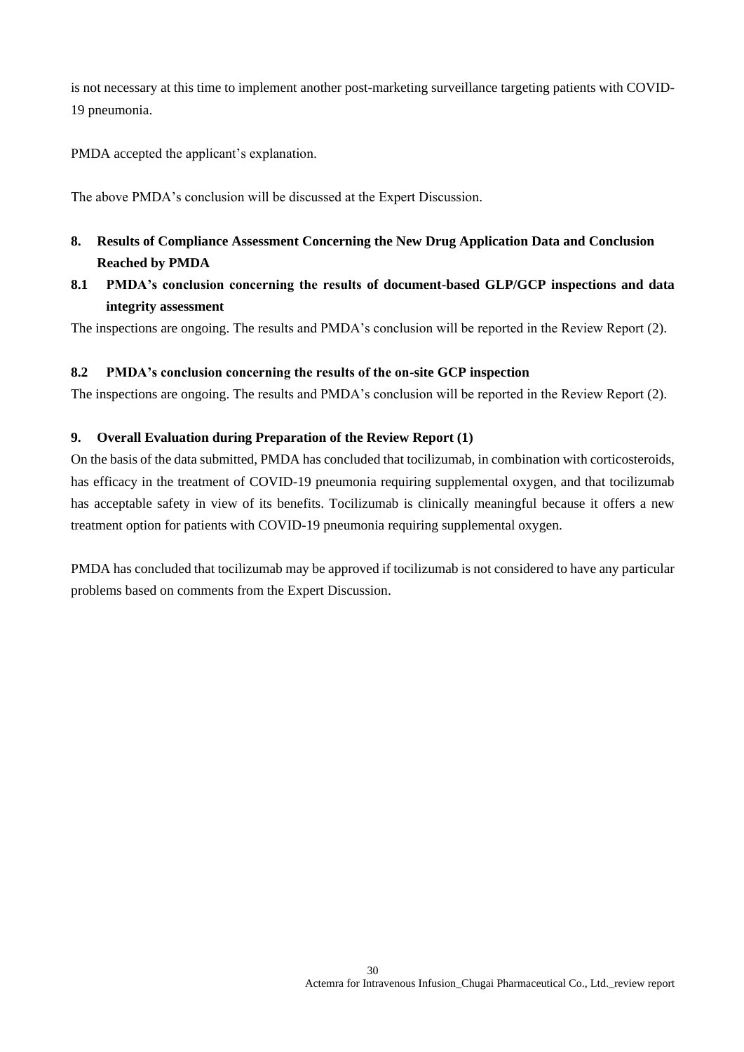is not necessary at this time to implement another post-marketing surveillance targeting patients with COVID-19 pneumonia.

PMDA accepted the applicant's explanation.

The above PMDA's conclusion will be discussed at the Expert Discussion.

## 8. Results of Compliance Assessment Concerning the New Drug Application Data and Conclusion Reached by PMDA

### 8.1 PMDA's conclusion concerning the results of document-based GLP/GCP inspections and data integrity assessment

The inspections are ongoing. The results and PMDA's conclusion will be reported in the Review Report (2).

### 8.2 PMDA's conclusion concerning the results of the on-site GCP inspection

The inspections are ongoing. The results and PMDA's conclusion will be reported in the Review Report (2).

## 9. Overall Evaluation during Preparation of the Review Report (1)

On the basis of the data submitted, PMDA has concluded that tocilizumab, in combination with corticosteroids, has efficacy in the treatment of COVID-19 pneumonia requiring supplemental oxygen, and that tocilizumab has acceptable safety in view of its benefits. Tocilizumab is clinically meaningful because it offers a new treatment option for patients with COVID-19 pneumonia requiring supplemental oxygen.

PMDA has concluded that tocilizumab may be approved if tocilizumab is not considered to have any particular problems based on comments from the Expert Discussion.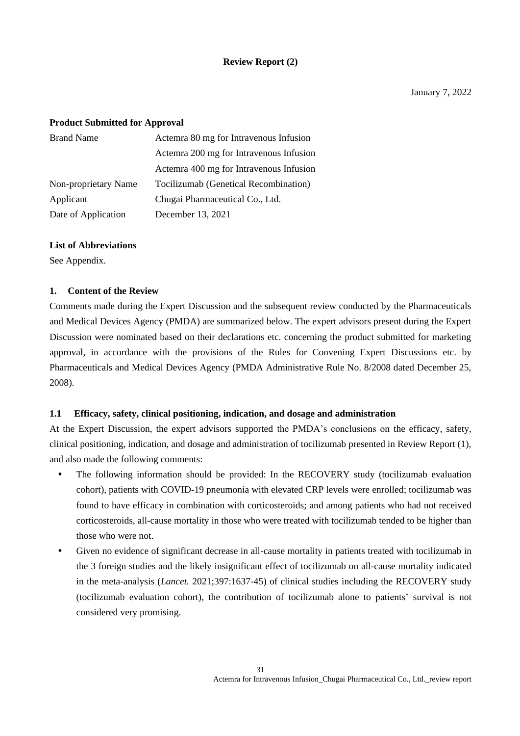**Review Report (2)**

January 7, 2022

**Product Submitted for Approval**

| | |
|---|---|
| Brand Name | Actemra 80 mg for Intravenous Infusion |
| | Actemra 200 mg for Intravenous Infusion |
| | Actemra 400 mg for Intravenous Infusion |
| Non-proprietary Name | Tocilizumab (Genetical Recombination) |
| Applicant | Chugai Pharmaceutical Co., Ltd. |
| Date of Application | December 13, 2021 |

**List of Abbreviations**

See Appendix.

## 1. Content of the Review

Comments made during the Expert Discussion and the subsequent review conducted by the Pharmaceuticals and Medical Devices Agency (PMDA) are summarized below. The expert advisors present during the Expert Discussion were nominated based on their declarations etc. concerning the product submitted for marketing approval, in accordance with the provisions of the Rules for Convening Expert Discussions etc. by Pharmaceuticals and Medical Devices Agency (PMDA Administrative Rule No. 8/2008 dated December 25, 2008).

### 1.1 Efficacy, safety, clinical positioning, indication, and dosage and administration

At the Expert Discussion, the expert advisors supported the PMDA's conclusions on the efficacy, safety, clinical positioning, indication, and dosage and administration of tocilizumab presented in Review Report (1), and also made the following comments:

- The following information should be provided: In the RECOVERY study (tocilizumab evaluation cohort), patients with COVID-19 pneumonia with elevated CRP levels were enrolled; tocilizumab was found to have efficacy in combination with corticosteroids; and among patients who had not received corticosteroids, all-cause mortality in those who were treated with tocilizumab tended to be higher than those who were not.
- Given no evidence of significant decrease in all-cause mortality in patients treated with tocilizumab in the 3 foreign studies and the likely insignificant effect of tocilizumab on all-cause mortality indicated in the meta-analysis (*Lancet.* 2021;397:1637-45) of clinical studies including the RECOVERY study (tocilizumab evaluation cohort), the contribution of tocilizumab alone to patients' survival is not considered very promising.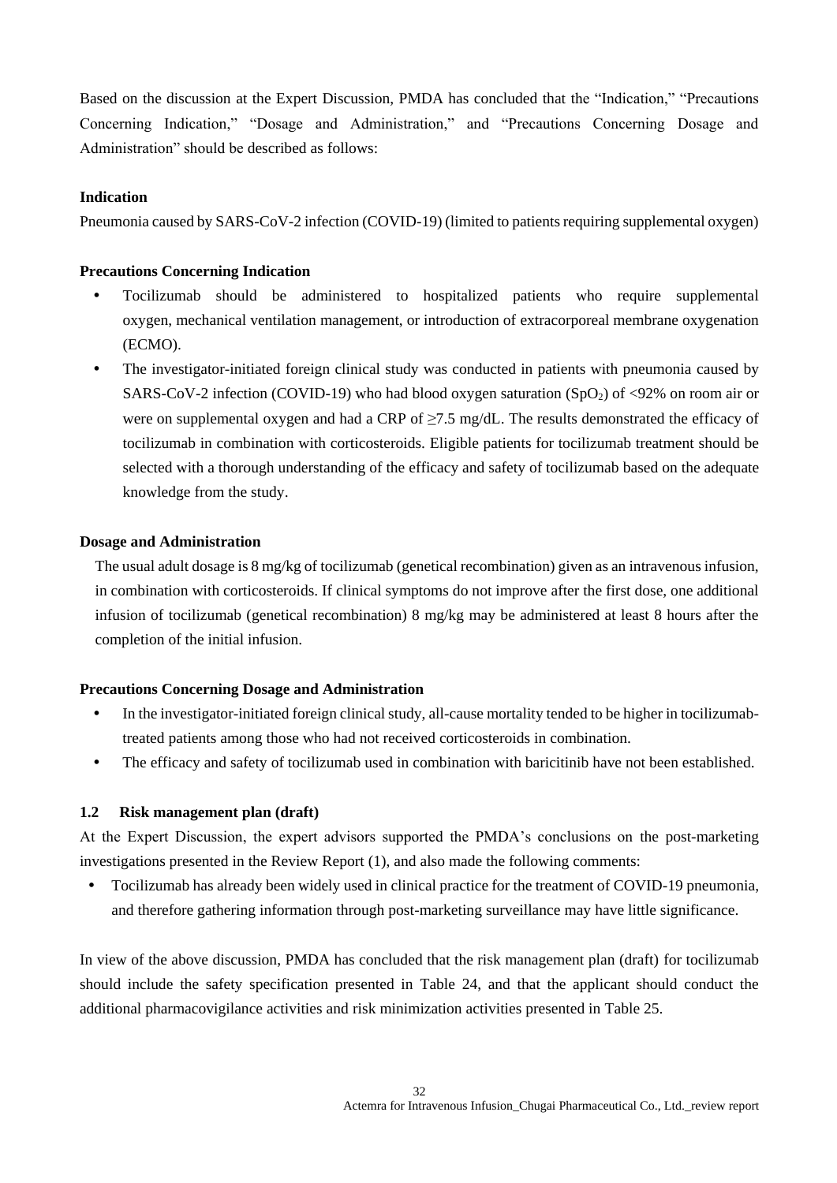Based on the discussion at the Expert Discussion, PMDA has concluded that the "Indication," "Precautions Concerning Indication," "Dosage and Administration," and "Precautions Concerning Dosage and Administration" should be described as follows:

**Indication**

Pneumonia caused by SARS-CoV-2 infection (COVID-19) (limited to patients requiring supplemental oxygen)

**Precautions Concerning Indication**

- Tocilizumab should be administered to hospitalized patients who require supplemental oxygen, mechanical ventilation management, or introduction of extracorporeal membrane oxygenation (ECMO).
- The investigator-initiated foreign clinical study was conducted in patients with pneumonia caused by SARS-CoV-2 infection (COVID-19) who had blood oxygen saturation ($SpO_2$) of <92% on room air or were on supplemental oxygen and had a CRP of ≥7.5 mg/dL. The results demonstrated the efficacy of tocilizumab in combination with corticosteroids. Eligible patients for tocilizumab treatment should be selected with a thorough understanding of the efficacy and safety of tocilizumab based on the adequate knowledge from the study.

**Dosage and Administration**

The usual adult dosage is 8 mg/kg of tocilizumab (genetical recombination) given as an intravenous infusion, in combination with corticosteroids. If clinical symptoms do not improve after the first dose, one additional infusion of tocilizumab (genetical recombination) 8 mg/kg may be administered at least 8 hours after the completion of the initial infusion.

**Precautions Concerning Dosage and Administration**

- In the investigator-initiated foreign clinical study, all-cause mortality tended to be higher in tocilizumab-treated patients among those who had not received corticosteroids in combination.
- The efficacy and safety of tocilizumab used in combination with baricitinib have not been established.

### 1.2 Risk management plan (draft)

At the Expert Discussion, the expert advisors supported the PMDA's conclusions on the post-marketing investigations presented in the Review Report (1), and also made the following comments:

- Tocilizumab has already been widely used in clinical practice for the treatment of COVID-19 pneumonia, and therefore gathering information through post-marketing surveillance may have little significance.

In view of the above discussion, PMDA has concluded that the risk management plan (draft) for tocilizumab should include the safety specification presented in Table 24, and that the applicant should conduct the additional pharmacovigilance activities and risk minimization activities presented in Table 25.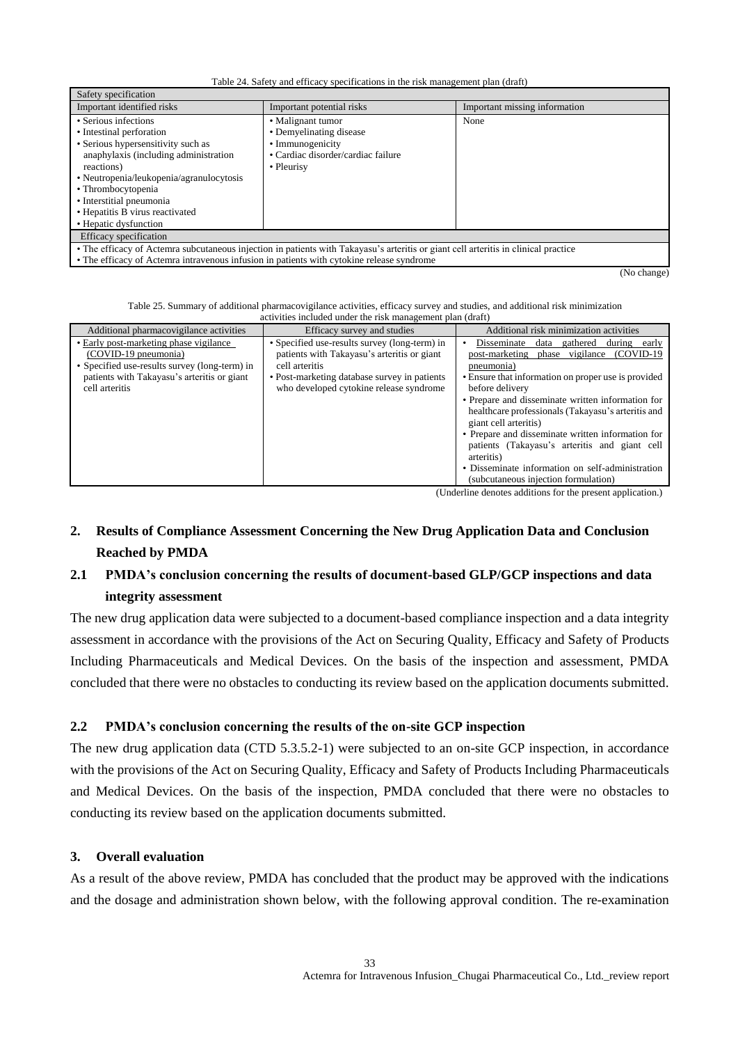Table 24. Safety and efficacy specifications in the risk management plan (draft)

| Safety specification | | |
|---|---|---|
| Important identified risks | Important potential risks | Important missing information |
| • Serious infections<br>• Intestinal perforation<br>• Serious hypersensitivity such as anaphylaxis (including administration reactions)<br>• Neutropenia/leukopenia/agranulocytosis<br>• Thrombocytopenia<br>• Interstitial pneumonia<br>• Hepatitis B virus reactivated<br>• Hepatic dysfunction | • Malignant tumor<br>• Demyelinating disease<br>• Immunogenicity<br>• Cardiac disorder/cardiac failure<br>• Pleurisy | None |
| Efficacy specification | | |
| • The efficacy of Actemra subcutaneous injection in patients with Takayasu's arteritis or giant cell arteritis in clinical practice<br>• The efficacy of Actemra intravenous infusion in patients with cytokine release syndrome | | |

(No change)

Table 25. Summary of additional pharmacovigilance activities, efficacy survey and studies, and additional risk minimization activities included under the risk management plan (draft)

| Additional pharmacovigilance activities | Efficacy survey and studies | Additional risk minimization activities |
|---|---|---|
| • <u>Early post-marketing phase vigilance (COVID-19 pneumonia)</u><br>• Specified use-results survey (long-term) in patients with Takayasu's arteritis or giant cell arteritis | • Specified use-results survey (long-term) in patients with Takayasu's arteritis or giant cell arteritis<br>• Post-marketing database survey in patients who developed cytokine release syndrome | • <u>Disseminate data gathered during early post-marketing phase vigilance (COVID-19 pneumonia)</u><br>• Ensure that information on proper use is provided before delivery<br>• Prepare and disseminate written information for healthcare professionals (Takayasu's arteritis and giant cell arteritis)<br>• Prepare and disseminate written information for patients (Takayasu's arteritis and giant cell arteritis)<br>• Disseminate information on self-administration (subcutaneous injection formulation) |

(Underline denotes additions for the present application.)

## 2. Results of Compliance Assessment Concerning the New Drug Application Data and Conclusion Reached by PMDA

### 2.1 PMDA's conclusion concerning the results of document-based GLP/GCP inspections and data integrity assessment

The new drug application data were subjected to a document-based compliance inspection and a data integrity assessment in accordance with the provisions of the Act on Securing Quality, Efficacy and Safety of Products Including Pharmaceuticals and Medical Devices. On the basis of the inspection and assessment, PMDA concluded that there were no obstacles to conducting its review based on the application documents submitted.

### 2.2 PMDA's conclusion concerning the results of the on-site GCP inspection

The new drug application data (CTD 5.3.5.2-1) were subjected to an on-site GCP inspection, in accordance with the provisions of the Act on Securing Quality, Efficacy and Safety of Products Including Pharmaceuticals and Medical Devices. On the basis of the inspection, PMDA concluded that there were no obstacles to conducting its review based on the application documents submitted.

## 3. Overall evaluation

As a result of the above review, PMDA has concluded that the product may be approved with the indications and the dosage and administration shown below, with the following approval condition. The re-examination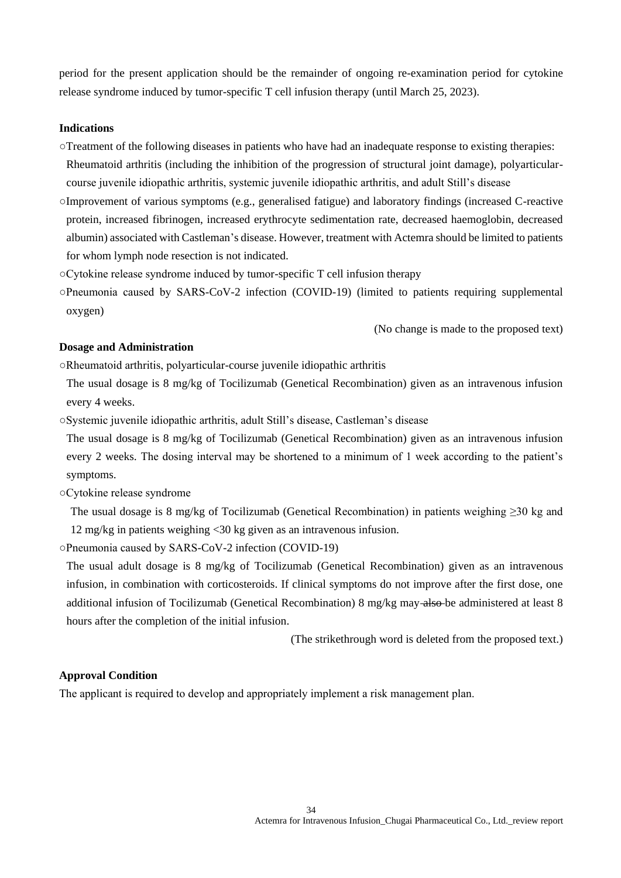period for the present application should be the remainder of ongoing re-examination period for cytokine release syndrome induced by tumor-specific T cell infusion therapy (until March 25, 2023).

**Indications**

○Treatment of the following diseases in patients who have had an inadequate response to existing therapies: Rheumatoid arthritis (including the inhibition of the progression of structural joint damage), polyarticular-course juvenile idiopathic arthritis, systemic juvenile idiopathic arthritis, and adult Still's disease

○Improvement of various symptoms (e.g., generalised fatigue) and laboratory findings (increased C-reactive protein, increased fibrinogen, increased erythrocyte sedimentation rate, decreased haemoglobin, decreased albumin) associated with Castleman's disease. However, treatment with Actemra should be limited to patients for whom lymph node resection is not indicated.

○Cytokine release syndrome induced by tumor-specific T cell infusion therapy

○Pneumonia caused by SARS-CoV-2 infection (COVID-19) (limited to patients requiring supplemental oxygen)

(No change is made to the proposed text)

**Dosage and Administration**

○Rheumatoid arthritis, polyarticular-course juvenile idiopathic arthritis

The usual dosage is 8 mg/kg of Tocilizumab (Genetical Recombination) given as an intravenous infusion every 4 weeks.

○Systemic juvenile idiopathic arthritis, adult Still's disease, Castleman's disease

The usual dosage is 8 mg/kg of Tocilizumab (Genetical Recombination) given as an intravenous infusion every 2 weeks. The dosing interval may be shortened to a minimum of 1 week according to the patient's symptoms.

○Cytokine release syndrome

The usual dosage is 8 mg/kg of Tocilizumab (Genetical Recombination) in patients weighing ≥30 kg and 12 mg/kg in patients weighing <30 kg given as an intravenous infusion.

○Pneumonia caused by SARS-CoV-2 infection (COVID-19)

The usual adult dosage is 8 mg/kg of Tocilizumab (Genetical Recombination) given as an intravenous infusion, in combination with corticosteroids. If clinical symptoms do not improve after the first dose, one additional infusion of Tocilizumab (Genetical Recombination) 8 mg/kg may ~~also~~ be administered at least 8 hours after the completion of the initial infusion.

(The strikethrough word is deleted from the proposed text.)

**Approval Condition**

The applicant is required to develop and appropriately implement a risk management plan.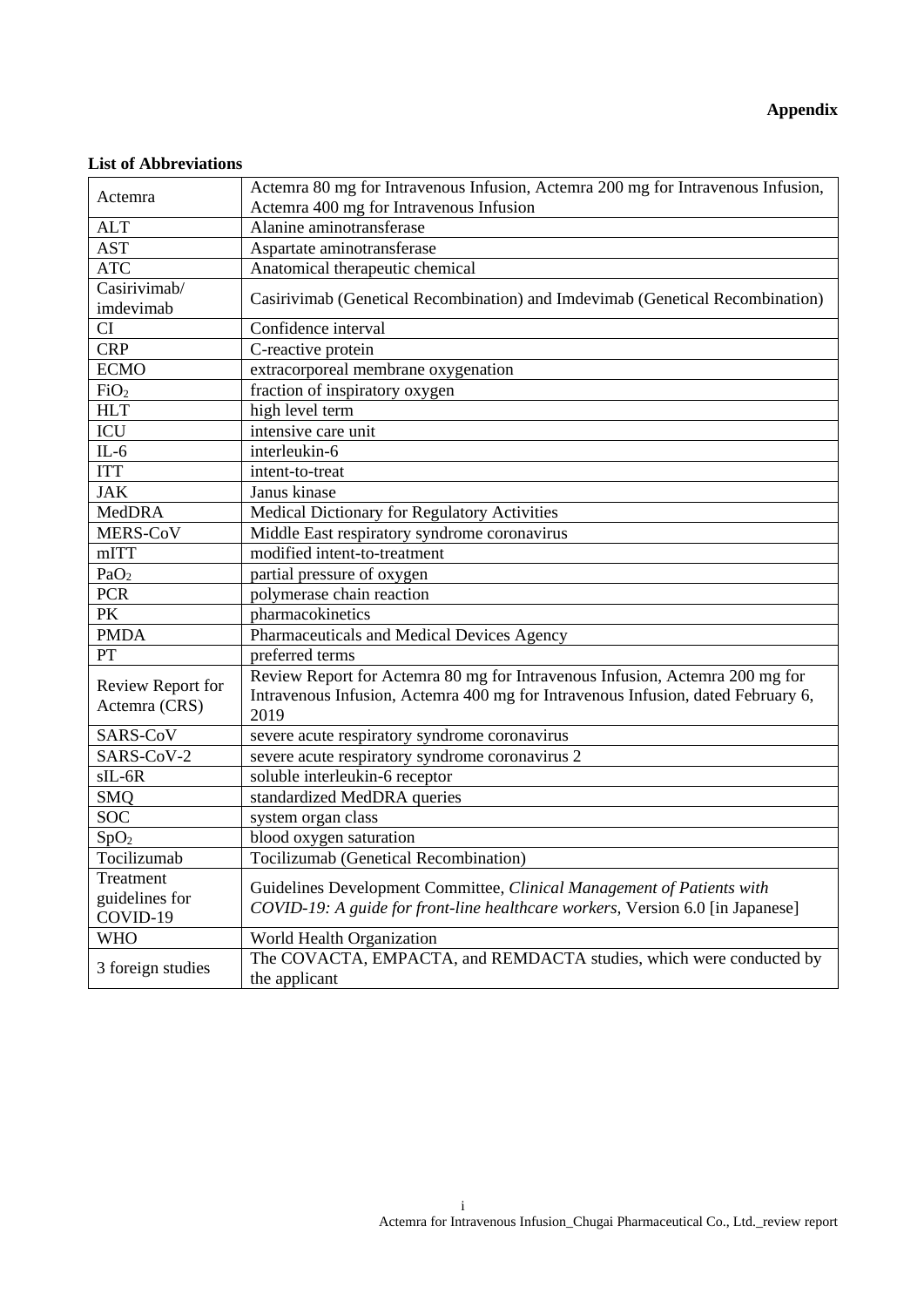**Appendix**

**List of Abbreviations**

| | |
|---|---|
| Actemra | Actemra 80 mg for Intravenous Infusion, Actemra 200 mg for Intravenous Infusion, Actemra 400 mg for Intravenous Infusion |
| ALT | Alanine aminotransferase |
| AST | Aspartate aminotransferase |
| ATC | Anatomical therapeutic chemical |
| Casirivimab/ imdevimab | Casirivimab (Genetical Recombination) and Imdevimab (Genetical Recombination) |
| CI | Confidence interval |
| CRP | C-reactive protein |
| ECMO | extracorporeal membrane oxygenation |
| $FiO_2$ | fraction of inspiratory oxygen |
| HLT | high level term |
| ICU | intensive care unit |
| IL-6 | interleukin-6 |
| ITT | intent-to-treat |
| JAK | Janus kinase |
| MedDRA | Medical Dictionary for Regulatory Activities |
| MERS-CoV | Middle East respiratory syndrome coronavirus |
| mITT | modified intent-to-treatment |
| $PaO_2$ | partial pressure of oxygen |
| PCR | polymerase chain reaction |
| PK | pharmacokinetics |
| PMDA | Pharmaceuticals and Medical Devices Agency |
| PT | preferred terms |
| Review Report for Actemra (CRS) | Review Report for Actemra 80 mg for Intravenous Infusion, Actemra 200 mg for Intravenous Infusion, Actemra 400 mg for Intravenous Infusion, dated February 6, 2019 |
| SARS-CoV | severe acute respiratory syndrome coronavirus |
| SARS-CoV-2 | severe acute respiratory syndrome coronavirus 2 |
| sIL-6R | soluble interleukin-6 receptor |
| SMQ | standardized MedDRA queries |
| SOC | system organ class |
| $SpO_2$ | blood oxygen saturation |
| Tocilizumab | Tocilizumab (Genetical Recombination) |
| Treatment guidelines for COVID-19 | Guidelines Development Committee, *Clinical Management of Patients with COVID-19: A guide for front-line healthcare workers,* Version 6.0 [in Japanese] |
| WHO | World Health Organization |
| 3 foreign studies | The COVACTA, EMPACTA, and REMDACTA studies, which were conducted by the applicant |